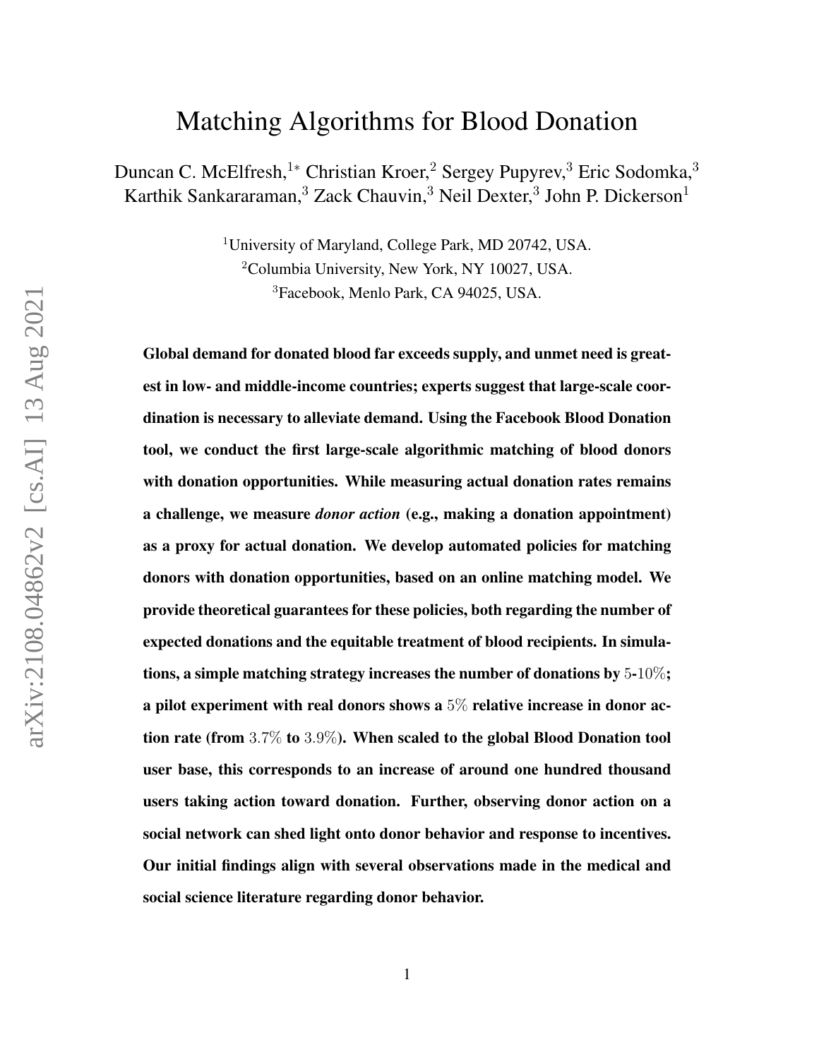# Matching Algorithms for Blood Donation

Duncan C. McElfresh,[1*] Christian Kroer,[2] Sergey Pupyrev,[3] Eric Sodomka,[3] Karthik Sankararaman,[3] Zack Chauvin,[3] Neil Dexter,[3] John P. Dickerson[1]

[1]University of Maryland, College Park, MD 20742, USA.
[2]Columbia University, New York, NY 10027, USA.
[3]Facebook, Menlo Park, CA 94025, USA.

**Global demand for donated blood far exceeds supply, and unmet need is greatest in low- and middle-income countries; experts suggest that large-scale coordination is necessary to alleviate demand. Using the Facebook Blood Donation tool, we conduct the first large-scale algorithmic matching of blood donors with donation opportunities. While measuring actual donation rates remains a challenge, we measure *donor action* (e.g., making a donation appointment) as a proxy for actual donation. We develop automated policies for matching donors with donation opportunities, based on an online matching model. We provide theoretical guarantees for these policies, both regarding the number of expected donations and the equitable treatment of blood recipients. In simulations, a simple matching strategy increases the number of donations by $5$-$10\%$; a pilot experiment with real donors shows a $5\%$ relative increase in donor action rate (from $3.7\%$ to $3.9\%$). When scaled to the global Blood Donation tool user base, this corresponds to an increase of around one hundred thousand users taking action toward donation. Further, observing donor action on a social network can shed light onto donor behavior and response to incentives. Our initial findings align with several observations made in the medical and social science literature regarding donor behavior.**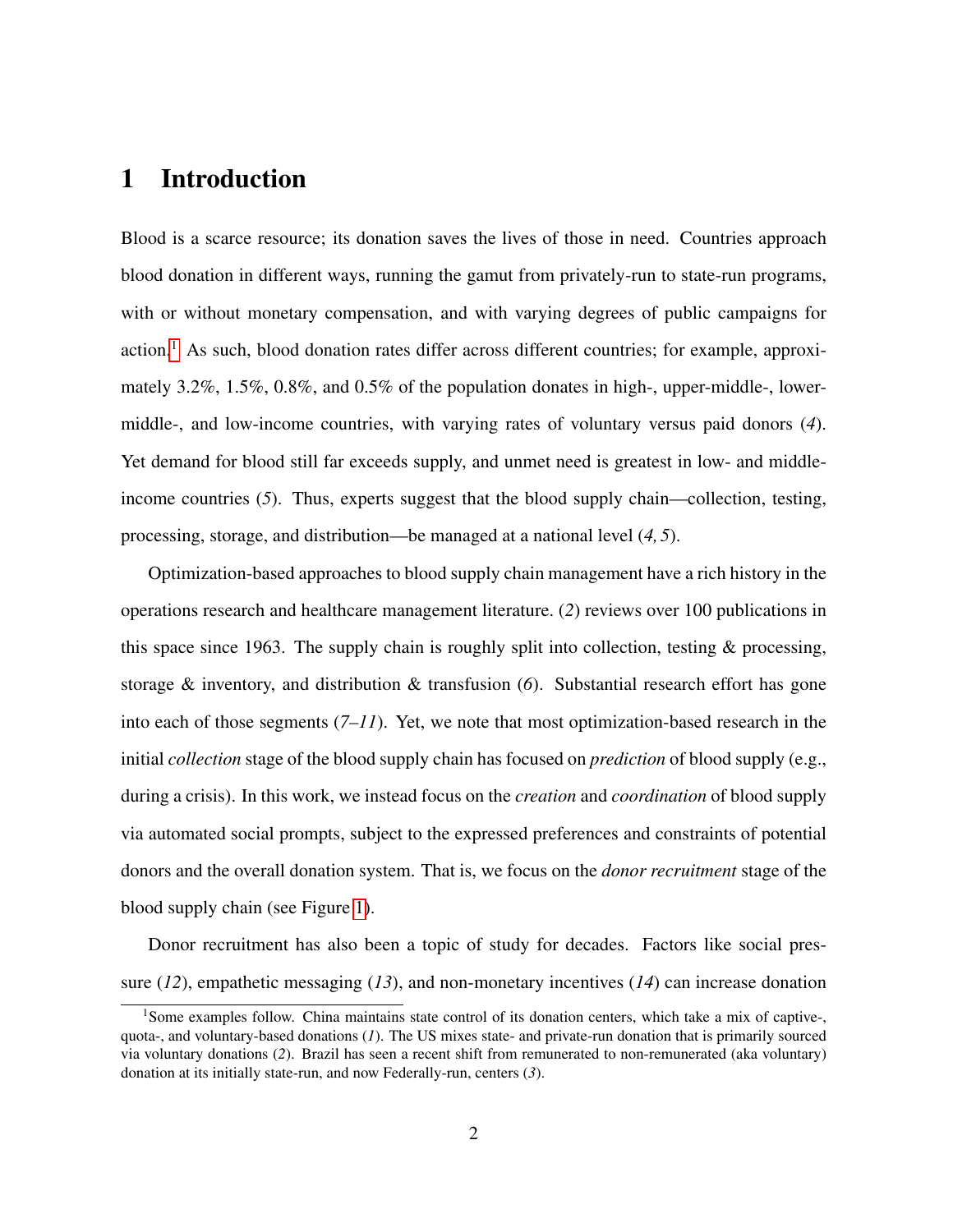# 1 Introduction

Blood is a scarce resource; its donation saves the lives of those in need. Countries approach blood donation in different ways, running the gamut from privately-run to state-run programs, with or without monetary compensation, and with varying degrees of public campaigns for action.[1] As such, blood donation rates differ across different countries; for example, approximately 3.2%, 1.5%, 0.8%, and 0.5% of the population donates in high-, upper-middle-, lower-middle-, and low-income countries, with varying rates of voluntary versus paid donors (*4*). Yet demand for blood still far exceeds supply, and unmet need is greatest in low- and middle-income countries (*5*). Thus, experts suggest that the blood supply chain—collection, testing, processing, storage, and distribution—be managed at a national level (*4, 5*).

Optimization-based approaches to blood supply chain management have a rich history in the operations research and healthcare management literature. (*2*) reviews over 100 publications in this space since 1963. The supply chain is roughly split into collection, testing & processing, storage & inventory, and distribution & transfusion (*6*). Substantial research effort has gone into each of those segments (*7–11*). Yet, we note that most optimization-based research in the initial *collection* stage of the blood supply chain has focused on *prediction* of blood supply (e.g., during a crisis). In this work, we instead focus on the *creation* and *coordination* of blood supply via automated social prompts, subject to the expressed preferences and constraints of potential donors and the overall donation system. That is, we focus on the *donor recruitment* stage of the blood supply chain (see Figure 1).

Donor recruitment has also been a topic of study for decades. Factors like social pressure (*12*), empathetic messaging (*13*), and non-monetary incentives (*14*) can increase donation

[1] Some examples follow. China maintains state control of its donation centers, which take a mix of captive-, quota-, and voluntary-based donations (*1*). The US mixes state- and private-run donation that is primarily sourced via voluntary donations (*2*). Brazil has seen a recent shift from remunerated to non-remunerated (aka voluntary) donation at its initially state-run, and now Federally-run, centers (*3*).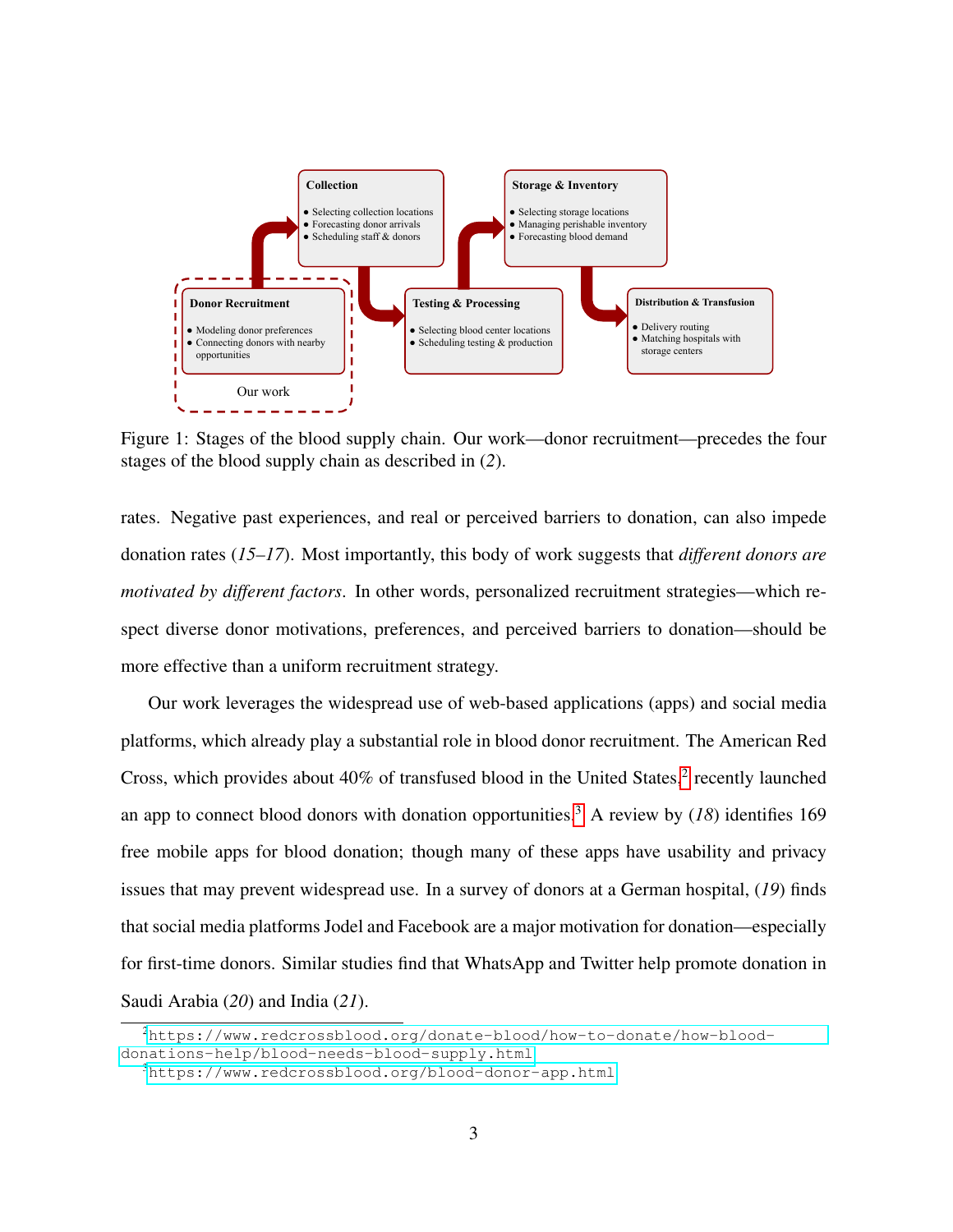Collection

- Selecting collection locations
- Forecasting donor arrivals
- Scheduling staff & donors

Storage & Inventory

- Selecting storage locations
- Managing perishable inventory
- Forecasting blood demand

Donor Recruitment

- Modeling donor preferences
- Connecting donors with nearby opportunities

Our work

Testing & Processing

- Selecting blood center locations
- Scheduling testing & production

Distribution & Transfusion

- Delivery routing
- Matching hospitals with storage centers

Figure 1: Stages of the blood supply chain. Our work—donor recruitment—precedes the four stages of the blood supply chain as described in (*2*).

rates. Negative past experiences, and real or perceived barriers to donation, can also impede donation rates (*15–17*). Most importantly, this body of work suggests that *different donors are motivated by different factors*. In other words, personalized recruitment strategies—which respect diverse donor motivations, preferences, and perceived barriers to donation—should be more effective than a uniform recruitment strategy.

Our work leverages the widespread use of web-based applications (apps) and social media platforms, which already play a substantial role in blood donor recruitment. The American Red Cross, which provides about 40% of transfused blood in the United States,[2] recently launched an app to connect blood donors with donation opportunities.[3] A review by (*18*) identifies 169 free mobile apps for blood donation; though many of these apps have usability and privacy issues that may prevent widespread use. In a survey of donors at a German hospital, (*19*) finds that social media platforms Jodel and Facebook are a major motivation for donation—especially for first-time donors. Similar studies find that WhatsApp and Twitter help promote donation in Saudi Arabia (*20*) and India (*21*).

[2] https://www.redcrossblood.org/donate-blood/how-to-donate/how-blood-donations-help/blood-needs-blood-supply.html

[3] https://www.redcrossblood.org/blood-donor-app.html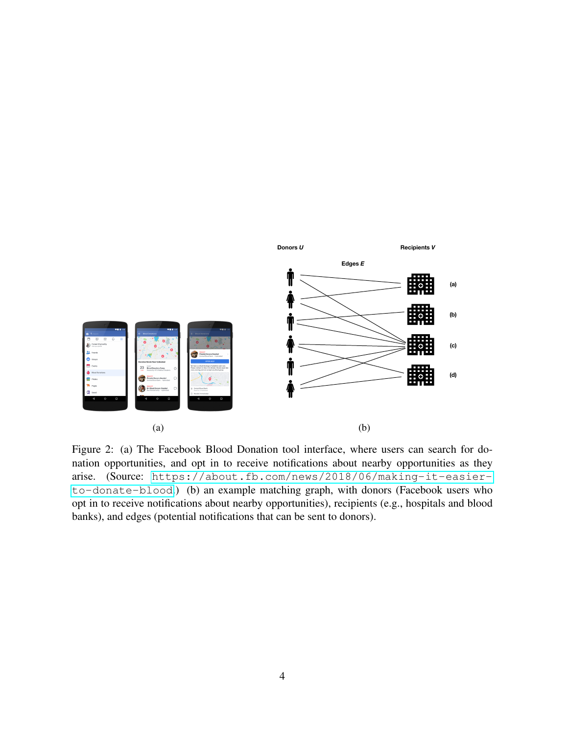(a)

(b)

Figure 2: (a) The Facebook Blood Donation tool interface, where users can search for donation opportunities, and opt in to receive notifications about nearby opportunities as they arise. (Source: https://about.fb.com/news/2018/06/making-it-easier-to-donate-blood.) (b) an example matching graph, with donors (Facebook users who opt in to receive notifications about nearby opportunities), recipients (e.g., hospitals and blood banks), and edges (potential notifications that can be sent to donors).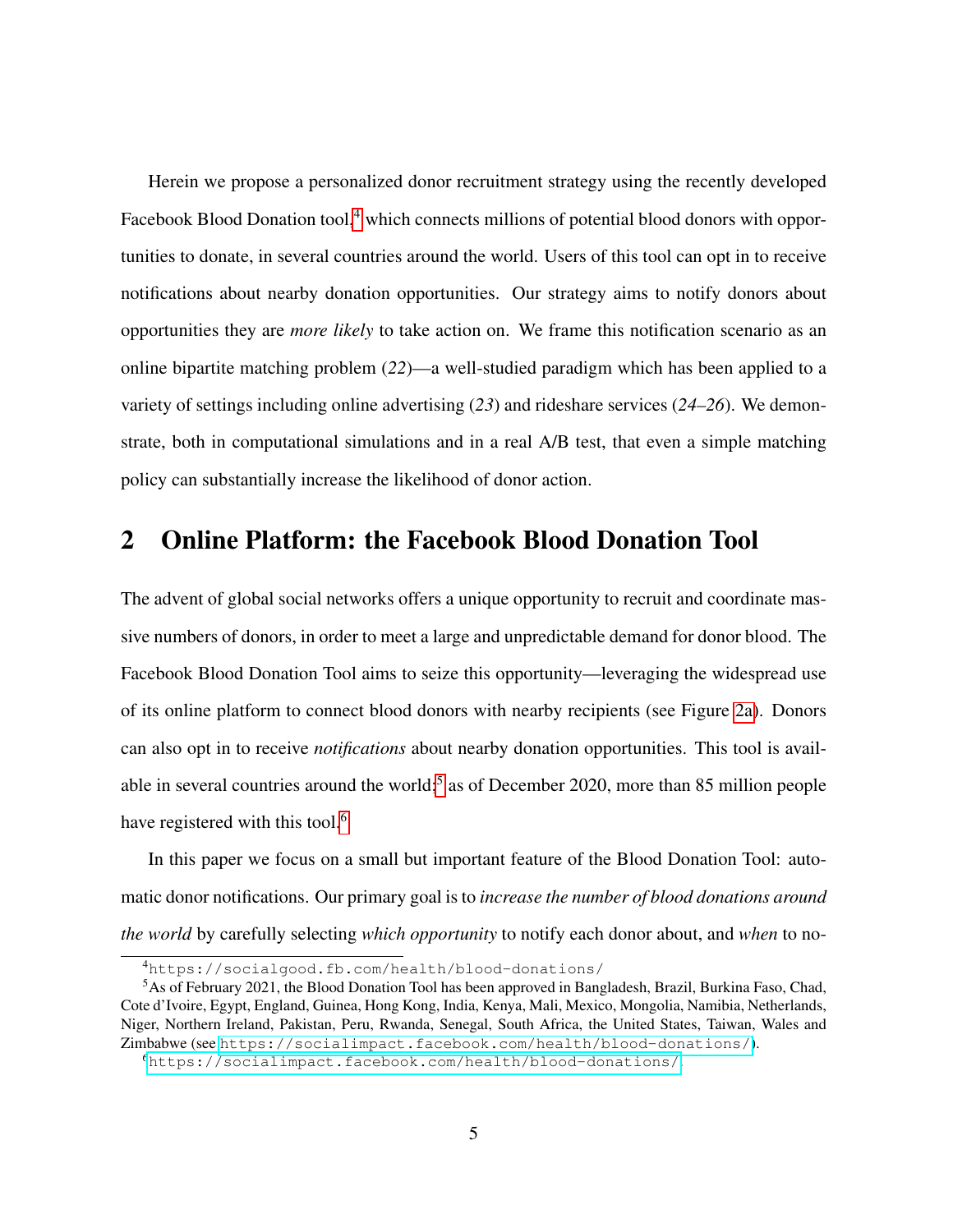Herein we propose a personalized donor recruitment strategy using the recently developed Facebook Blood Donation tool,[4] which connects millions of potential blood donors with opportunities to donate, in several countries around the world. Users of this tool can opt in to receive notifications about nearby donation opportunities. Our strategy aims to notify donors about opportunities they are *more likely* to take action on. We frame this notification scenario as an online bipartite matching problem (*22*)—a well-studied paradigm which has been applied to a variety of settings including online advertising (*23*) and rideshare services (*24–26*). We demonstrate, both in computational simulations and in a real A/B test, that even a simple matching policy can substantially increase the likelihood of donor action.

## 2 Online Platform: the Facebook Blood Donation Tool

The advent of global social networks offers a unique opportunity to recruit and coordinate massive numbers of donors, in order to meet a large and unpredictable demand for donor blood. The Facebook Blood Donation Tool aims to seize this opportunity—leveraging the widespread use of its online platform to connect blood donors with nearby recipients (see Figure 2a). Donors can also opt in to receive *notifications* about nearby donation opportunities. This tool is available in several countries around the world;[5] as of December 2020, more than 85 million people have registered with this tool.[6]

In this paper we focus on a small but important feature of the Blood Donation Tool: automatic donor notifications. Our primary goal is to *increase the number of blood donations around the world* by carefully selecting *which opportunity* to notify each donor about, and *when* to no-

---

[4] `https://socialgood.fb.com/health/blood-donations/`

[5] As of February 2021, the Blood Donation Tool has been approved in Bangladesh, Brazil, Burkina Faso, Chad, Cote d'Ivoire, Egypt, England, Guinea, Hong Kong, India, Kenya, Mali, Mexico, Mongolia, Namibia, Netherlands, Niger, Northern Ireland, Pakistan, Peru, Rwanda, Senegal, South Africa, the United States, Taiwan, Wales and Zimbabwe (see `https://socialimpact.facebook.com/health/blood-donations/`).

[6] `https://socialimpact.facebook.com/health/blood-donations/`.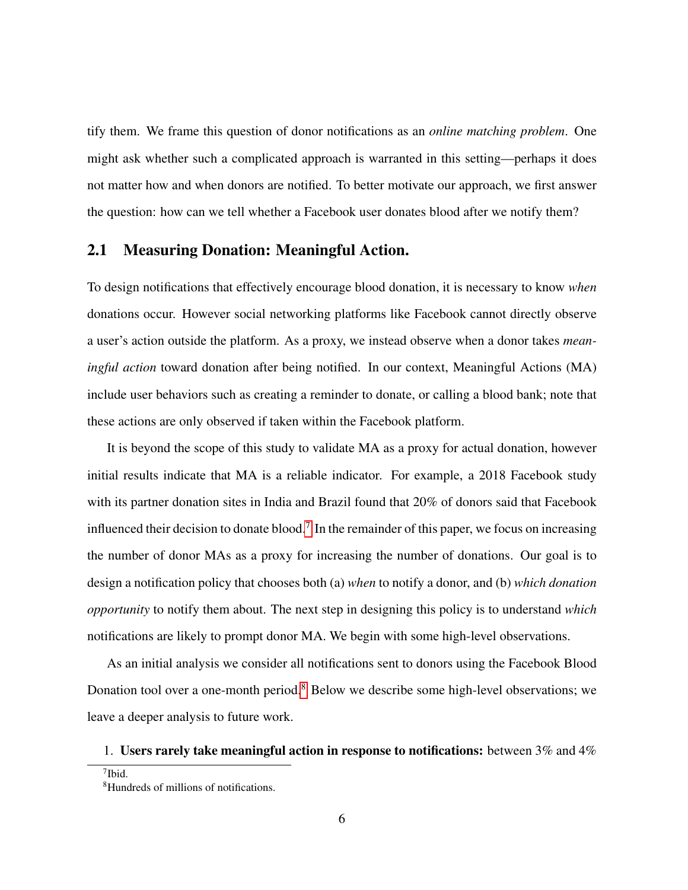tify them. We frame this question of donor notifications as an *online matching problem*. One might ask whether such a complicated approach is warranted in this setting—perhaps it does not matter how and when donors are notified. To better motivate our approach, we first answer the question: how can we tell whether a Facebook user donates blood after we notify them?

## 2.1 Measuring Donation: Meaningful Action.

To design notifications that effectively encourage blood donation, it is necessary to know *when* donations occur. However social networking platforms like Facebook cannot directly observe a user's action outside the platform. As a proxy, we instead observe when a donor takes *meaningful action* toward donation after being notified. In our context, Meaningful Actions (MA) include user behaviors such as creating a reminder to donate, or calling a blood bank; note that these actions are only observed if taken within the Facebook platform.

It is beyond the scope of this study to validate MA as a proxy for actual donation, however initial results indicate that MA is a reliable indicator. For example, a 2018 Facebook study with its partner donation sites in India and Brazil found that 20% of donors said that Facebook influenced their decision to donate blood.[7] In the remainder of this paper, we focus on increasing the number of donor MAs as a proxy for increasing the number of donations. Our goal is to design a notification policy that chooses both (a) *when* to notify a donor, and (b) *which donation opportunity* to notify them about. The next step in designing this policy is to understand *which* notifications are likely to prompt donor MA. We begin with some high-level observations.

As an initial analysis we consider all notifications sent to donors using the Facebook Blood Donation tool over a one-month period.[8] Below we describe some high-level observations; we leave a deeper analysis to future work.

1. **Users rarely take meaningful action in response to notifications:** between 3% and 4%

[7] Ibid.

[8] Hundreds of millions of notifications.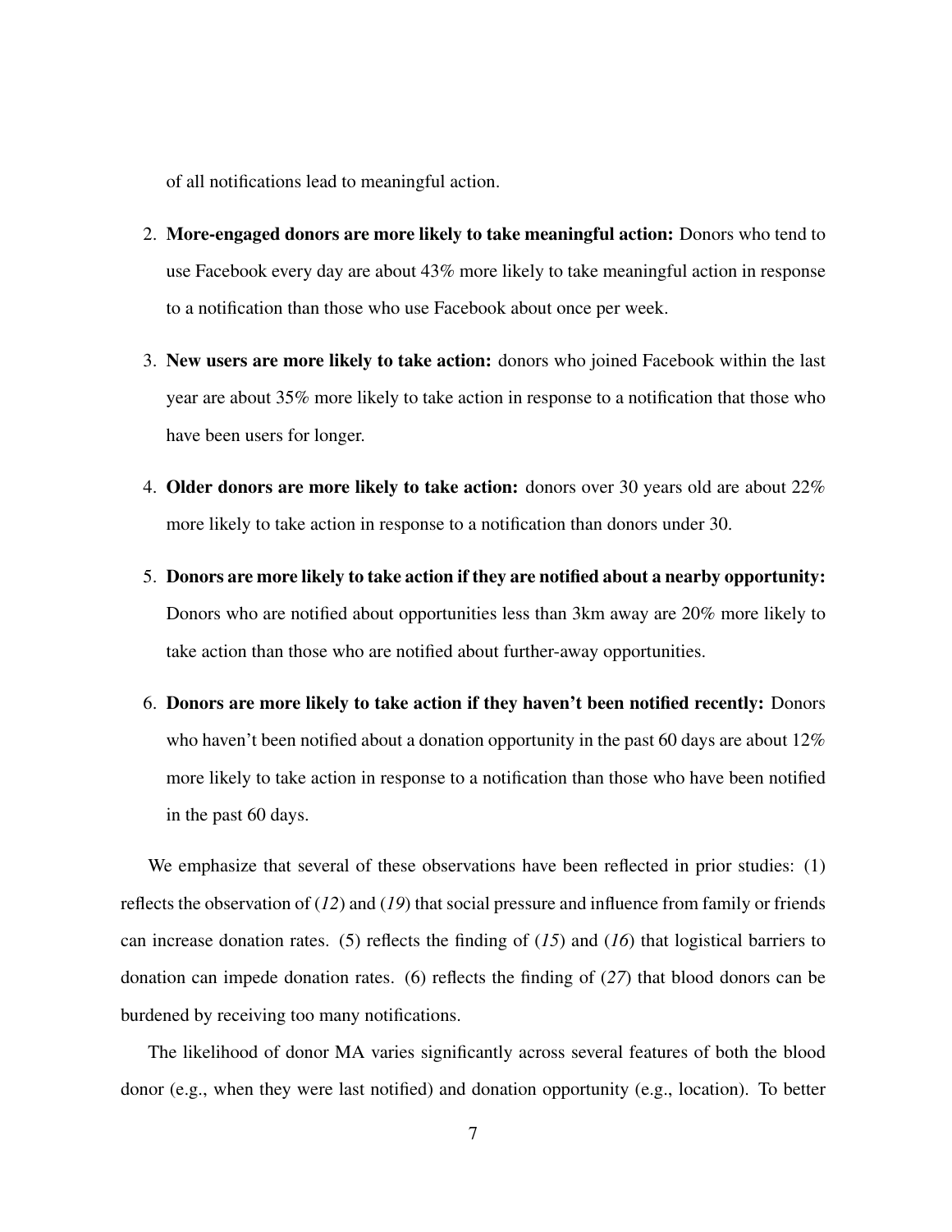of all notifications lead to meaningful action.

2. **More-engaged donors are more likely to take meaningful action:** Donors who tend to use Facebook every day are about 43% more likely to take meaningful action in response to a notification than those who use Facebook about once per week.

3. **New users are more likely to take action:** donors who joined Facebook within the last year are about 35% more likely to take action in response to a notification that those who have been users for longer.

4. **Older donors are more likely to take action:** donors over 30 years old are about 22% more likely to take action in response to a notification than donors under 30.

5. **Donors are more likely to take action if they are notified about a nearby opportunity:** Donors who are notified about opportunities less than 3km away are 20% more likely to take action than those who are notified about further-away opportunities.

6. **Donors are more likely to take action if they haven't been notified recently:** Donors who haven't been notified about a donation opportunity in the past 60 days are about 12% more likely to take action in response to a notification than those who have been notified in the past 60 days.

We emphasize that several of these observations have been reflected in prior studies: (1) reflects the observation of (*12*) and (*19*) that social pressure and influence from family or friends can increase donation rates. (5) reflects the finding of (*15*) and (*16*) that logistical barriers to donation can impede donation rates. (6) reflects the finding of (*27*) that blood donors can be burdened by receiving too many notifications.

The likelihood of donor MA varies significantly across several features of both the blood donor (e.g., when they were last notified) and donation opportunity (e.g., location). To better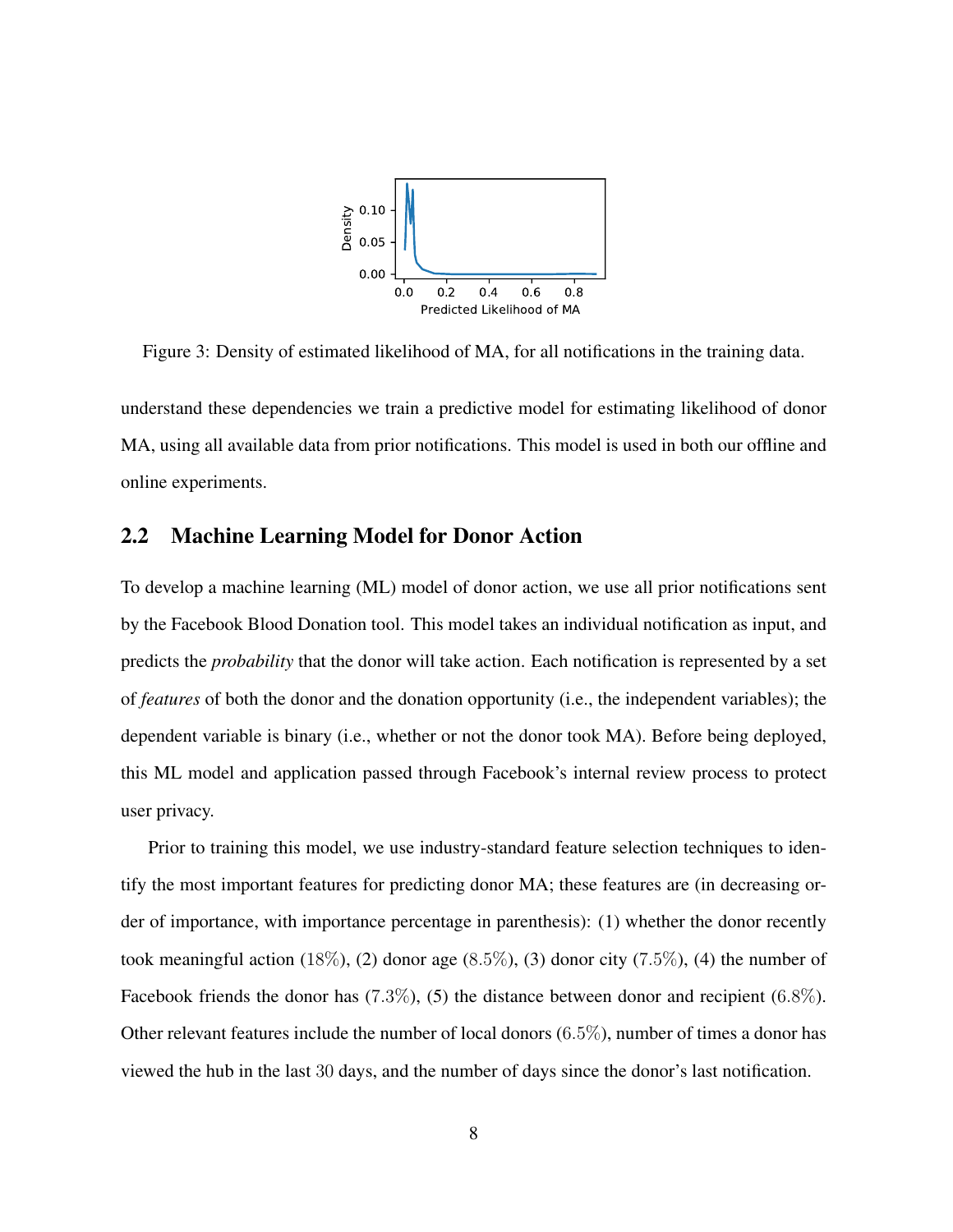Figure 3: Density of estimated likelihood of MA, for all notifications in the training data.

understand these dependencies we train a predictive model for estimating likelihood of donor MA, using all available data from prior notifications. This model is used in both our offline and online experiments.

## 2.2 Machine Learning Model for Donor Action

To develop a machine learning (ML) model of donor action, we use all prior notifications sent by the Facebook Blood Donation tool. This model takes an individual notification as input, and predicts the *probability* that the donor will take action. Each notification is represented by a set of *features* of both the donor and the donation opportunity (i.e., the independent variables); the dependent variable is binary (i.e., whether or not the donor took MA). Before being deployed, this ML model and application passed through Facebook's internal review process to protect user privacy.

Prior to training this model, we use industry-standard feature selection techniques to identify the most important features for predicting donor MA; these features are (in decreasing order of importance, with importance percentage in parenthesis): (1) whether the donor recently took meaningful action ($18\%$), (2) donor age ($8.5\%$), (3) donor city ($7.5\%$), (4) the number of Facebook friends the donor has ($7.3\%$), (5) the distance between donor and recipient ($6.8\%$). Other relevant features include the number of local donors ($6.5\%$), number of times a donor has viewed the hub in the last $30$ days, and the number of days since the donor's last notification.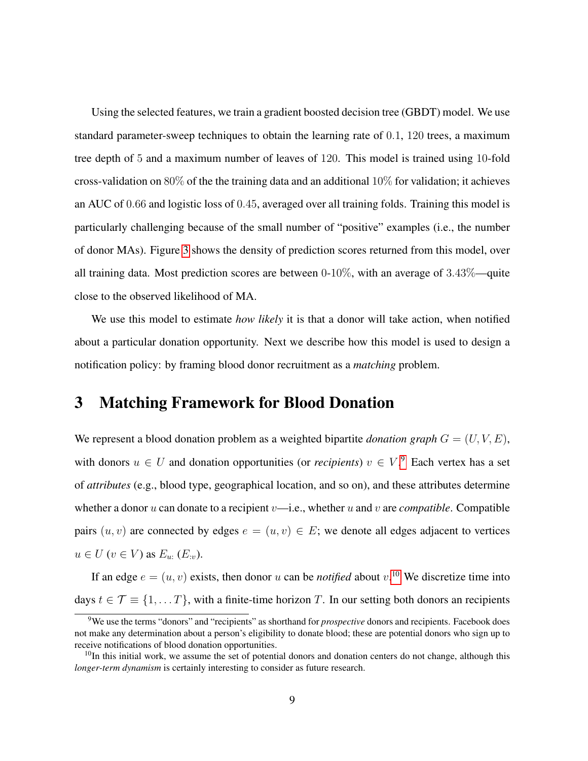Using the selected features, we train a gradient boosted decision tree (GBDT) model. We use standard parameter-sweep techniques to obtain the learning rate of $0.1$, $120$ trees, a maximum tree depth of $5$ and a maximum number of leaves of $120$. This model is trained using $10$-fold cross-validation on $80\%$ of the the training data and an additional $10\%$ for validation; it achieves an AUC of $0.66$ and logistic loss of $0.45$, averaged over all training folds. Training this model is particularly challenging because of the small number of "positive" examples (i.e., the number of donor MAs). Figure 3 shows the density of prediction scores returned from this model, over all training data. Most prediction scores are between $0$-$10\%$, with an average of $3.43\%$—quite close to the observed likelihood of MA.

We use this model to estimate *how likely* it is that a donor will take action, when notified about a particular donation opportunity. Next we describe how this model is used to design a notification policy: by framing blood donor recruitment as a *matching* problem.

# 3 Matching Framework for Blood Donation

We represent a blood donation problem as a weighted bipartite *donation graph* $G = (U, V, E)$, with donors $u \in U$ and donation opportunities (or *recipients*) $v \in V$.[9] Each vertex has a set of *attributes* (e.g., blood type, geographical location, and so on), and these attributes determine whether a donor $u$ can donate to a recipient $v$—i.e., whether $u$ and $v$ are *compatible*. Compatible pairs $(u, v)$ are connected by edges $e = (u, v) \in E$; we denote all edges adjacent to vertices $u \in U$ ($v \in V$) as $E_{u:}$ ($E_{:v}$).

If an edge $e = (u, v)$ exists, then donor $u$ can be *notified* about $v$.[10] We discretize time into days $t \in \mathcal{T} \equiv \{1, \ldots T\}$, with a finite-time horizon $T$. In our setting both donors an recipients

[9] We use the terms "donors" and "recipients" as shorthand for *prospective* donors and recipients. Facebook does not make any determination about a person's eligibility to donate blood; these are potential donors who sign up to receive notifications of blood donation opportunities.

[10] In this initial work, we assume the set of potential donors and donation centers do not change, although this *longer-term dynamism* is certainly interesting to consider as future research.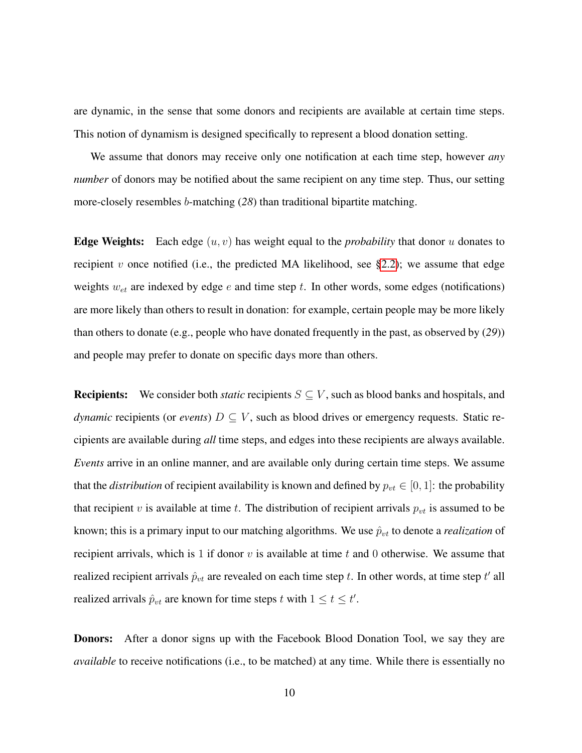are dynamic, in the sense that some donors and recipients are available at certain time steps. This notion of dynamism is designed specifically to represent a blood donation setting.

We assume that donors may receive only one notification at each time step, however *any number* of donors may be notified about the same recipient on any time step. Thus, our setting more-closely resembles $b$-matching (*28*) than traditional bipartite matching.

**Edge Weights:** Each edge $(u, v)$ has weight equal to the *probability* that donor $u$ donates to recipient $v$ once notified (i.e., the predicted MA likelihood, see §2.2); we assume that edge weights $w_{et}$ are indexed by edge $e$ and time step $t$. In other words, some edges (notifications) are more likely than others to result in donation: for example, certain people may be more likely than others to donate (e.g., people who have donated frequently in the past, as observed by (*29*)) and people may prefer to donate on specific days more than others.

**Recipients:** We consider both *static* recipients $S \subseteq V$, such as blood banks and hospitals, and *dynamic* recipients (or *events*) $D \subseteq V$, such as blood drives or emergency requests. Static recipients are available during *all* time steps, and edges into these recipients are always available. *Events* arrive in an online manner, and are available only during certain time steps. We assume that the *distribution* of recipient availability is known and defined by $p_{vt} \in [0, 1]$: the probability that recipient $v$ is available at time $t$. The distribution of recipient arrivals $p_{vt}$ is assumed to be known; this is a primary input to our matching algorithms. We use $\hat{p}_{vt}$ to denote a *realization* of recipient arrivals, which is 1 if donor $v$ is available at time $t$ and 0 otherwise. We assume that realized recipient arrivals $\hat{p}_{vt}$ are revealed on each time step $t$. In other words, at time step $t'$ all realized arrivals $\hat{p}_{vt}$ are known for time steps $t$ with $1 \leq t \leq t'$.

**Donors:** After a donor signs up with the Facebook Blood Donation Tool, we say they are *available* to receive notifications (i.e., to be matched) at any time. While there is essentially no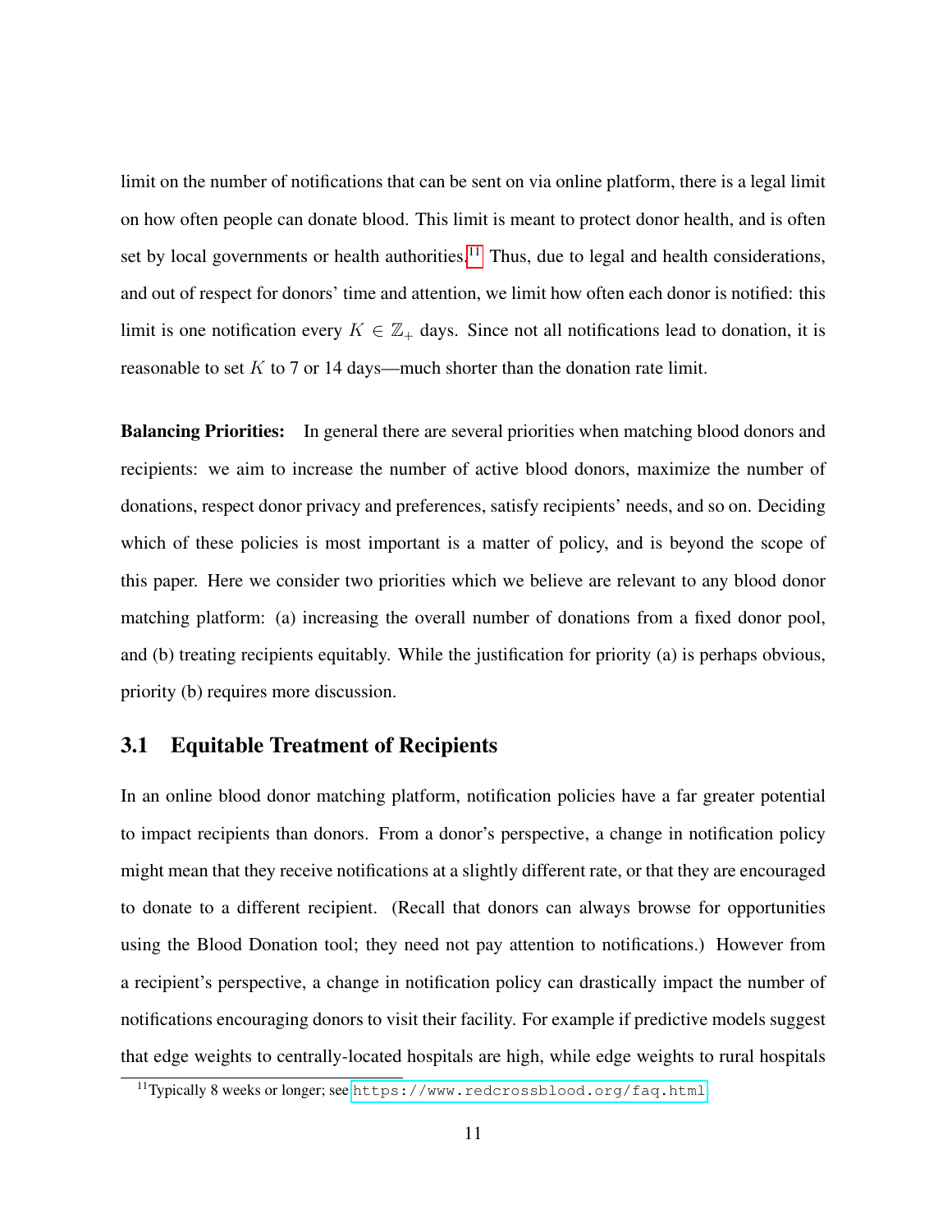limit on the number of notifications that can be sent on via online platform, there is a legal limit on how often people can donate blood. This limit is meant to protect donor health, and is often set by local governments or health authorities.[11] Thus, due to legal and health considerations, and out of respect for donors' time and attention, we limit how often each donor is notified: this limit is one notification every $K \in \mathbb{Z}_+$ days. Since not all notifications lead to donation, it is reasonable to set $K$ to 7 or 14 days—much shorter than the donation rate limit.

**Balancing Priorities:** In general there are several priorities when matching blood donors and recipients: we aim to increase the number of active blood donors, maximize the number of donations, respect donor privacy and preferences, satisfy recipients' needs, and so on. Deciding which of these policies is most important is a matter of policy, and is beyond the scope of this paper. Here we consider two priorities which we believe are relevant to any blood donor matching platform: (a) increasing the overall number of donations from a fixed donor pool, and (b) treating recipients equitably. While the justification for priority (a) is perhaps obvious, priority (b) requires more discussion.

## 3.1 Equitable Treatment of Recipients

In an online blood donor matching platform, notification policies have a far greater potential to impact recipients than donors. From a donor's perspective, a change in notification policy might mean that they receive notifications at a slightly different rate, or that they are encouraged to donate to a different recipient. (Recall that donors can always browse for opportunities using the Blood Donation tool; they need not pay attention to notifications.) However from a recipient's perspective, a change in notification policy can drastically impact the number of notifications encouraging donors to visit their facility. For example if predictive models suggest that edge weights to centrally-located hospitals are high, while edge weights to rural hospitals

[11] Typically 8 weeks or longer; see https://www.redcrossblood.org/faq.html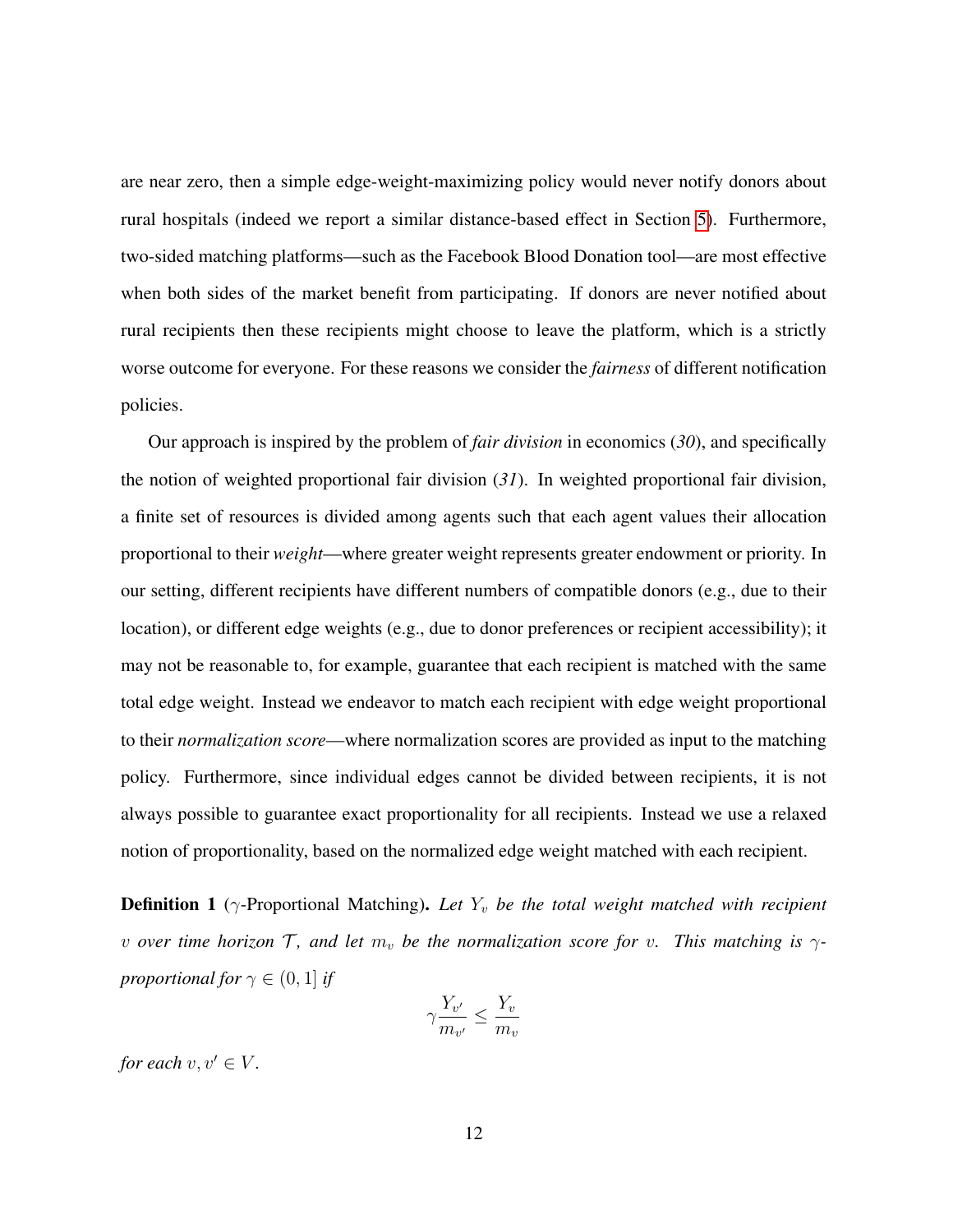are near zero, then a simple edge-weight-maximizing policy would never notify donors about rural hospitals (indeed we report a similar distance-based effect in Section 5). Furthermore, two-sided matching platforms—such as the Facebook Blood Donation tool—are most effective when both sides of the market benefit from participating. If donors are never notified about rural recipients then these recipients might choose to leave the platform, which is a strictly worse outcome for everyone. For these reasons we consider the *fairness* of different notification policies.

Our approach is inspired by the problem of *fair division* in economics (*30*), and specifically the notion of weighted proportional fair division (*31*). In weighted proportional fair division, a finite set of resources is divided among agents such that each agent values their allocation proportional to their *weight*—where greater weight represents greater endowment or priority. In our setting, different recipients have different numbers of compatible donors (e.g., due to their location), or different edge weights (e.g., due to donor preferences or recipient accessibility); it may not be reasonable to, for example, guarantee that each recipient is matched with the same total edge weight. Instead we endeavor to match each recipient with edge weight proportional to their *normalization score*—where normalization scores are provided as input to the matching policy. Furthermore, since individual edges cannot be divided between recipients, it is not always possible to guarantee exact proportionality for all recipients. Instead we use a relaxed notion of proportionality, based on the normalized edge weight matched with each recipient.

**Definition 1** ($\gamma$-Proportional Matching)**.** *Let $Y_v$ be the total weight matched with recipient $v$ over time horizon $\mathcal{T}$, and let $m_v$ be the normalization score for $v$. This matching is $\gamma$-proportional for $\gamma \in (0, 1]$ if*

$$\gamma \frac{Y_{v'}}{m_{v'}} \leq \frac{Y_v}{m_v}$$

*for each $v, v' \in V$.*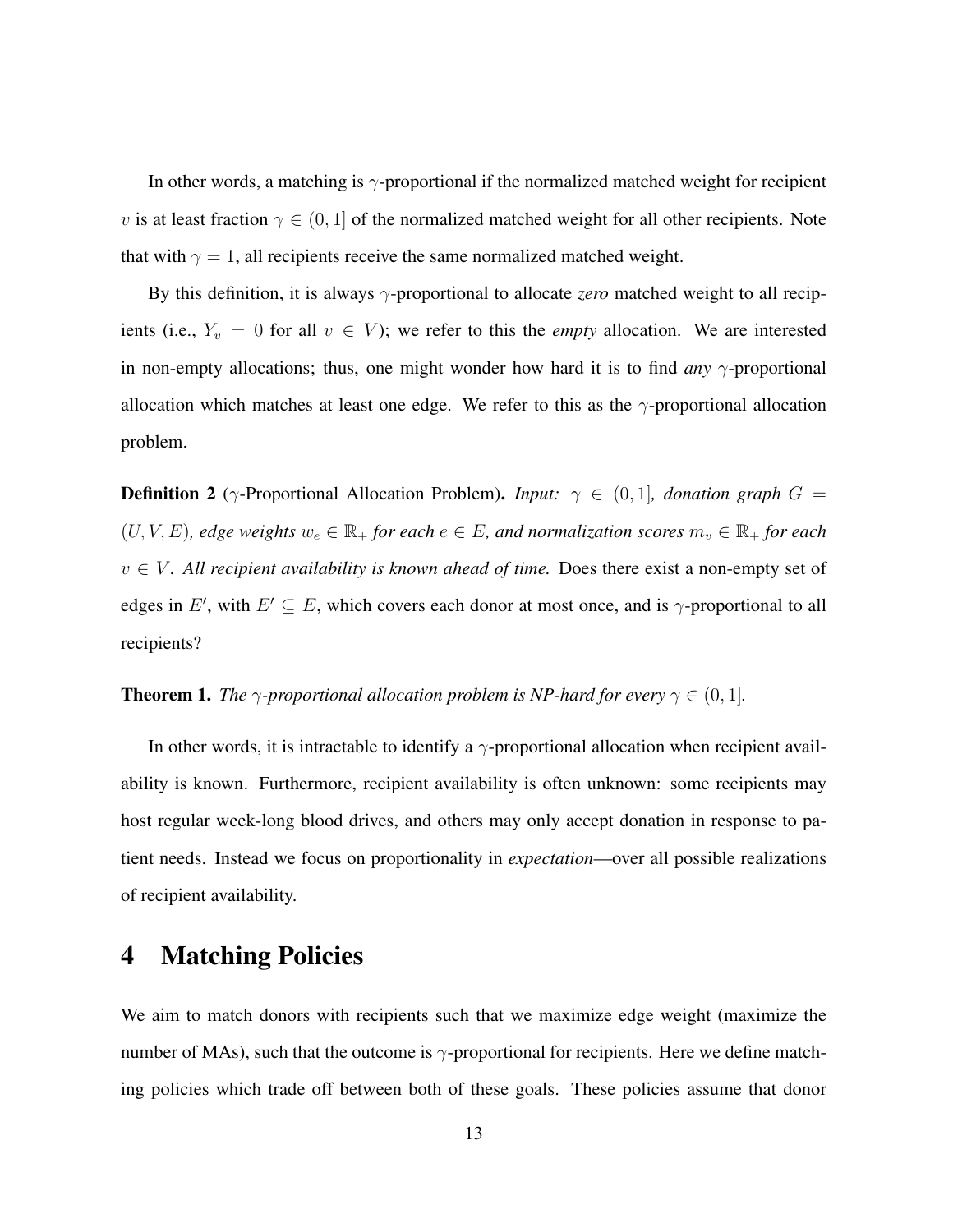In other words, a matching is $\gamma$-proportional if the normalized matched weight for recipient $v$ is at least fraction $\gamma \in (0, 1]$ of the normalized matched weight for all other recipients. Note that with $\gamma = 1$, all recipients receive the same normalized matched weight.

By this definition, it is always $\gamma$-proportional to allocate *zero* matched weight to all recipients (i.e., $Y_v = 0$ for all $v \in V$); we refer to this the *empty* allocation. We are interested in non-empty allocations; thus, one might wonder how hard it is to find *any* $\gamma$-proportional allocation which matches at least one edge. We refer to this as the $\gamma$-proportional allocation problem.

**Definition 2** ($\gamma$-Proportional Allocation Problem)**.** *Input: $\gamma \in (0, 1]$, donation graph $G = (U, V, E)$, edge weights $w_e \in \mathbb{R}_+$ for each $e \in E$, and normalization scores $m_v \in \mathbb{R}_+$ for each $v \in V$. All recipient availability is known ahead of time.* Does there exist a non-empty set of edges in $E'$, with $E' \subseteq E$, which covers each donor at most once, and is $\gamma$-proportional to all recipients?

**Theorem 1.** *The $\gamma$-proportional allocation problem is NP-hard for every $\gamma \in (0, 1]$.*

In other words, it is intractable to identify a $\gamma$-proportional allocation when recipient availability is known. Furthermore, recipient availability is often unknown: some recipients may host regular week-long blood drives, and others may only accept donation in response to patient needs. Instead we focus on proportionality in *expectation*—over all possible realizations of recipient availability.

# 4 Matching Policies

We aim to match donors with recipients such that we maximize edge weight (maximize the number of MAs), such that the outcome is $\gamma$-proportional for recipients. Here we define matching policies which trade off between both of these goals. These policies assume that donor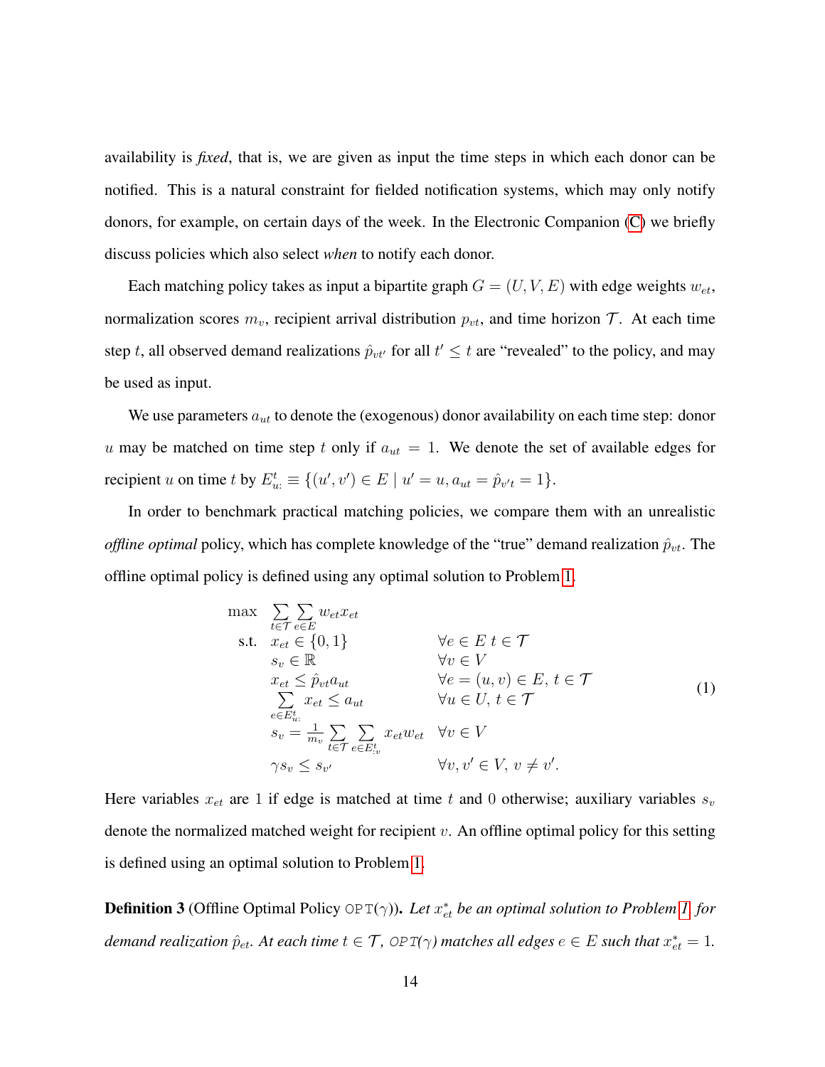availability is *fixed*, that is, we are given as input the time steps in which each donor can be notified. This is a natural constraint for fielded notification systems, which may only notify donors, for example, on certain days of the week. In the Electronic Companion (C) we briefly discuss policies which also select *when* to notify each donor.

Each matching policy takes as input a bipartite graph $G = (U, V, E)$ with edge weights $w_{et}$, normalization scores $m_v$, recipient arrival distribution $p_{vt}$, and time horizon $\mathcal{T}$. At each time step $t$, all observed demand realizations $\hat{p}_{vt'}$ for all $t' \leq t$ are "revealed" to the policy, and may be used as input.

We use parameters $a_{ut}$ to denote the (exogenous) donor availability on each time step: donor $u$ may be matched on time step $t$ only if $a_{ut} = 1$. We denote the set of available edges for recipient $u$ on time $t$ by $E^t_{u:} \equiv \{(u', v') \in E \mid u' = u, a_{ut} = \hat{p}_{v't} = 1\}$.

In order to benchmark practical matching policies, we compare them with an unrealistic *offline optimal* policy, which has complete knowledge of the "true" demand realization $\hat{p}_{vt}$. The offline optimal policy is defined using any optimal solution to Problem 1.

$$
\begin{array}{lll}
\max & \sum_{t \in \mathcal{T}} \sum_{e \in E} w_{et} x_{et} & \\
\text{s.t.} & x_{et} \in \{0, 1\} & \forall e \in E \; t \in \mathcal{T} \\
& s_v \in \mathbb{R} & \forall v \in V \\
& x_{et} \leq \hat{p}_{vt} a_{ut} & \forall e = (u, v) \in E, \, t \in \mathcal{T} \\
& \sum_{e \in E^t_{u:}} x_{et} \leq a_{ut} & \forall u \in U, \, t \in \mathcal{T} \\
& s_v = \frac{1}{m_v} \sum_{t \in \mathcal{T}} \sum_{e \in E^t_{:v}} x_{et} w_{et} & \forall v \in V \\
& \gamma s_v \leq s_{v'} & \forall v, v' \in V, \, v \neq v'.
\end{array}
\tag{1}
$$

Here variables $x_{et}$ are 1 if edge is matched at time $t$ and 0 otherwise; auxiliary variables $s_v$ denote the normalized matched weight for recipient $v$. An offline optimal policy for this setting is defined using an optimal solution to Problem 1.

**Definition 3** (Offline Optimal Policy $\texttt{OPT}(\gamma)$). *Let $x^*_{et}$ be an optimal solution to Problem 1 for demand realization $\hat{p}_{et}$. At each time $t \in \mathcal{T}$, $\texttt{OPT}(\gamma)$ matches all edges $e \in E$ such that $x^*_{et} = 1$.*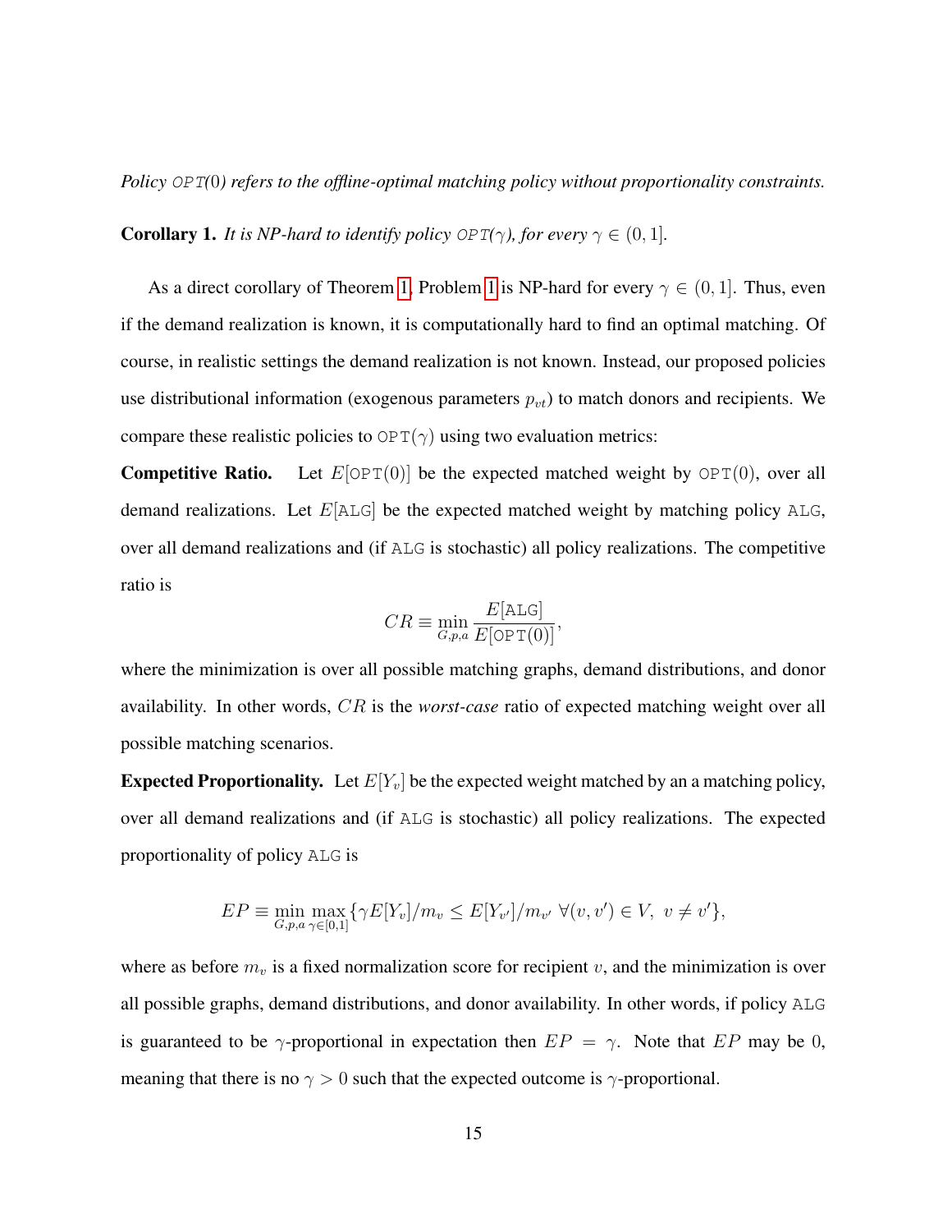*Policy* `OPT`(0) *refers to the offline-optimal matching policy without proportionality constraints.*

**Corollary 1.** *It is NP-hard to identify policy* `OPT`($\gamma$)*, for every* $\gamma \in (0, 1]$.

As a direct corollary of Theorem 1, Problem 1 is NP-hard for every $\gamma \in (0, 1]$. Thus, even if the demand realization is known, it is computationally hard to find an optimal matching. Of course, in realistic settings the demand realization is not known. Instead, our proposed policies use distributional information (exogenous parameters $p_{vt}$) to match donors and recipients. We compare these realistic policies to $\texttt{OPT}(\gamma)$ using two evaluation metrics:

**Competitive Ratio.** Let $E[\texttt{OPT}(0)]$ be the expected matched weight by $\texttt{OPT}(0)$, over all demand realizations. Let $E[\texttt{ALG}]$ be the expected matched weight by matching policy `ALG`, over all demand realizations and (if `ALG` is stochastic) all policy realizations. The competitive ratio is

$$CR \equiv \min_{G,p,a} \frac{E[\texttt{ALG}]}{E[\texttt{OPT}(0)]},$$

where the minimization is over all possible matching graphs, demand distributions, and donor availability. In other words, $CR$ is the *worst-case* ratio of expected matching weight over all possible matching scenarios.

**Expected Proportionality.** Let $E[Y_v]$ be the expected weight matched by an a matching policy, over all demand realizations and (if `ALG` is stochastic) all policy realizations. The expected proportionality of policy `ALG` is

$$EP \equiv \min_{G,p,a} \max_{\gamma \in [0,1]} \{\gamma E[Y_v]/m_v \leq E[Y_{v'}]/m_{v'} \ \forall (v, v') \in V, \ v \neq v'\},$$

where as before $m_v$ is a fixed normalization score for recipient $v$, and the minimization is over all possible graphs, demand distributions, and donor availability. In other words, if policy `ALG` is guaranteed to be $\gamma$-proportional in expectation then $EP = \gamma$. Note that $EP$ may be 0, meaning that there is no $\gamma > 0$ such that the expected outcome is $\gamma$-proportional.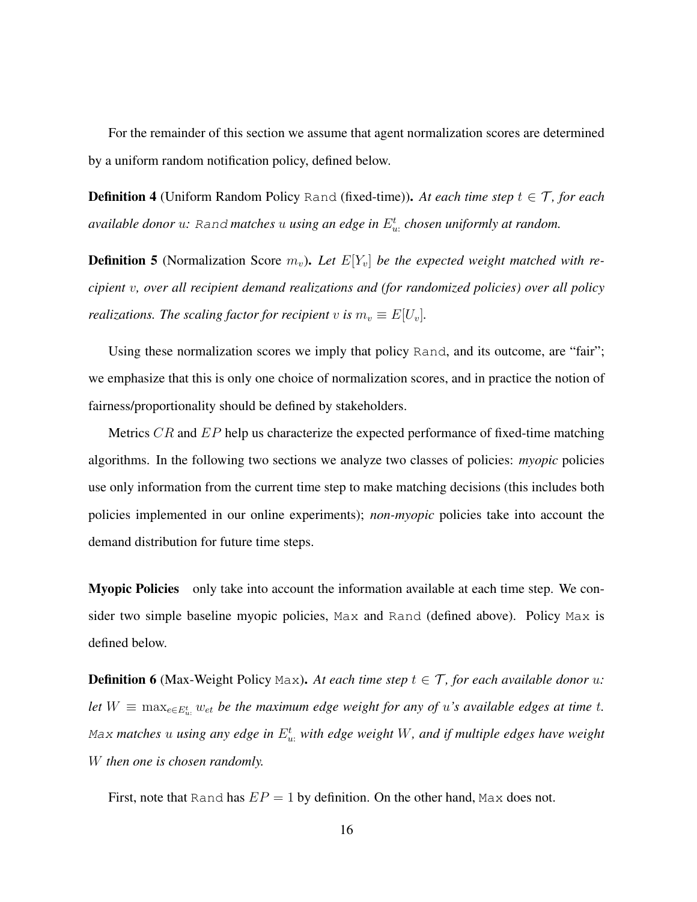For the remainder of this section we assume that agent normalization scores are determined by a uniform random notification policy, defined below.

**Definition 4** (Uniform Random Policy `Rand` (fixed-time))**.** *At each time step $t \in \mathcal{T}$, for each available donor $u$:* `Rand` *matches $u$ using an edge in $E^t_{u:}$ chosen uniformly at random.*

**Definition 5** (Normalization Score $m_v$)**.** *Let $E[Y_v]$ be the expected weight matched with recipient $v$, over all recipient demand realizations and (for randomized policies) over all policy realizations. The scaling factor for recipient $v$ is $m_v \equiv E[U_v]$.*

Using these normalization scores we imply that policy `Rand`, and its outcome, are "fair"; we emphasize that this is only one choice of normalization scores, and in practice the notion of fairness/proportionality should be defined by stakeholders.

Metrics $CR$ and $EP$ help us characterize the expected performance of fixed-time matching algorithms. In the following two sections we analyze two classes of policies: *myopic* policies use only information from the current time step to make matching decisions (this includes both policies implemented in our online experiments); *non-myopic* policies take into account the demand distribution for future time steps.

**Myopic Policies** only take into account the information available at each time step. We consider two simple baseline myopic policies, `Max` and `Rand` (defined above). Policy `Max` is defined below.

**Definition 6** (Max-Weight Policy `Max`)**.** *At each time step $t \in \mathcal{T}$, for each available donor $u$: let $W \equiv \max_{e \in E^t_{u:}} w_{et}$ be the maximum edge weight for any of $u$'s available edges at time $t$.* `Max` *matches $u$ using any edge in $E^t_{u:}$ with edge weight $W$, and if multiple edges have weight $W$ then one is chosen randomly.*

First, note that `Rand` has $EP = 1$ by definition. On the other hand, `Max` does not.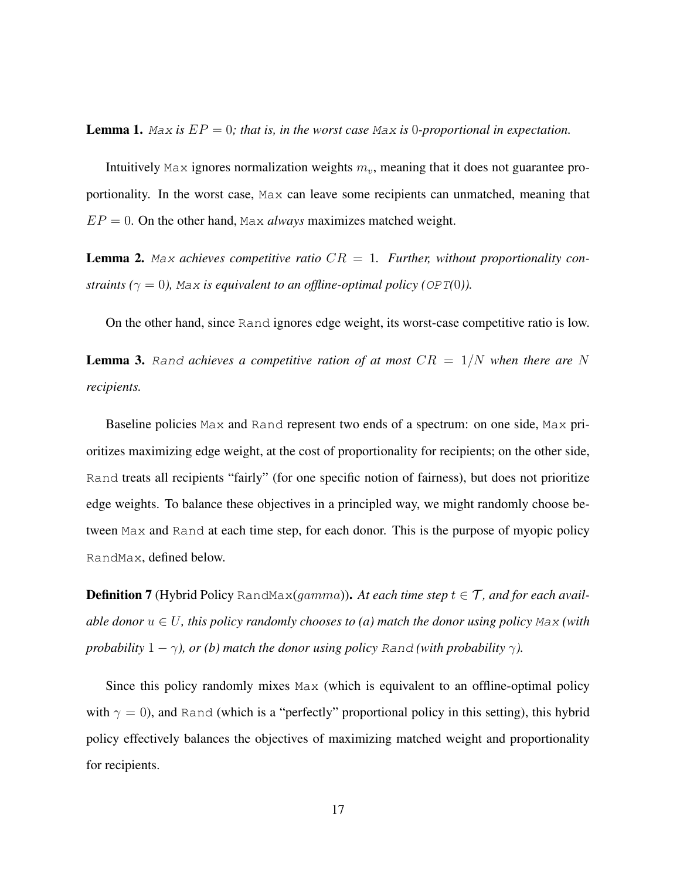**Lemma 1.** *`Max` is $EP = 0$; that is, in the worst case `Max` is 0-proportional in expectation.*

Intuitively `Max` ignores normalization weights $m_v$, meaning that it does not guarantee proportionality. In the worst case, `Max` can leave some recipients can unmatched, meaning that $EP = 0$. On the other hand, `Max` *always* maximizes matched weight.

**Lemma 2.** *`Max` achieves competitive ratio $CR = 1$. Further, without proportionality constraints ($\gamma = 0$), `Max` is equivalent to an offline-optimal policy (`OPT`(0)).*

On the other hand, since `Rand` ignores edge weight, its worst-case competitive ratio is low.

**Lemma 3.** *`Rand` achieves a competitive ration of at most $CR = 1/N$ when there are $N$ recipients.*

Baseline policies `Max` and `Rand` represent two ends of a spectrum: on one side, `Max` prioritizes maximizing edge weight, at the cost of proportionality for recipients; on the other side, `Rand` treats all recipients "fairly" (for one specific notion of fairness), but does not prioritize edge weights. To balance these objectives in a principled way, we might randomly choose between `Max` and `Rand` at each time step, for each donor. This is the purpose of myopic policy `RandMax`, defined below.

**Definition 7** (Hybrid Policy `RandMax`(*gamma*))**.** *At each time step $t \in \mathcal{T}$, and for each available donor $u \in U$, this policy randomly chooses to (a) match the donor using policy `Max` (with probability $1 - \gamma$), or (b) match the donor using policy `Rand` (with probability $\gamma$).*

Since this policy randomly mixes `Max` (which is equivalent to an offline-optimal policy with $\gamma = 0$), and `Rand` (which is a "perfectly" proportional policy in this setting), this hybrid policy effectively balances the objectives of maximizing matched weight and proportionality for recipients.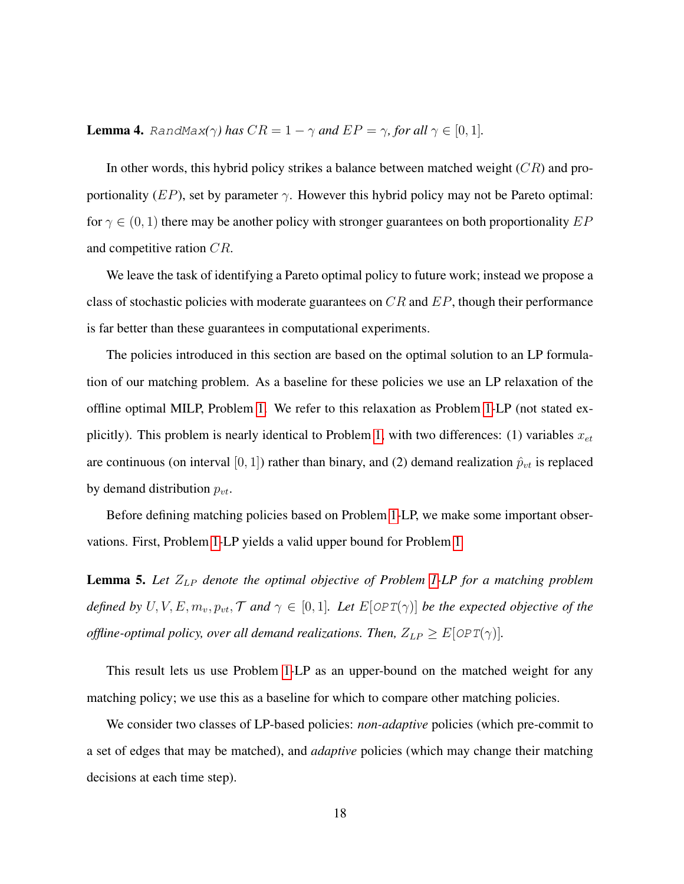**Lemma 4.** *`RandMax`($\gamma$) has $CR = 1 - \gamma$ and $EP = \gamma$, for all $\gamma \in [0, 1]$.*

In other words, this hybrid policy strikes a balance between matched weight ($CR$) and proportionality ($EP$), set by parameter $\gamma$. However this hybrid policy may not be Pareto optimal: for $\gamma \in (0, 1)$ there may be another policy with stronger guarantees on both proportionality $EP$ and competitive ration $CR$.

We leave the task of identifying a Pareto optimal policy to future work; instead we propose a class of stochastic policies with moderate guarantees on $CR$ and $EP$, though their performance is far better than these guarantees in computational experiments.

The policies introduced in this section are based on the optimal solution to an LP formulation of our matching problem. As a baseline for these policies we use an LP relaxation of the offline optimal MILP, Problem 1. We refer to this relaxation as Problem 1-LP (not stated explicitly). This problem is nearly identical to Problem 1, with two differences: (1) variables $x_{et}$ are continuous (on interval $[0, 1]$) rather than binary, and (2) demand realization $\hat{p}_{vt}$ is replaced by demand distribution $p_{vt}$.

Before defining matching policies based on Problem 1-LP, we make some important observations. First, Problem 1-LP yields a valid upper bound for Problem 1.

**Lemma 5.** *Let $Z_{LP}$ denote the optimal objective of Problem 1-LP for a matching problem defined by $U, V, E, m_v, p_{vt}, \mathcal{T}$ and $\gamma \in [0, 1]$. Let $E[\texttt{OPT}(\gamma)]$ be the expected objective of the offline-optimal policy, over all demand realizations. Then, $Z_{LP} \geq E[\texttt{OPT}(\gamma)]$.*

This result lets us use Problem 1-LP as an upper-bound on the matched weight for any matching policy; we use this as a baseline for which to compare other matching policies.

We consider two classes of LP-based policies: *non-adaptive* policies (which pre-commit to a set of edges that may be matched), and *adaptive* policies (which may change their matching decisions at each time step).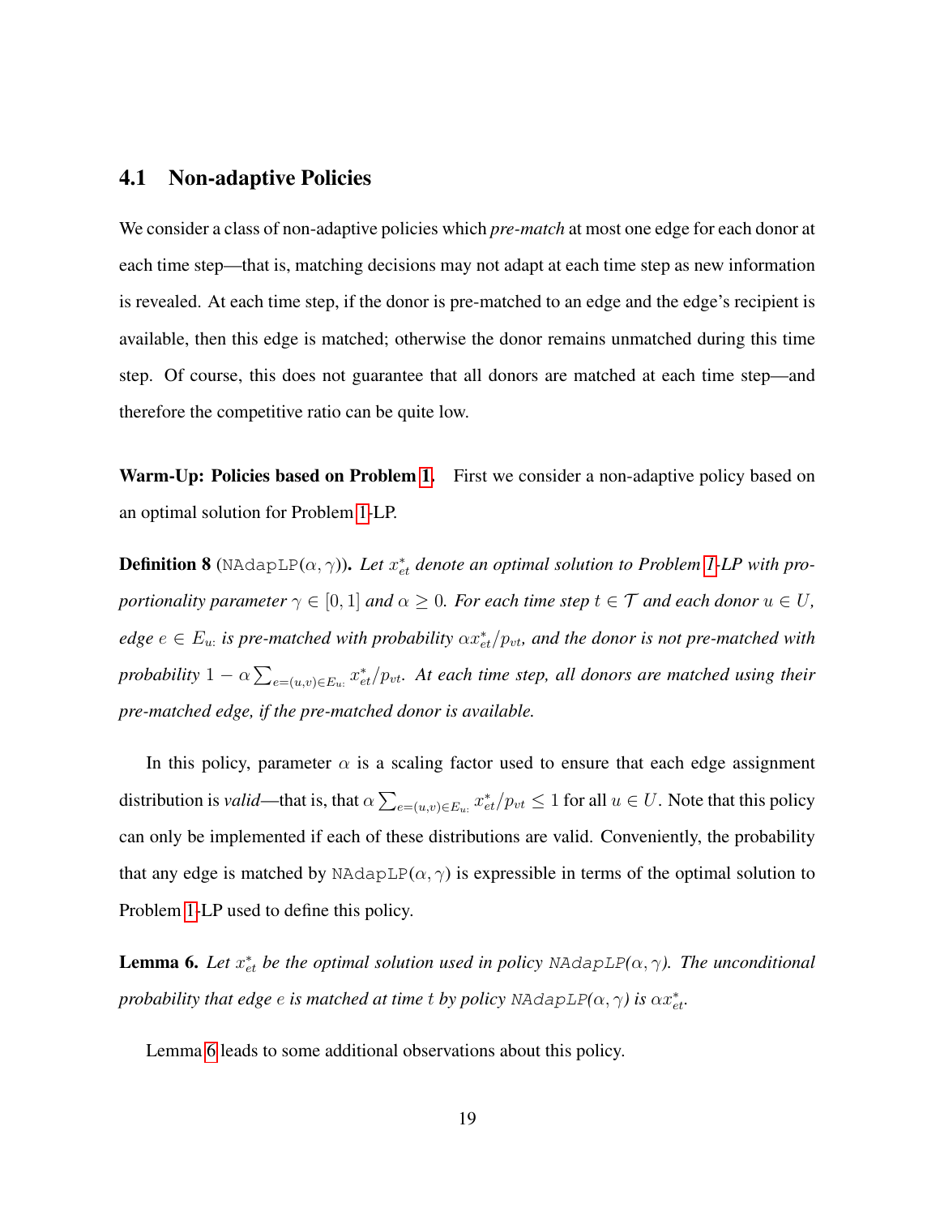### 4.1 Non-adaptive Policies

We consider a class of non-adaptive policies which *pre-match* at most one edge for each donor at each time step—that is, matching decisions may not adapt at each time step as new information is revealed. At each time step, if the donor is pre-matched to an edge and the edge's recipient is available, then this edge is matched; otherwise the donor remains unmatched during this time step. Of course, this does not guarantee that all donors are matched at each time step—and therefore the competitive ratio can be quite low.

**Warm-Up: Policies based on Problem 1.** First we consider a non-adaptive policy based on an optimal solution for Problem 1-LP.

**Definition 8** (NAdapLP($\alpha, \gamma$))**.** *Let $x^*_{et}$ denote an optimal solution to Problem 1-LP with proportionality parameter $\gamma \in [0, 1]$ and $\alpha \geq 0$. For each time step $t \in \mathcal{T}$ and each donor $u \in U$, edge $e \in E_{u:}$ is pre-matched with probability $\alpha x^*_{et}/p_{vt}$, and the donor is not pre-matched with probability $1 - \alpha \sum_{e=(u,v) \in E_{u:}} x^*_{et}/p_{vt}$. At each time step, all donors are matched using their pre-matched edge, if the pre-matched donor is available.*

In this policy, parameter $\alpha$ is a scaling factor used to ensure that each edge assignment distribution is *valid*—that is, that $\alpha \sum_{e=(u,v) \in E_{u:}} x^*_{et}/p_{vt} \leq 1$ for all $u \in U$. Note that this policy can only be implemented if each of these distributions are valid. Conveniently, the probability that any edge is matched by NAdapLP($\alpha, \gamma$) is expressible in terms of the optimal solution to Problem 1-LP used to define this policy.

**Lemma 6.** *Let $x^*_{et}$ be the optimal solution used in policy NAdapLP($\alpha, \gamma$). The unconditional probability that edge $e$ is matched at time $t$ by policy NAdapLP($\alpha, \gamma$) is $\alpha x^*_{et}$.*

Lemma 6 leads to some additional observations about this policy.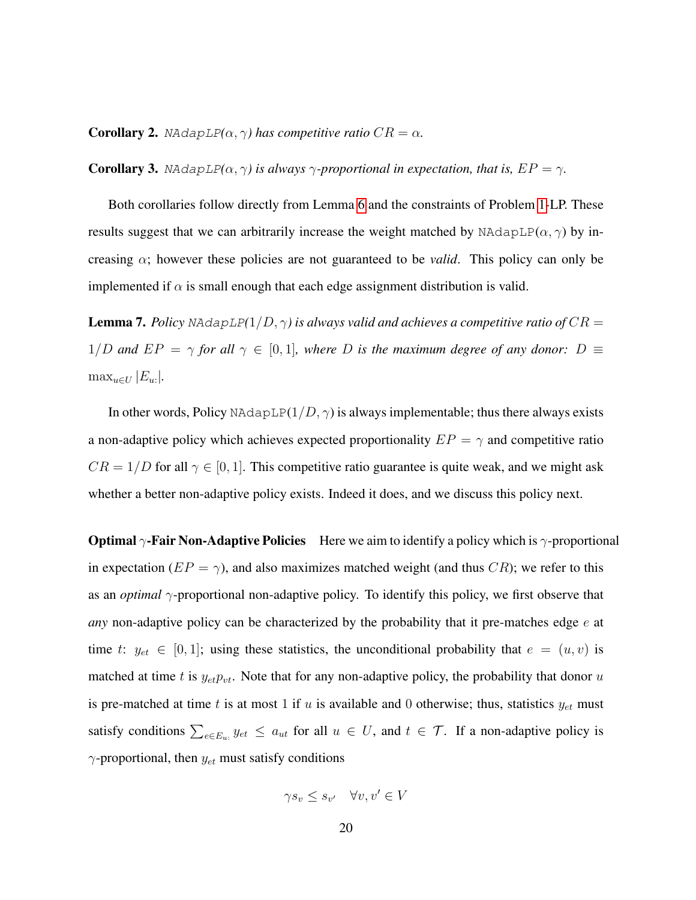**Corollary 2.** *NAdapLP($\alpha, \gamma$) has competitive ratio $CR = \alpha$.*

**Corollary 3.** *NAdapLP($\alpha, \gamma$) is always $\gamma$-proportional in expectation, that is, $EP = \gamma$.*

Both corollaries follow directly from Lemma 6 and the constraints of Problem 1-LP. These results suggest that we can arbitrarily increase the weight matched by NAdapLP($\alpha, \gamma$) by increasing $\alpha$; however these policies are not guaranteed to be *valid*. This policy can only be implemented if $\alpha$ is small enough that each edge assignment distribution is valid.

**Lemma 7.** *Policy NAdapLP($1/D, \gamma$) is always valid and achieves a competitive ratio of $CR = 1/D$ and $EP = \gamma$ for all $\gamma \in [0, 1]$, where $D$ is the maximum degree of any donor: $D \equiv \max_{u \in U} |E_{u:}|$.*

In other words, Policy NAdapLP($1/D, \gamma$) is always implementable; thus there always exists a non-adaptive policy which achieves expected proportionality $EP = \gamma$ and competitive ratio $CR = 1/D$ for all $\gamma \in [0, 1]$. This competitive ratio guarantee is quite weak, and we might ask whether a better non-adaptive policy exists. Indeed it does, and we discuss this policy next.

**Optimal $\gamma$-Fair Non-Adaptive Policies** Here we aim to identify a policy which is $\gamma$-proportional in expectation ($EP = \gamma$), and also maximizes matched weight (and thus $CR$); we refer to this as an *optimal* $\gamma$-proportional non-adaptive policy. To identify this policy, we first observe that *any* non-adaptive policy can be characterized by the probability that it pre-matches edge $e$ at time $t$: $y_{et} \in [0, 1]$; using these statistics, the unconditional probability that $e = (u, v)$ is matched at time $t$ is $y_{et} p_{vt}$. Note that for any non-adaptive policy, the probability that donor $u$ is pre-matched at time $t$ is at most 1 if $u$ is available and 0 otherwise; thus, statistics $y_{et}$ must satisfy conditions $\sum_{e \in E_{u:}} y_{et} \leq a_{ut}$ for all $u \in U$, and $t \in \mathcal{T}$. If a non-adaptive policy is $\gamma$-proportional, then $y_{et}$ must satisfy conditions

$$\gamma s_v \leq s_{v'} \quad \forall v, v' \in V$$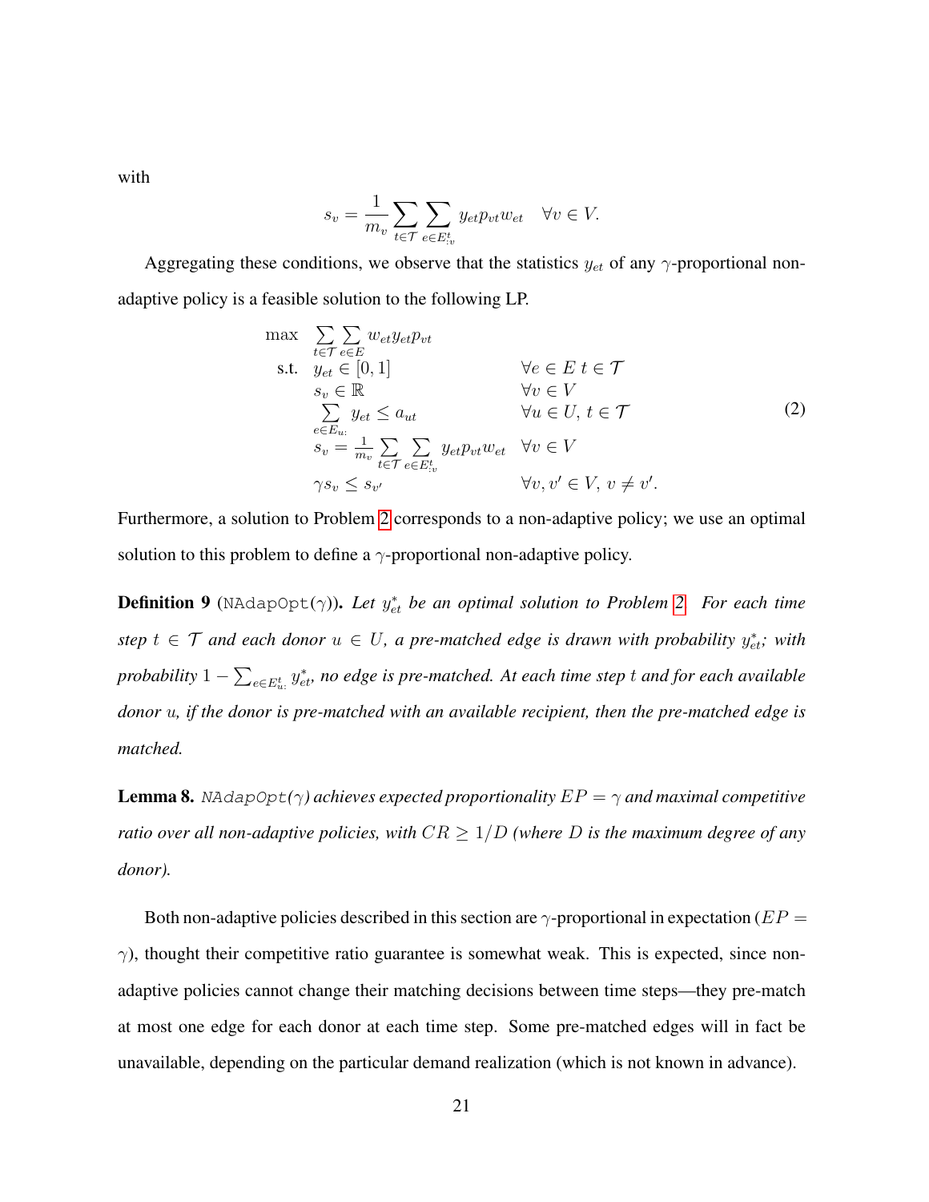with

$$s_v = \frac{1}{m_v} \sum_{t \in \mathcal{T}} \sum_{e \in E^t_{:v}} y_{et} p_{vt} w_{et} \quad \forall v \in V.$$

Aggregating these conditions, we observe that the statistics $y_{et}$ of any $\gamma$-proportional non-adaptive policy is a feasible solution to the following LP.

$$\begin{array}{lll}
\max & \sum\limits_{t \in \mathcal{T}} \sum\limits_{e \in E} w_{et} y_{et} p_{vt} & \\
\text{s.t.} & y_{et} \in [0, 1] & \forall e \in E \; t \in \mathcal{T} \\
& s_v \in \mathbb{R} & \forall v \in V \\
& \sum\limits_{e \in E_{u:}} y_{et} \leq a_{ut} & \forall u \in U, \, t \in \mathcal{T} \\
& s_v = \frac{1}{m_v} \sum\limits_{t \in \mathcal{T}} \sum\limits_{e \in E^t_{:v}} y_{et} p_{vt} w_{et} & \forall v \in V \\
& \gamma s_v \leq s_{v'} & \forall v, v' \in V, \, v \neq v'.
\end{array} \tag{2}$$

Furthermore, a solution to Problem 2 corresponds to a non-adaptive policy; we use an optimal solution to this problem to define a $\gamma$-proportional non-adaptive policy.

**Definition 9** (`NAdapOpt`($\gamma$))**.** *Let $y^*_{et}$ be an optimal solution to Problem 2. For each time step $t \in \mathcal{T}$ and each donor $u \in U$, a pre-matched edge is drawn with probability $y^*_{et}$; with probability $1 - \sum_{e \in E^t_{u:}} y^*_{et}$, no edge is pre-matched. At each time step $t$ and for each available donor $u$, if the donor is pre-matched with an available recipient, then the pre-matched edge is matched.*

**Lemma 8.** *`NAdapOpt`($\gamma$) achieves expected proportionality $EP = \gamma$ and maximal competitive ratio over all non-adaptive policies, with $CR \geq 1/D$ (where $D$ is the maximum degree of any donor).*

Both non-adaptive policies described in this section are $\gamma$-proportional in expectation ($EP = \gamma$), thought their competitive ratio guarantee is somewhat weak. This is expected, since non-adaptive policies cannot change their matching decisions between time steps—they pre-match at most one edge for each donor at each time step. Some pre-matched edges will in fact be unavailable, depending on the particular demand realization (which is not known in advance).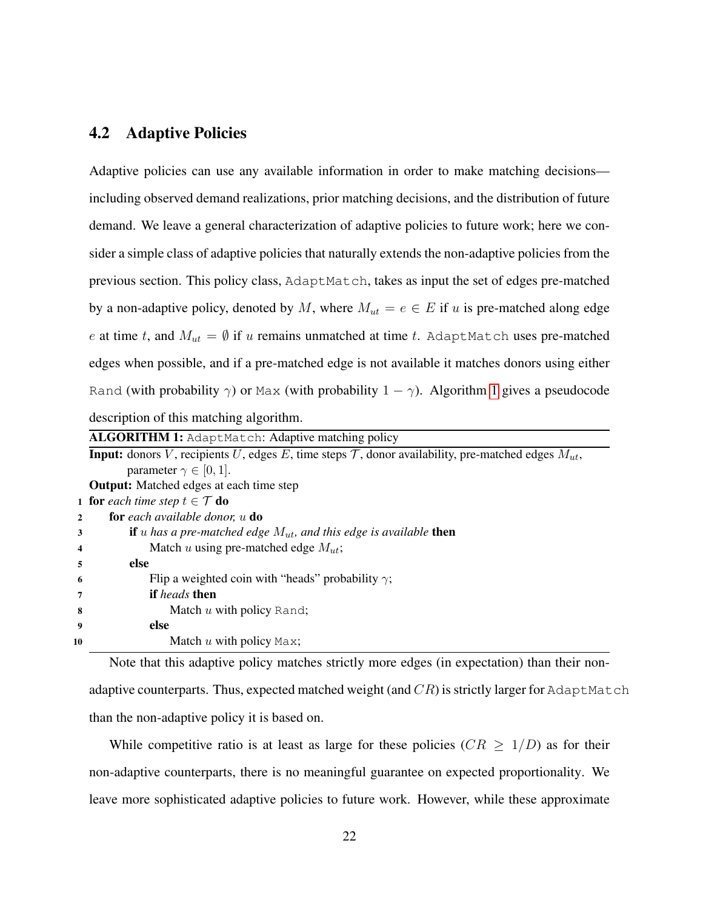## 4.2 Adaptive Policies

Adaptive policies can use any available information in order to make matching decisions—including observed demand realizations, prior matching decisions, and the distribution of future demand. We leave a general characterization of adaptive policies to future work; here we consider a simple class of adaptive policies that naturally extends the non-adaptive policies from the previous section. This policy class, `AdaptMatch`, takes as input the set of edges pre-matched by a non-adaptive policy, denoted by $M$, where $M_{ut} = e \in E$ if $u$ is pre-matched along edge $e$ at time $t$, and $M_{ut} = \emptyset$ if $u$ remains unmatched at time $t$. `AdaptMatch` uses pre-matched edges when possible, and if a pre-matched edge is not available it matches donors using either `Rand` (with probability $\gamma$) or `Max` (with probability $1 - \gamma$). Algorithm 1 gives a pseudocode description of this matching algorithm.

**ALGORITHM 1:** `AdaptMatch`: Adaptive matching policy

**Input:** donors $V$, recipients $U$, edges $E$, time steps $\mathcal{T}$, donor availability, pre-matched edges $M_{ut}$, parameter $\gamma \in [0, 1]$.
**Output:** Matched edges at each time step

```
1  for each time step t ∈ T do
2      for each available donor, u do
3          if u has a pre-matched edge M_ut, and this edge is available then
4              Match u using pre-matched edge M_ut;
5          else
6              Flip a weighted coin with "heads" probability γ;
7              if heads then
8                  Match u with policy Rand;
9              else
10                 Match u with policy Max;
```

Note that this adaptive policy matches strictly more edges (in expectation) than their non-adaptive counterparts. Thus, expected matched weight (and $CR$) is strictly larger for `AdaptMatch` than the non-adaptive policy it is based on.

While competitive ratio is at least as large for these policies ($CR \geq 1/D$) as for their non-adaptive counterparts, there is no meaningful guarantee on expected proportionality. We leave more sophisticated adaptive policies to future work. However, while these approximate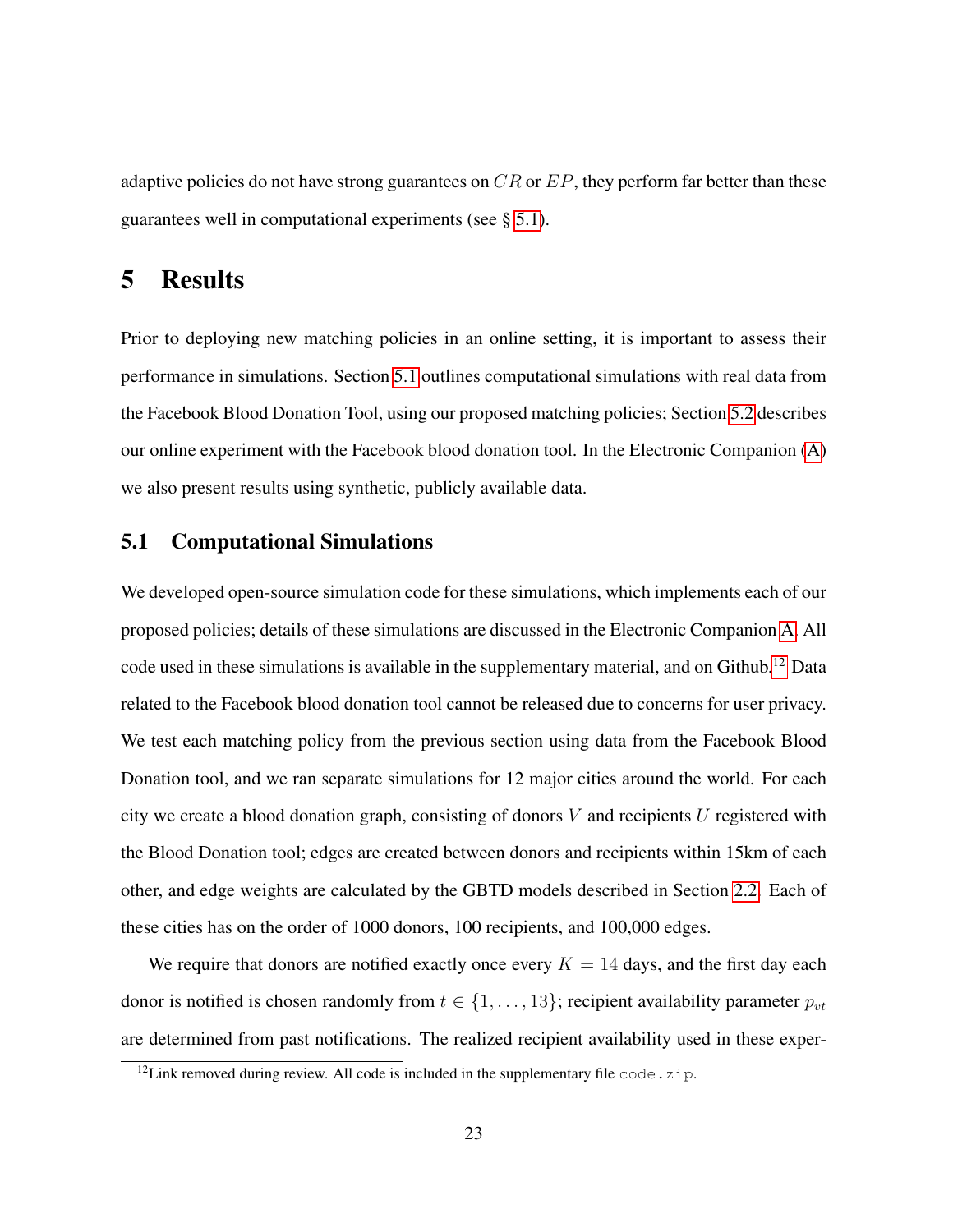adaptive policies do not have strong guarantees on $CR$ or $EP$, they perform far better than these guarantees well in computational experiments (see § 5.1).

# 5 Results

Prior to deploying new matching policies in an online setting, it is important to assess their performance in simulations. Section 5.1 outlines computational simulations with real data from the Facebook Blood Donation Tool, using our proposed matching policies; Section 5.2 describes our online experiment with the Facebook blood donation tool. In the Electronic Companion (A) we also present results using synthetic, publicly available data.

## 5.1 Computational Simulations

We developed open-source simulation code for these simulations, which implements each of our proposed policies; details of these simulations are discussed in the Electronic Companion A. All code used in these simulations is available in the supplementary material, and on Github.[12] Data related to the Facebook blood donation tool cannot be released due to concerns for user privacy. We test each matching policy from the previous section using data from the Facebook Blood Donation tool, and we ran separate simulations for 12 major cities around the world. For each city we create a blood donation graph, consisting of donors $V$ and recipients $U$ registered with the Blood Donation tool; edges are created between donors and recipients within 15km of each other, and edge weights are calculated by the GBTD models described in Section 2.2. Each of these cities has on the order of 1000 donors, 100 recipients, and 100,000 edges.

We require that donors are notified exactly once every $K = 14$ days, and the first day each donor is notified is chosen randomly from $t \in \{1, \ldots, 13\}$; recipient availability parameter $p_{vt}$ are determined from past notifications. The realized recipient availability used in these exper-

[12]Link removed during review. All code is included in the supplementary file `code.zip`.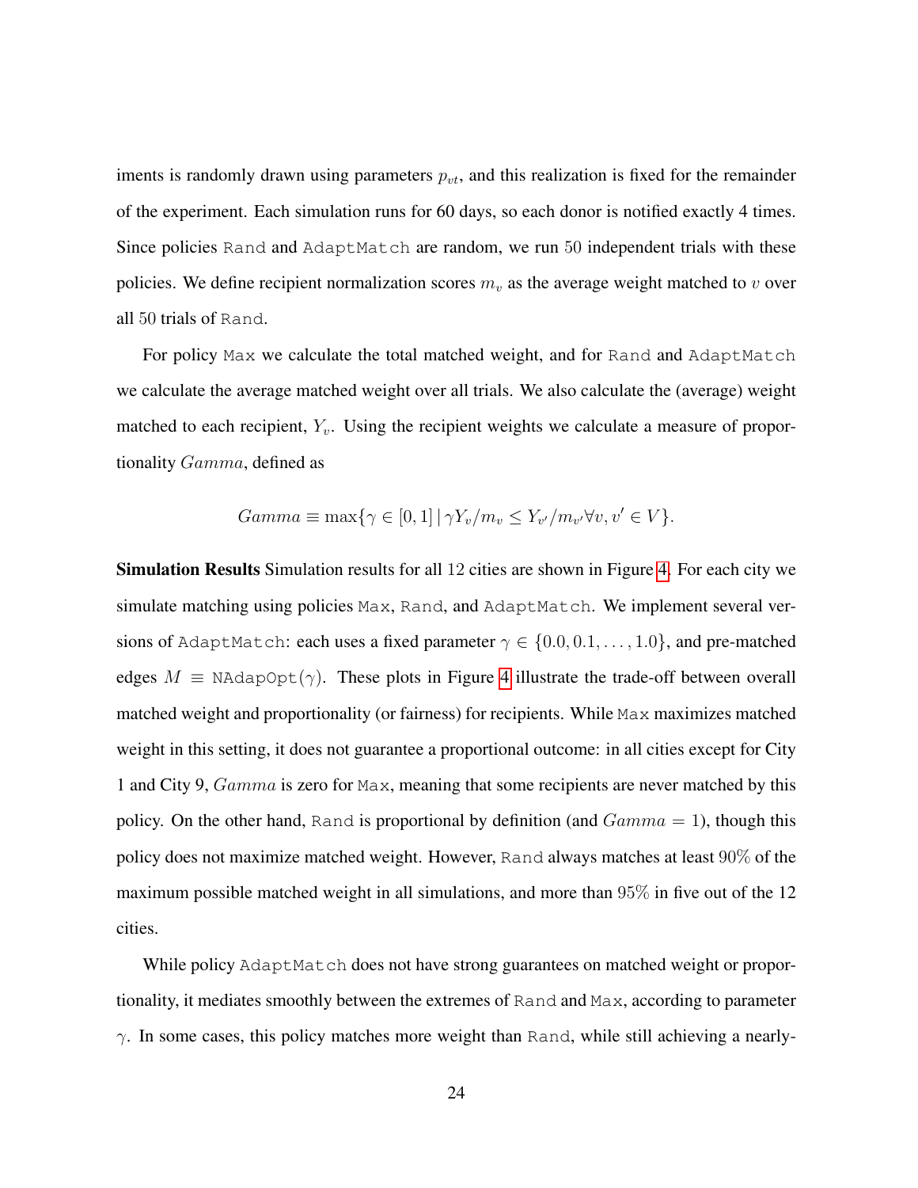iments is randomly drawn using parameters $p_{vt}$, and this realization is fixed for the remainder of the experiment. Each simulation runs for 60 days, so each donor is notified exactly 4 times. Since policies `Rand` and `AdaptMatch` are random, we run 50 independent trials with these policies. We define recipient normalization scores $m_v$ as the average weight matched to $v$ over all 50 trials of `Rand`.

For policy `Max` we calculate the total matched weight, and for `Rand` and `AdaptMatch` we calculate the average matched weight over all trials. We also calculate the (average) weight matched to each recipient, $Y_v$. Using the recipient weights we calculate a measure of proportionality $Gamma$, defined as

$$Gamma \equiv \max\{\gamma \in [0, 1] \,|\, \gamma Y_v/m_v \leq Y_{v'}/m_{v'} \forall v, v' \in V\}.$$

**Simulation Results** Simulation results for all 12 cities are shown in Figure 4. For each city we simulate matching using policies `Max`, `Rand`, and `AdaptMatch`. We implement several versions of `AdaptMatch`: each uses a fixed parameter $\gamma \in \{0.0, 0.1, \ldots, 1.0\}$, and pre-matched edges $M \equiv$ `NAdapOpt`$(\gamma)$. These plots in Figure 4 illustrate the trade-off between overall matched weight and proportionality (or fairness) for recipients. While `Max` maximizes matched weight in this setting, it does not guarantee a proportional outcome: in all cities except for City 1 and City 9, $Gamma$ is zero for `Max`, meaning that some recipients are never matched by this policy. On the other hand, `Rand` is proportional by definition (and $Gamma = 1$), though this policy does not maximize matched weight. However, `Rand` always matches at least 90% of the maximum possible matched weight in all simulations, and more than 95% in five out of the 12 cities.

While policy `AdaptMatch` does not have strong guarantees on matched weight or proportionality, it mediates smoothly between the extremes of `Rand` and `Max`, according to parameter $\gamma$. In some cases, this policy matches more weight than `Rand`, while still achieving a nearly-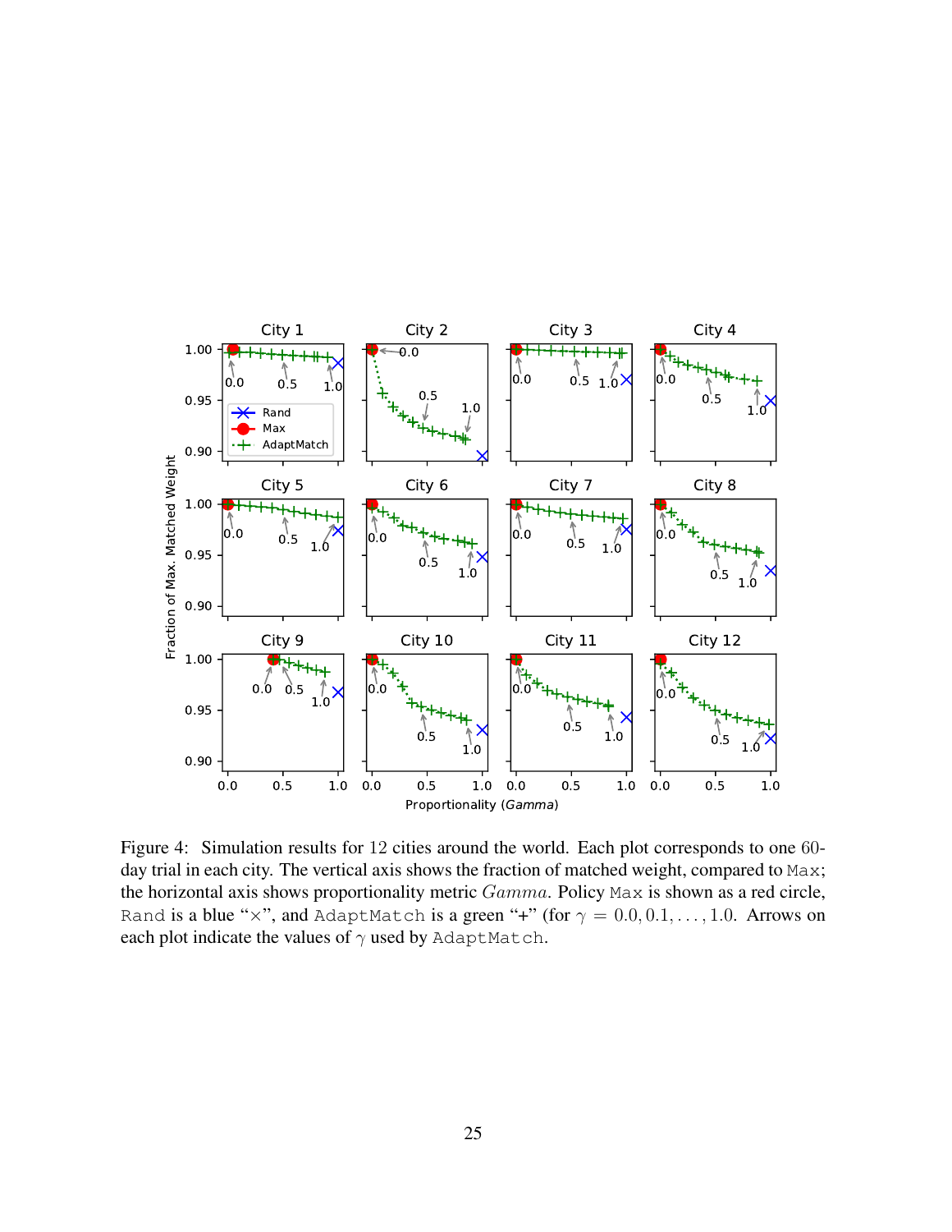Figure 4: Simulation results for 12 cities around the world. Each plot corresponds to one 60-day trial in each city. The vertical axis shows the fraction of matched weight, compared to Max; the horizontal axis shows proportionality metric *Gamma*. Policy Max is shown as a red circle, Rand is a blue "×", and AdaptMatch is a green "+" (for $\gamma = 0.0, 0.1, \ldots, 1.0$. Arrows on each plot indicate the values of $\gamma$ used by AdaptMatch.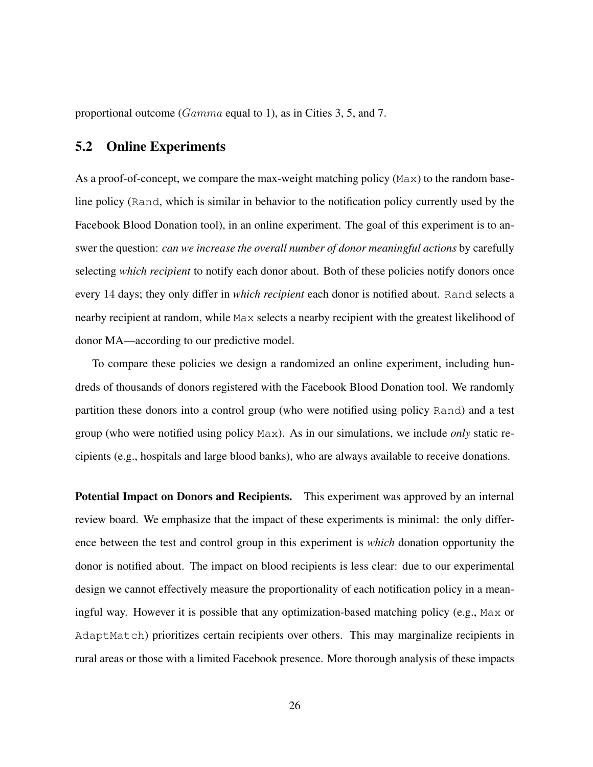proportional outcome ($Gamma$ equal to 1), as in Cities 3, 5, and 7.

## 5.2 Online Experiments

As a proof-of-concept, we compare the max-weight matching policy (`Max`) to the random baseline policy (`Rand`, which is similar in behavior to the notification policy currently used by the Facebook Blood Donation tool), in an online experiment. The goal of this experiment is to answer the question: *can we increase the overall number of donor meaningful actions* by carefully selecting *which recipient* to notify each donor about. Both of these policies notify donors once every 14 days; they only differ in *which recipient* each donor is notified about. `Rand` selects a nearby recipient at random, while `Max` selects a nearby recipient with the greatest likelihood of donor MA—according to our predictive model.

To compare these policies we design a randomized an online experiment, including hundreds of thousands of donors registered with the Facebook Blood Donation tool. We randomly partition these donors into a control group (who were notified using policy `Rand`) and a test group (who were notified using policy `Max`). As in our simulations, we include *only* static recipients (e.g., hospitals and large blood banks), who are always available to receive donations.

**Potential Impact on Donors and Recipients.** This experiment was approved by an internal review board. We emphasize that the impact of these experiments is minimal: the only difference between the test and control group in this experiment is *which* donation opportunity the donor is notified about. The impact on blood recipients is less clear: due to our experimental design we cannot effectively measure the proportionality of each notification policy in a meaningful way. However it is possible that any optimization-based matching policy (e.g., `Max` or `AdaptMatch`) prioritizes certain recipients over others. This may marginalize recipients in rural areas or those with a limited Facebook presence. More thorough analysis of these impacts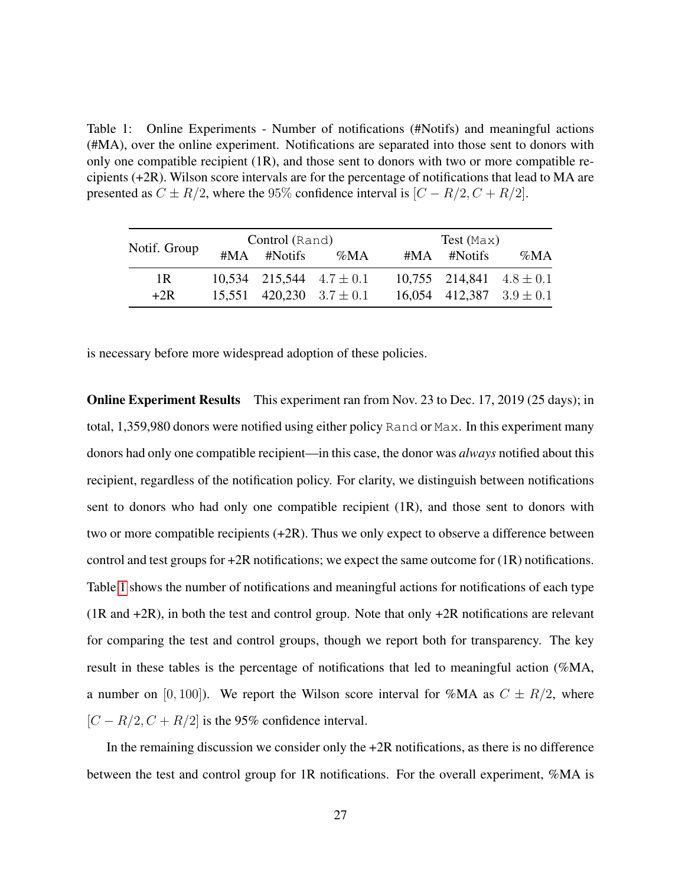Table 1: Online Experiments - Number of notifications (#Notifs) and meaningful actions (#MA), over the online experiment. Notifications are separated into those sent to donors with only one compatible recipient (1R), and those sent to donors with two or more compatible recipients (+2R). Wilson score intervals are for the percentage of notifications that lead to MA are presented as $C \pm R/2$, where the 95% confidence interval is $[C - R/2, C + R/2]$.

| Notif. Group | Control (`Rand`) | | | Test (`Max`) | | |
|---|---|---|---|---|---|---|
| | #MA | #Notifs | %MA | #MA | #Notifs | %MA |
| 1R | 10,534 | 215,544 | $4.7 \pm 0.1$ | 10,755 | 214,841 | $4.8 \pm 0.1$ |
| +2R | 15,551 | 420,230 | $3.7 \pm 0.1$ | 16,054 | 412,387 | $3.9 \pm 0.1$ |

is necessary before more widespread adoption of these policies.

**Online Experiment Results** This experiment ran from Nov. 23 to Dec. 17, 2019 (25 days); in total, 1,359,980 donors were notified using either policy `Rand` or `Max`. In this experiment many donors had only one compatible recipient—in this case, the donor was *always* notified about this recipient, regardless of the notification policy. For clarity, we distinguish between notifications sent to donors who had only one compatible recipient (1R), and those sent to donors with two or more compatible recipients (+2R). Thus we only expect to observe a difference between control and test groups for +2R notifications; we expect the same outcome for (1R) notifications. Table 1 shows the number of notifications and meaningful actions for notifications of each type (1R and +2R), in both the test and control group. Note that only +2R notifications are relevant for comparing the test and control groups, though we report both for transparency. The key result in these tables is the percentage of notifications that led to meaningful action (%MA, a number on $[0, 100]$). We report the Wilson score interval for %MA as $C \pm R/2$, where $[C - R/2, C + R/2]$ is the 95% confidence interval.

In the remaining discussion we consider only the +2R notifications, as there is no difference between the test and control group for 1R notifications. For the overall experiment, %MA is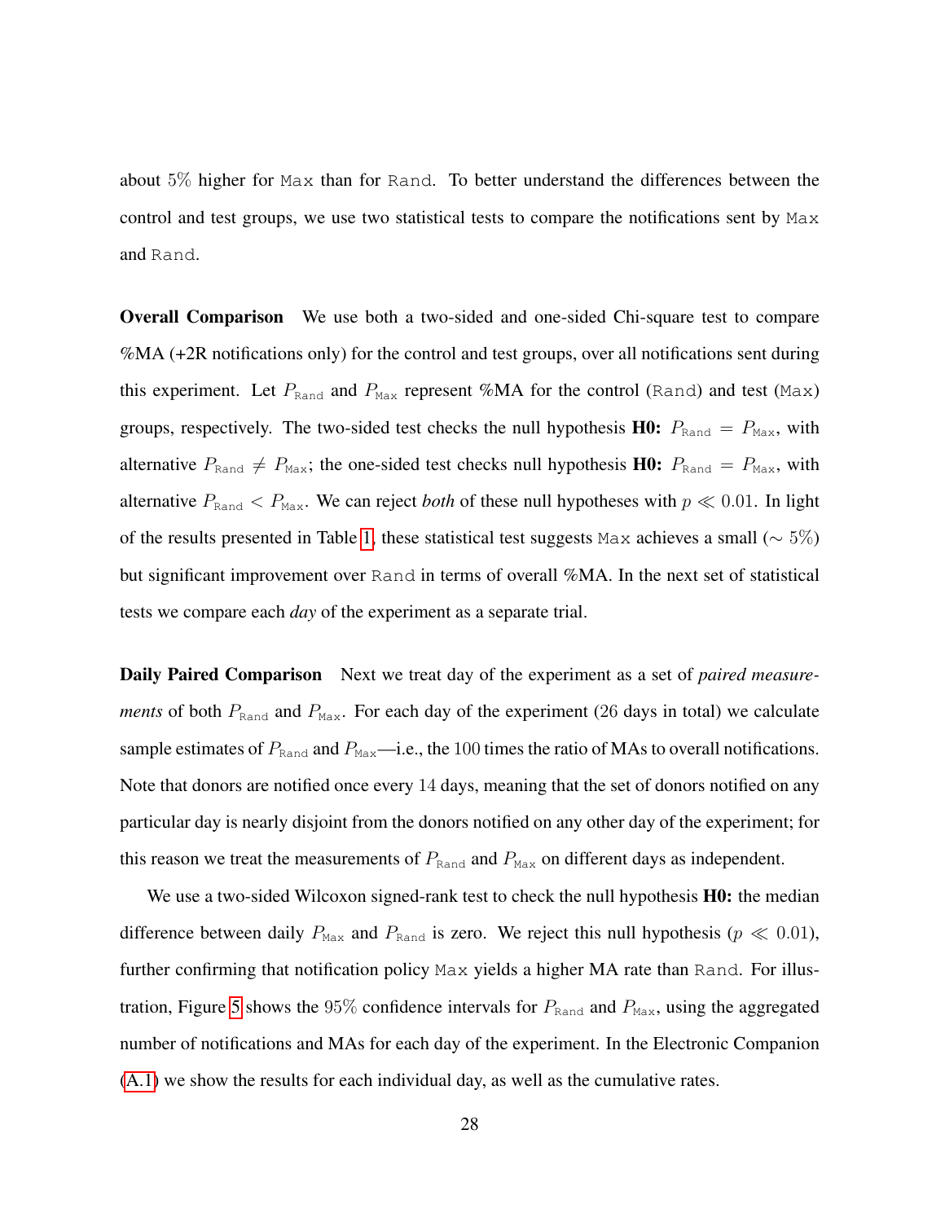about 5% higher for `Max` than for `Rand`. To better understand the differences between the control and test groups, we use two statistical tests to compare the notifications sent by `Max` and `Rand`.

**Overall Comparison** We use both a two-sided and one-sided Chi-square test to compare %MA (+2R notifications only) for the control and test groups, over all notifications sent during this experiment. Let $P_{\texttt{Rand}}$ and $P_{\texttt{Max}}$ represent %MA for the control (`Rand`) and test (`Max`) groups, respectively. The two-sided test checks the null hypothesis **H0:** $P_{\texttt{Rand}} = P_{\texttt{Max}}$, with alternative $P_{\texttt{Rand}} \neq P_{\texttt{Max}}$; the one-sided test checks null hypothesis **H0:** $P_{\texttt{Rand}} = P_{\texttt{Max}}$, with alternative $P_{\texttt{Rand}} < P_{\texttt{Max}}$. We can reject *both* of these null hypotheses with $p \ll 0.01$. In light of the results presented in Table 1, these statistical test suggests `Max` achieves a small ($\sim 5\%$) but significant improvement over `Rand` in terms of overall %MA. In the next set of statistical tests we compare each *day* of the experiment as a separate trial.

**Daily Paired Comparison** Next we treat day of the experiment as a set of *paired measurements* of both $P_{\texttt{Rand}}$ and $P_{\texttt{Max}}$. For each day of the experiment (26 days in total) we calculate sample estimates of $P_{\texttt{Rand}}$ and $P_{\texttt{Max}}$—i.e., the 100 times the ratio of MAs to overall notifications. Note that donors are notified once every 14 days, meaning that the set of donors notified on any particular day is nearly disjoint from the donors notified on any other day of the experiment; for this reason we treat the measurements of $P_{\texttt{Rand}}$ and $P_{\texttt{Max}}$ on different days as independent.

We use a two-sided Wilcoxon signed-rank test to check the null hypothesis **H0:** the median difference between daily $P_{\texttt{Max}}$ and $P_{\texttt{Rand}}$ is zero. We reject this null hypothesis ($p \ll 0.01$), further confirming that notification policy `Max` yields a higher MA rate than `Rand`. For illustration, Figure 5 shows the 95% confidence intervals for $P_{\texttt{Rand}}$ and $P_{\texttt{Max}}$, using the aggregated number of notifications and MAs for each day of the experiment. In the Electronic Companion (A.1) we show the results for each individual day, as well as the cumulative rates.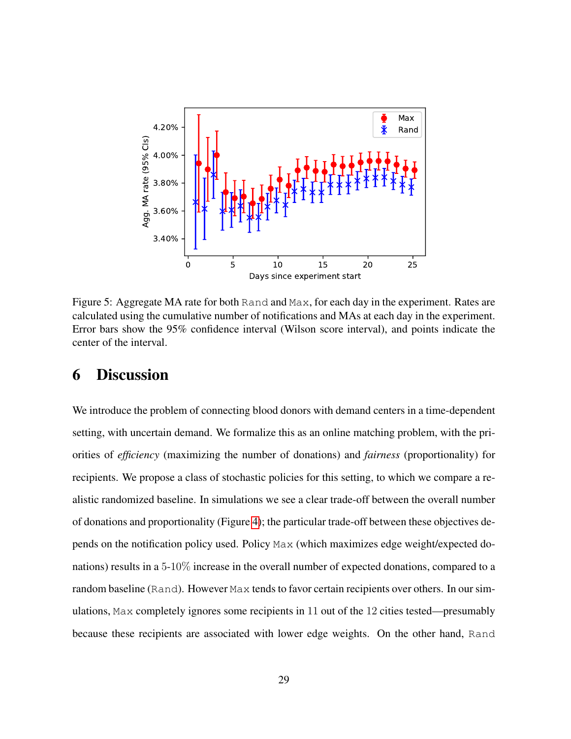Figure 5: Aggregate MA rate for both Rand and Max, for each day in the experiment. Rates are calculated using the cumulative number of notifications and MAs at each day in the experiment. Error bars show the 95% confidence interval (Wilson score interval), and points indicate the center of the interval.

# 6 Discussion

We introduce the problem of connecting blood donors with demand centers in a time-dependent setting, with uncertain demand. We formalize this as an online matching problem, with the priorities of *efficiency* (maximizing the number of donations) and *fairness* (proportionality) for recipients. We propose a class of stochastic policies for this setting, to which we compare a realistic randomized baseline. In simulations we see a clear trade-off between the overall number of donations and proportionality (Figure 4); the particular trade-off between these objectives depends on the notification policy used. Policy Max (which maximizes edge weight/expected donations) results in a 5-10% increase in the overall number of expected donations, compared to a random baseline (Rand). However Max tends to favor certain recipients over others. In our simulations, Max completely ignores some recipients in 11 out of the 12 cities tested—presumably because these recipients are associated with lower edge weights. On the other hand, Rand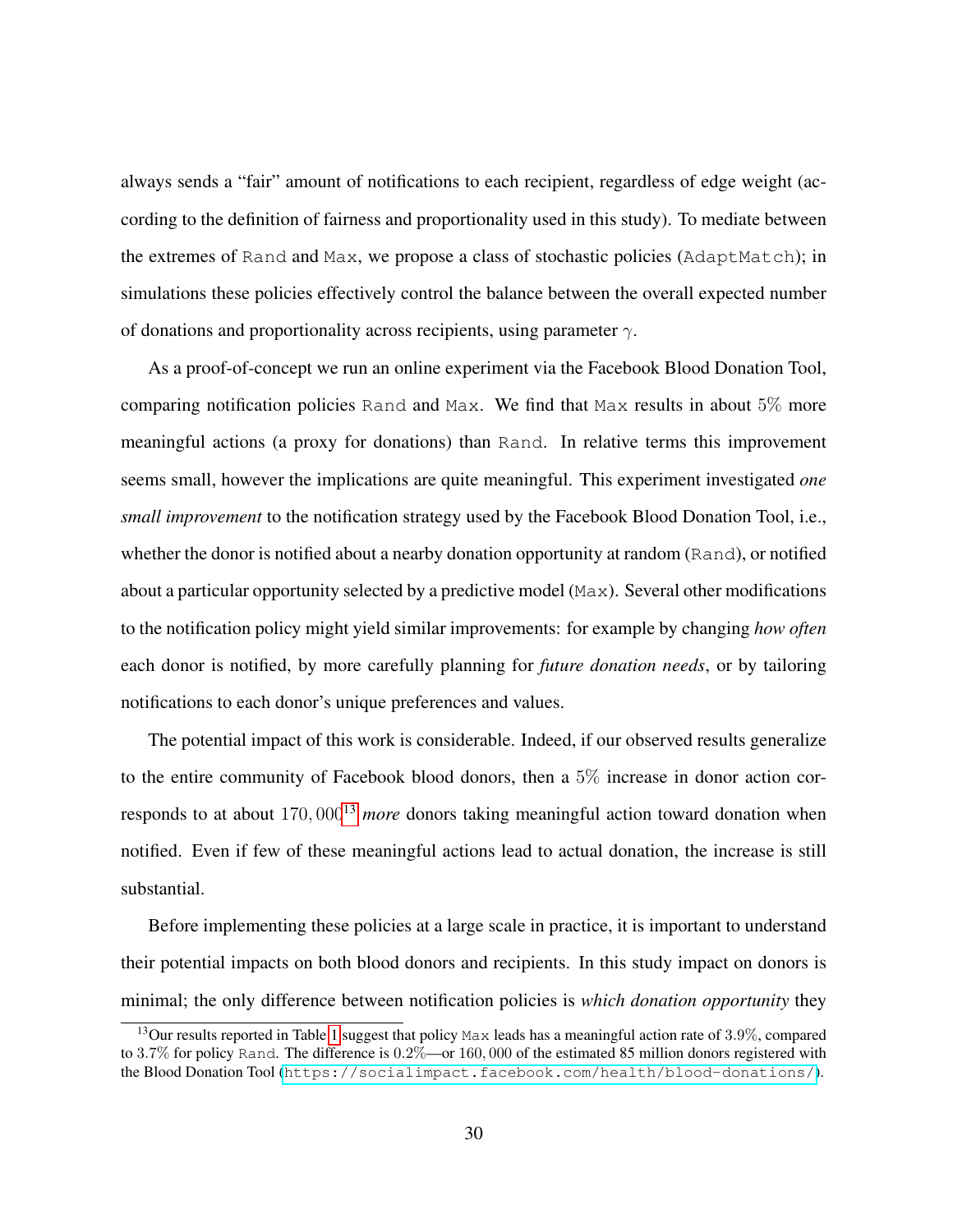always sends a "fair" amount of notifications to each recipient, regardless of edge weight (according to the definition of fairness and proportionality used in this study). To mediate between the extremes of `Rand` and `Max`, we propose a class of stochastic policies (`AdaptMatch`); in simulations these policies effectively control the balance between the overall expected number of donations and proportionality across recipients, using parameter $\gamma$.

As a proof-of-concept we run an online experiment via the Facebook Blood Donation Tool, comparing notification policies `Rand` and `Max`. We find that `Max` results in about $5\%$ more meaningful actions (a proxy for donations) than `Rand`. In relative terms this improvement seems small, however the implications are quite meaningful. This experiment investigated *one small improvement* to the notification strategy used by the Facebook Blood Donation Tool, i.e., whether the donor is notified about a nearby donation opportunity at random (`Rand`), or notified about a particular opportunity selected by a predictive model (`Max`). Several other modifications to the notification policy might yield similar improvements: for example by changing *how often* each donor is notified, by more carefully planning for *future donation needs*, or by tailoring notifications to each donor's unique preferences and values.

The potential impact of this work is considerable. Indeed, if our observed results generalize to the entire community of Facebook blood donors, then a $5\%$ increase in donor action corresponds to at about $170,000$[13] *more* donors taking meaningful action toward donation when notified. Even if few of these meaningful actions lead to actual donation, the increase is still substantial.

Before implementing these policies at a large scale in practice, it is important to understand their potential impacts on both blood donors and recipients. In this study impact on donors is minimal; the only difference between notification policies is *which donation opportunity* they

---

[13] Our results reported in Table 1 suggest that policy `Max` leads has a meaningful action rate of $3.9\%$, compared to $3.7\%$ for policy `Rand`. The difference is $0.2\%$—or $160,000$ of the estimated 85 million donors registered with the Blood Donation Tool (https://socialimpact.facebook.com/health/blood-donations/).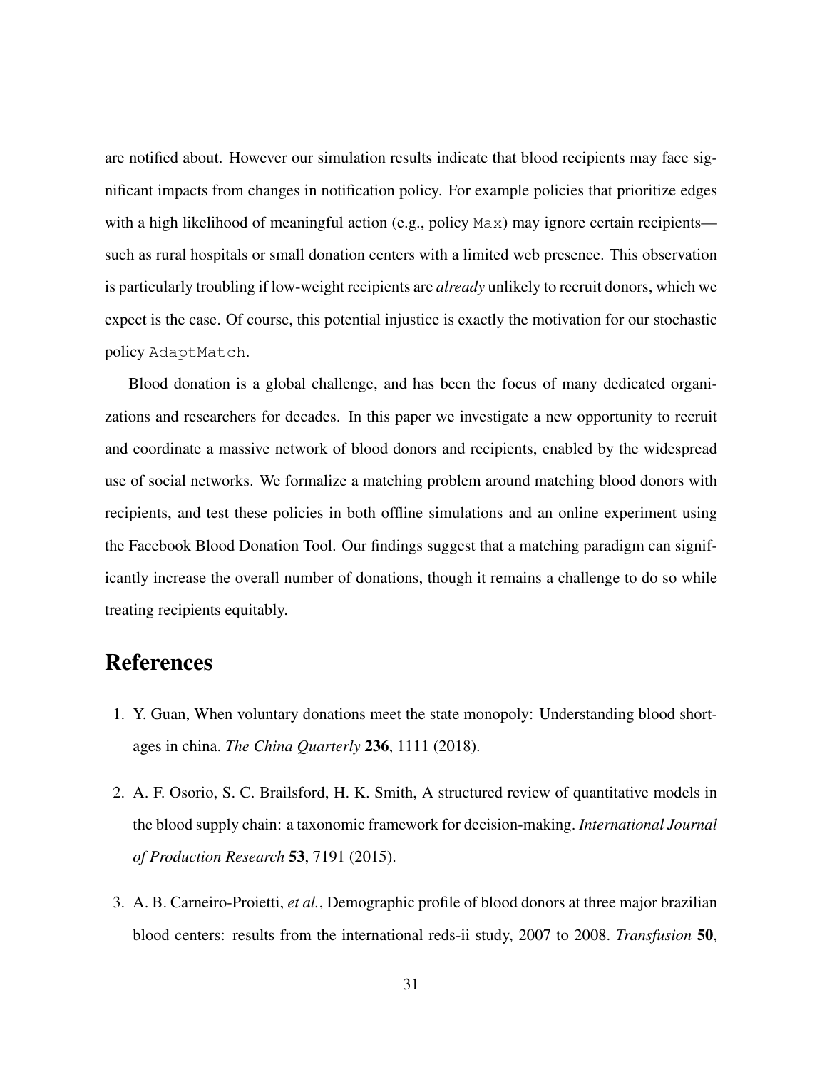are notified about. However our simulation results indicate that blood recipients may face significant impacts from changes in notification policy. For example policies that prioritize edges with a high likelihood of meaningful action (e.g., policy `Max`) may ignore certain recipients—such as rural hospitals or small donation centers with a limited web presence. This observation is particularly troubling if low-weight recipients are *already* unlikely to recruit donors, which we expect is the case. Of course, this potential injustice is exactly the motivation for our stochastic policy `AdaptMatch`.

Blood donation is a global challenge, and has been the focus of many dedicated organizations and researchers for decades. In this paper we investigate a new opportunity to recruit and coordinate a massive network of blood donors and recipients, enabled by the widespread use of social networks. We formalize a matching problem around matching blood donors with recipients, and test these policies in both offline simulations and an online experiment using the Facebook Blood Donation Tool. Our findings suggest that a matching paradigm can significantly increase the overall number of donations, though it remains a challenge to do so while treating recipients equitably.

# References

1. Y. Guan, When voluntary donations meet the state monopoly: Understanding blood shortages in china. *The China Quarterly* **236**, 1111 (2018).

2. A. F. Osorio, S. C. Brailsford, H. K. Smith, A structured review of quantitative models in the blood supply chain: a taxonomic framework for decision-making. *International Journal of Production Research* **53**, 7191 (2015).

3. A. B. Carneiro-Proietti, *et al.*, Demographic profile of blood donors at three major brazilian blood centers: results from the international reds-ii study, 2007 to 2008. *Transfusion* **50**,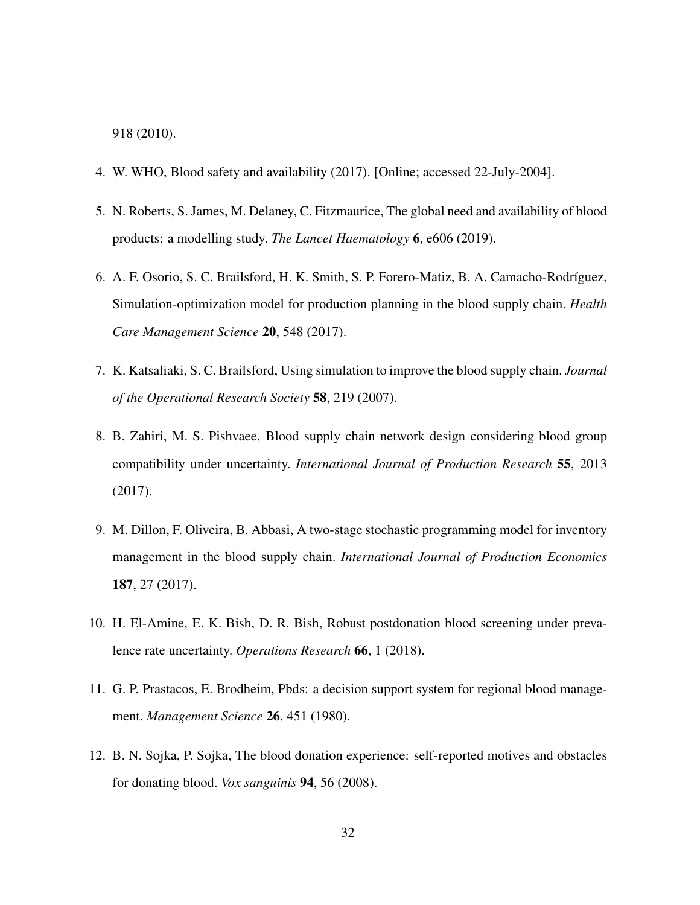918 (2010).

4. W. WHO, Blood safety and availability (2017). [Online; accessed 22-July-2004].
5. N. Roberts, S. James, M. Delaney, C. Fitzmaurice, The global need and availability of blood products: a modelling study. *The Lancet Haematology* **6**, e606 (2019).
6. A. F. Osorio, S. C. Brailsford, H. K. Smith, S. P. Forero-Matiz, B. A. Camacho-Rodríguez, Simulation-optimization model for production planning in the blood supply chain. *Health Care Management Science* **20**, 548 (2017).
7. K. Katsaliaki, S. C. Brailsford, Using simulation to improve the blood supply chain. *Journal of the Operational Research Society* **58**, 219 (2007).
8. B. Zahiri, M. S. Pishvaee, Blood supply chain network design considering blood group compatibility under uncertainty. *International Journal of Production Research* **55**, 2013 (2017).
9. M. Dillon, F. Oliveira, B. Abbasi, A two-stage stochastic programming model for inventory management in the blood supply chain. *International Journal of Production Economics* **187**, 27 (2017).
10. H. El-Amine, E. K. Bish, D. R. Bish, Robust postdonation blood screening under prevalence rate uncertainty. *Operations Research* **66**, 1 (2018).
11. G. P. Prastacos, E. Brodheim, Pbds: a decision support system for regional blood management. *Management Science* **26**, 451 (1980).
12. B. N. Sojka, P. Sojka, The blood donation experience: self-reported motives and obstacles for donating blood. *Vox sanguinis* **94**, 56 (2008).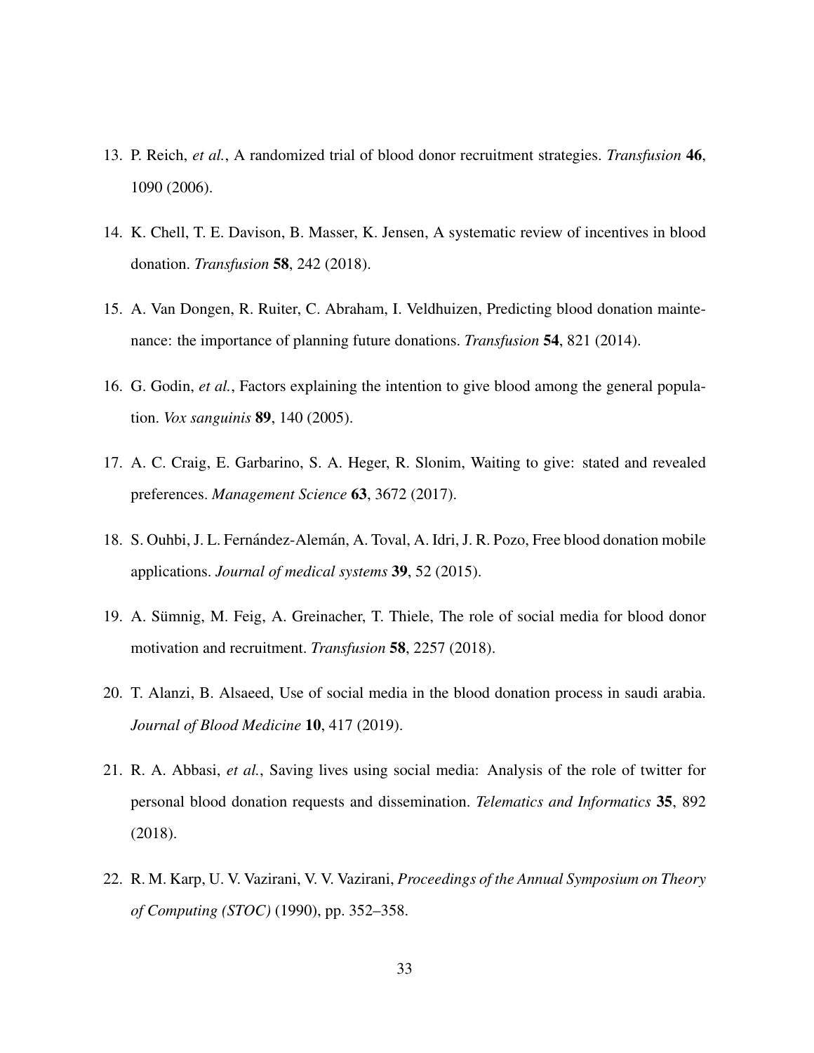13. P. Reich, *et al.*, A randomized trial of blood donor recruitment strategies. *Transfusion* **46**, 1090 (2006).

14. K. Chell, T. E. Davison, B. Masser, K. Jensen, A systematic review of incentives in blood donation. *Transfusion* **58**, 242 (2018).

15. A. Van Dongen, R. Ruiter, C. Abraham, I. Veldhuizen, Predicting blood donation maintenance: the importance of planning future donations. *Transfusion* **54**, 821 (2014).

16. G. Godin, *et al.*, Factors explaining the intention to give blood among the general population. *Vox sanguinis* **89**, 140 (2005).

17. A. C. Craig, E. Garbarino, S. A. Heger, R. Slonim, Waiting to give: stated and revealed preferences. *Management Science* **63**, 3672 (2017).

18. S. Ouhbi, J. L. Fernández-Alemán, A. Toval, A. Idri, J. R. Pozo, Free blood donation mobile applications. *Journal of medical systems* **39**, 52 (2015).

19. A. Sümnig, M. Feig, A. Greinacher, T. Thiele, The role of social media for blood donor motivation and recruitment. *Transfusion* **58**, 2257 (2018).

20. T. Alanzi, B. Alsaeed, Use of social media in the blood donation process in saudi arabia. *Journal of Blood Medicine* **10**, 417 (2019).

21. R. A. Abbasi, *et al.*, Saving lives using social media: Analysis of the role of twitter for personal blood donation requests and dissemination. *Telematics and Informatics* **35**, 892 (2018).

22. R. M. Karp, U. V. Vazirani, V. V. Vazirani, *Proceedings of the Annual Symposium on Theory of Computing (STOC)* (1990), pp. 352–358.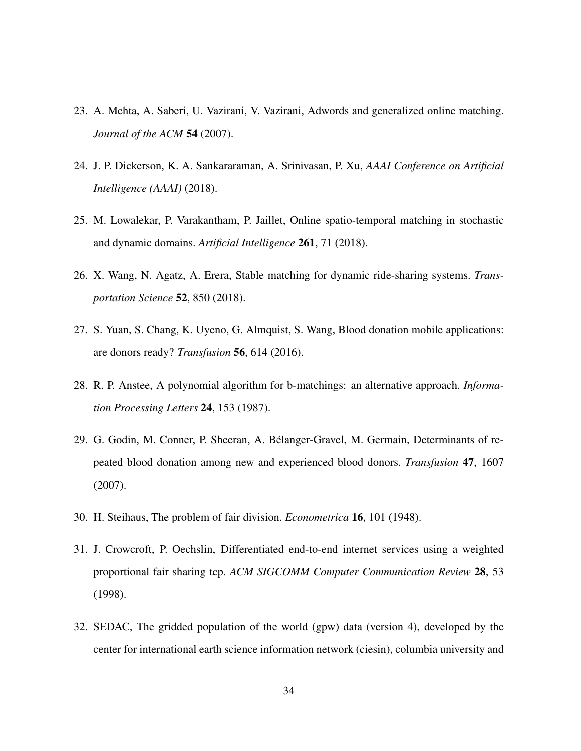23. A. Mehta, A. Saberi, U. Vazirani, V. Vazirani, Adwords and generalized online matching. *Journal of the ACM* **54** (2007).

24. J. P. Dickerson, K. A. Sankararaman, A. Srinivasan, P. Xu, *AAAI Conference on Artificial Intelligence (AAAI)* (2018).

25. M. Lowalekar, P. Varakantham, P. Jaillet, Online spatio-temporal matching in stochastic and dynamic domains. *Artificial Intelligence* **261**, 71 (2018).

26. X. Wang, N. Agatz, A. Erera, Stable matching for dynamic ride-sharing systems. *Transportation Science* **52**, 850 (2018).

27. S. Yuan, S. Chang, K. Uyeno, G. Almquist, S. Wang, Blood donation mobile applications: are donors ready? *Transfusion* **56**, 614 (2016).

28. R. P. Anstee, A polynomial algorithm for b-matchings: an alternative approach. *Information Processing Letters* **24**, 153 (1987).

29. G. Godin, M. Conner, P. Sheeran, A. Bélanger-Gravel, M. Germain, Determinants of repeated blood donation among new and experienced blood donors. *Transfusion* **47**, 1607 (2007).

30. H. Steihaus, The problem of fair division. *Econometrica* **16**, 101 (1948).

31. J. Crowcroft, P. Oechslin, Differentiated end-to-end internet services using a weighted proportional fair sharing tcp. *ACM SIGCOMM Computer Communication Review* **28**, 53 (1998).

32. SEDAC, The gridded population of the world (gpw) data (version 4), developed by the center for international earth science information network (ciesin), columbia university and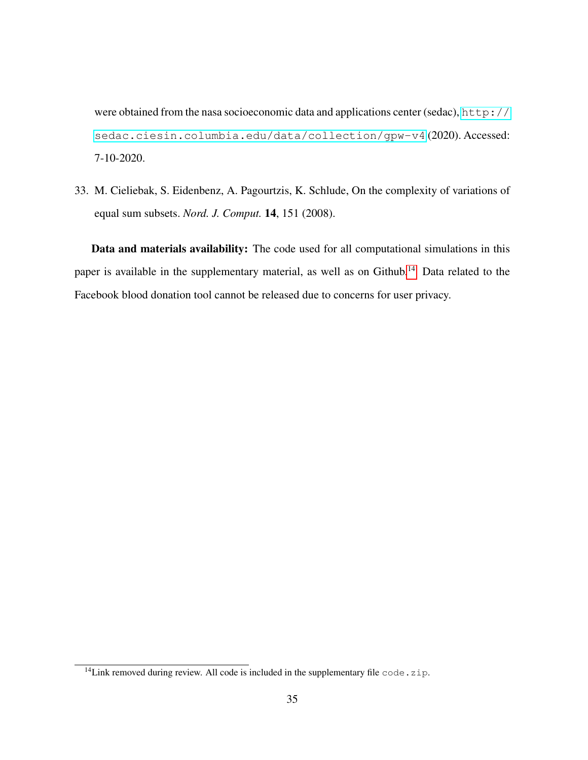were obtained from the nasa socioeconomic data and applications center (sedac), http://sedac.ciesin.columbia.edu/data/collection/gpw-v4 (2020). Accessed: 7-10-2020.

33. M. Cieliebak, S. Eidenbenz, A. Pagourtzis, K. Schlude, On the complexity of variations of equal sum subsets. *Nord. J. Comput.* **14**, 151 (2008).

**Data and materials availability:** The code used for all computational simulations in this paper is available in the supplementary material, as well as on Github.[14] Data related to the Facebook blood donation tool cannot be released due to concerns for user privacy.

[14] Link removed during review. All code is included in the supplementary file `code.zip`.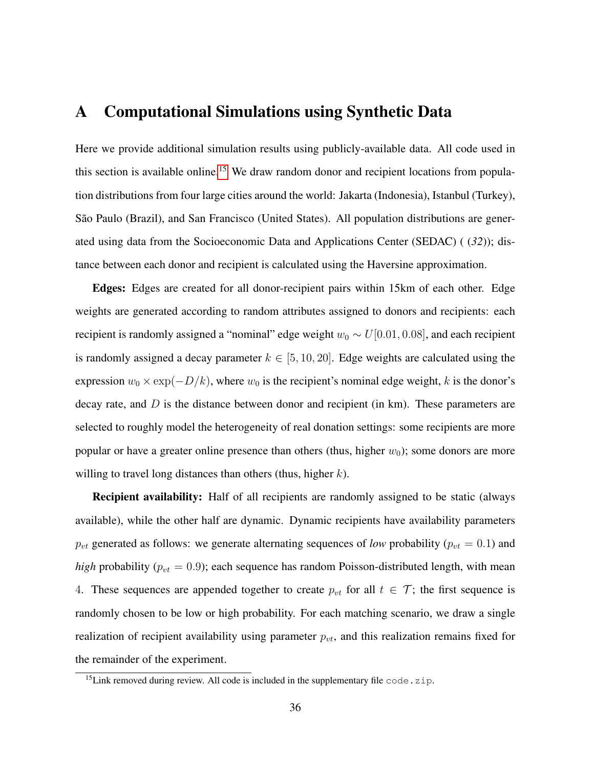# A Computational Simulations using Synthetic Data

Here we provide additional simulation results using publicly-available data. All code used in this section is available online.[15] We draw random donor and recipient locations from population distributions from four large cities around the world: Jakarta (Indonesia), Istanbul (Turkey), São Paulo (Brazil), and San Francisco (United States). All population distributions are generated using data from the Socioeconomic Data and Applications Center (SEDAC) ( (*32*)); distance between each donor and recipient is calculated using the Haversine approximation.

**Edges:** Edges are created for all donor-recipient pairs within 15km of each other. Edge weights are generated according to random attributes assigned to donors and recipients: each recipient is randomly assigned a "nominal" edge weight $w_0 \sim U[0.01, 0.08]$, and each recipient is randomly assigned a decay parameter $k \in [5, 10, 20]$. Edge weights are calculated using the expression $w_0 \times \exp(-D/k)$, where $w_0$ is the recipient's nominal edge weight, $k$ is the donor's decay rate, and $D$ is the distance between donor and recipient (in km). These parameters are selected to roughly model the heterogeneity of real donation settings: some recipients are more popular or have a greater online presence than others (thus, higher $w_0$); some donors are more willing to travel long distances than others (thus, higher $k$).

**Recipient availability:** Half of all recipients are randomly assigned to be static (always available), while the other half are dynamic. Dynamic recipients have availability parameters $p_{vt}$ generated as follows: we generate alternating sequences of *low* probability ($p_{vt} = 0.1$) and *high* probability ($p_{vt} = 0.9$); each sequence has random Poisson-distributed length, with mean 4. These sequences are appended together to create $p_{vt}$ for all $t \in \mathcal{T}$; the first sequence is randomly chosen to be low or high probability. For each matching scenario, we draw a single realization of recipient availability using parameter $p_{vt}$, and this realization remains fixed for the remainder of the experiment.

[15] Link removed during review. All code is included in the supplementary file `code.zip`.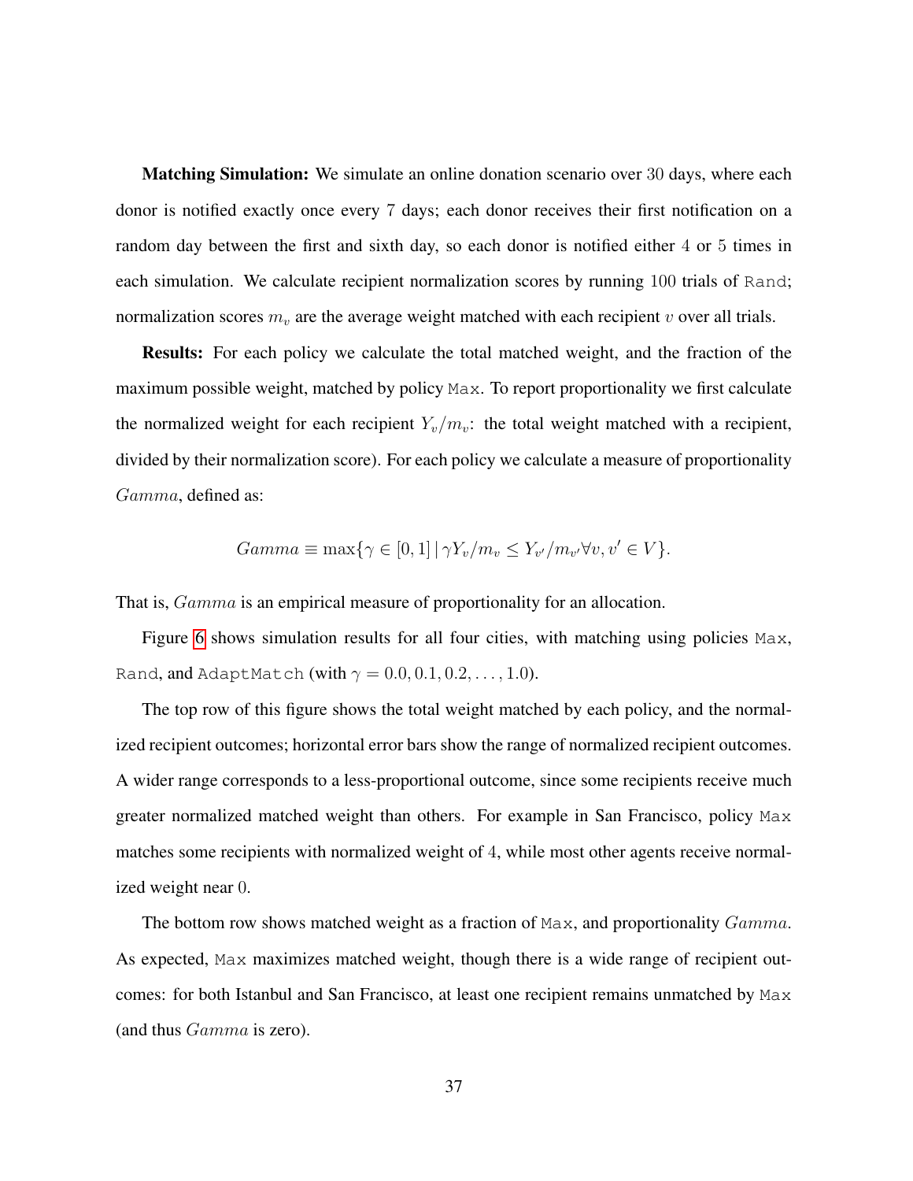**Matching Simulation:** We simulate an online donation scenario over $30$ days, where each donor is notified exactly once every $7$ days; each donor receives their first notification on a random day between the first and sixth day, so each donor is notified either $4$ or $5$ times in each simulation. We calculate recipient normalization scores by running $100$ trials of `Rand`; normalization scores $m_v$ are the average weight matched with each recipient $v$ over all trials.

**Results:** For each policy we calculate the total matched weight, and the fraction of the maximum possible weight, matched by policy `Max`. To report proportionality we first calculate the normalized weight for each recipient $Y_v/m_v$: the total weight matched with a recipient, divided by their normalization score). For each policy we calculate a measure of proportionality $Gamma$, defined as:

$$Gamma \equiv \max\{\gamma \in [0,1] \,|\, \gamma Y_v/m_v \leq Y_{v'}/m_{v'} \forall v, v' \in V\}.$$

That is, $Gamma$ is an empirical measure of proportionality for an allocation.

Figure 6 shows simulation results for all four cities, with matching using policies `Max`, `Rand`, and `AdaptMatch` (with $\gamma = 0.0, 0.1, 0.2, \ldots, 1.0$).

The top row of this figure shows the total weight matched by each policy, and the normalized recipient outcomes; horizontal error bars show the range of normalized recipient outcomes. A wider range corresponds to a less-proportional outcome, since some recipients receive much greater normalized matched weight than others. For example in San Francisco, policy `Max` matches some recipients with normalized weight of $4$, while most other agents receive normalized weight near $0$.

The bottom row shows matched weight as a fraction of `Max`, and proportionality $Gamma$. As expected, `Max` maximizes matched weight, though there is a wide range of recipient outcomes: for both Istanbul and San Francisco, at least one recipient remains unmatched by `Max` (and thus $Gamma$ is zero).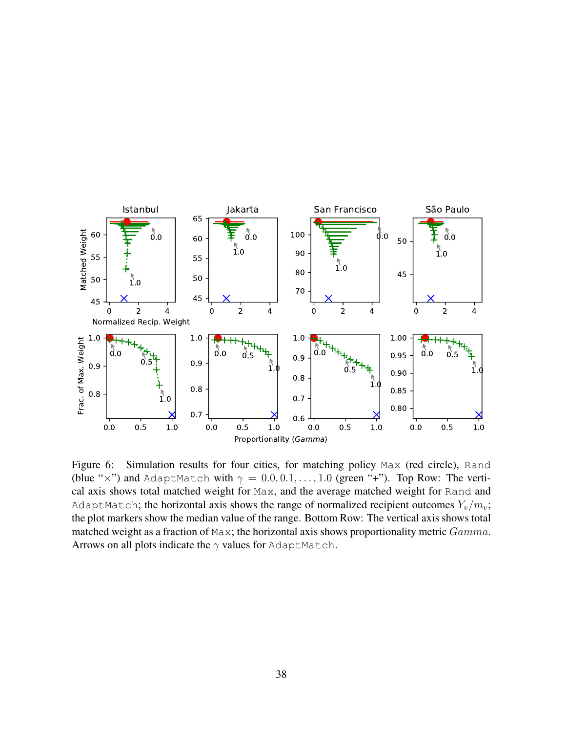Figure 6: Simulation results for four cities, for matching policy Max (red circle), Rand (blue "×") and AdaptMatch with $\gamma = 0.0, 0.1, \ldots, 1.0$ (green "+"). Top Row: The vertical axis shows total matched weight for Max, and the average matched weight for Rand and AdaptMatch; the horizontal axis shows the range of normalized recipient outcomes $Y_v/m_v$; the plot markers show the median value of the range. Bottom Row: The vertical axis shows total matched weight as a fraction of Max; the horizontal axis shows proportionality metric $Gamma$. Arrows on all plots indicate the $\gamma$ values for AdaptMatch.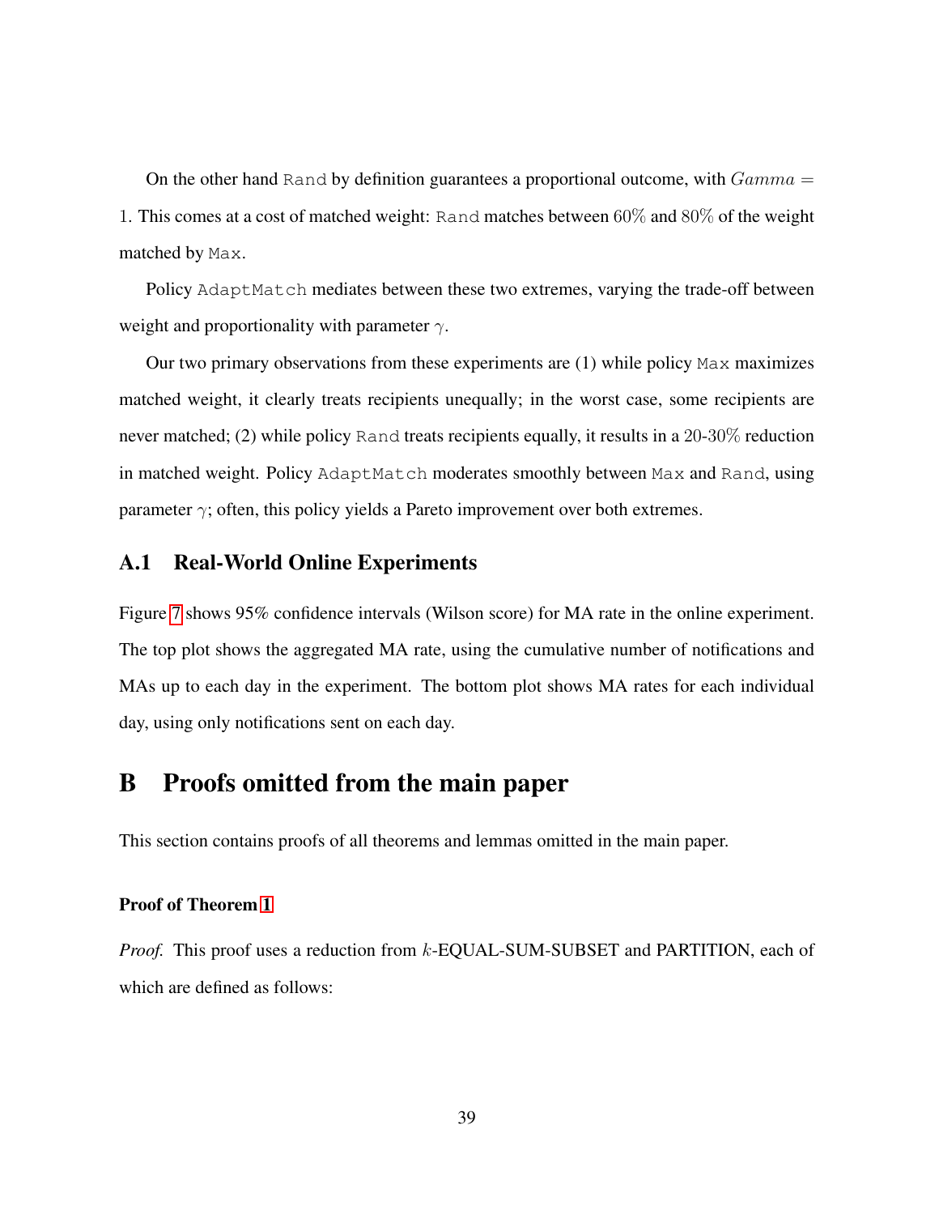On the other hand Rand by definition guarantees a proportional outcome, with $Gamma = 1$. This comes at a cost of matched weight: Rand matches between $60\%$ and $80\%$ of the weight matched by Max.

Policy AdaptMatch mediates between these two extremes, varying the trade-off between weight and proportionality with parameter $\gamma$.

Our two primary observations from these experiments are (1) while policy Max maximizes matched weight, it clearly treats recipients unequally; in the worst case, some recipients are never matched; (2) while policy Rand treats recipients equally, it results in a 20-$30\%$ reduction in matched weight. Policy AdaptMatch moderates smoothly between Max and Rand, using parameter $\gamma$; often, this policy yields a Pareto improvement over both extremes.

## A.1 Real-World Online Experiments

Figure 7 shows 95% confidence intervals (Wilson score) for MA rate in the online experiment. The top plot shows the aggregated MA rate, using the cumulative number of notifications and MAs up to each day in the experiment. The bottom plot shows MA rates for each individual day, using only notifications sent on each day.

# B Proofs omitted from the main paper

This section contains proofs of all theorems and lemmas omitted in the main paper.

**Proof of Theorem 1**

*Proof.* This proof uses a reduction from $k$-EQUAL-SUM-SUBSET and PARTITION, each of which are defined as follows: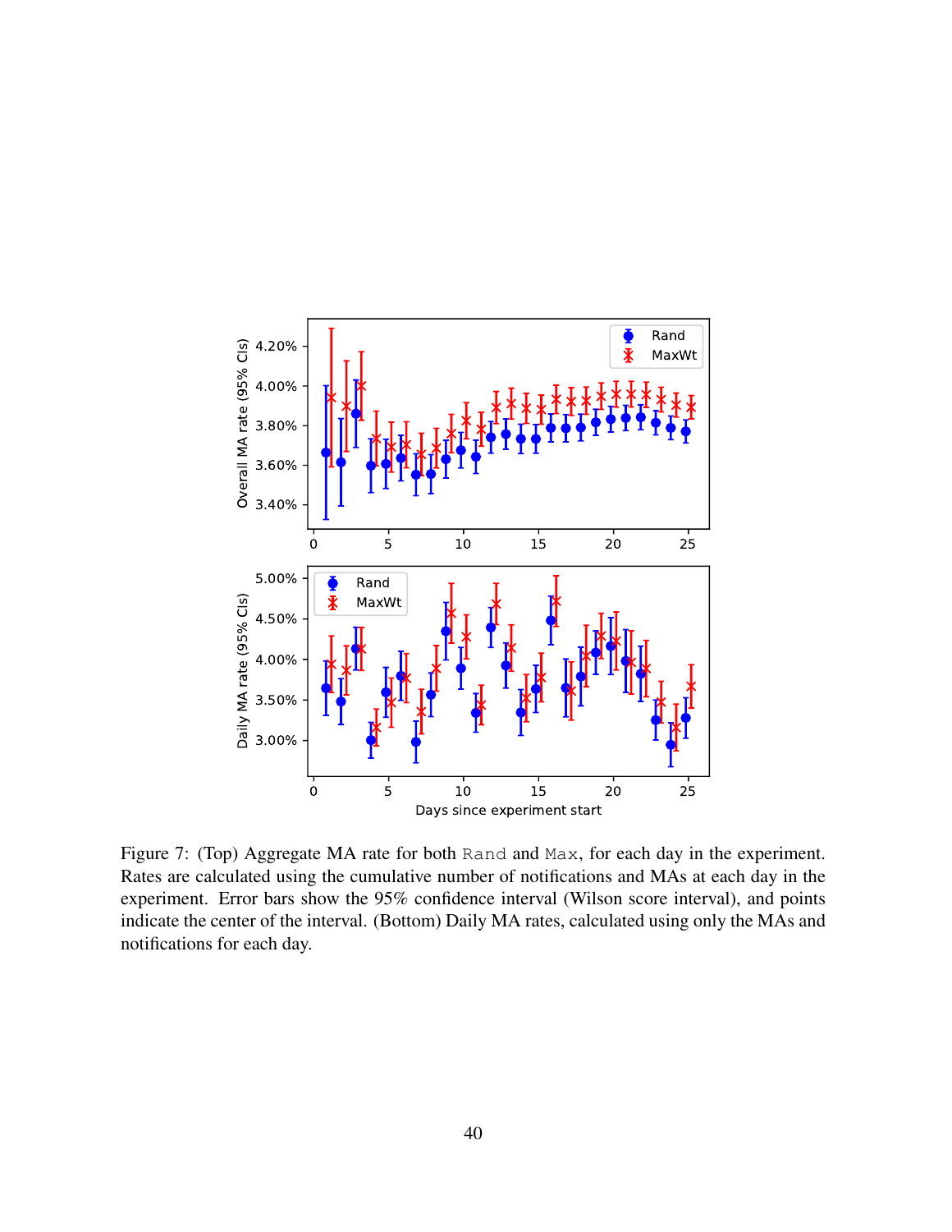Figure 7: (Top) Aggregate MA rate for both `Rand` and `Max`, for each day in the experiment. Rates are calculated using the cumulative number of notifications and MAs at each day in the experiment. Error bars show the 95% confidence interval (Wilson score interval), and points indicate the center of the interval. (Bottom) Daily MA rates, calculated using only the MAs and notifications for each day.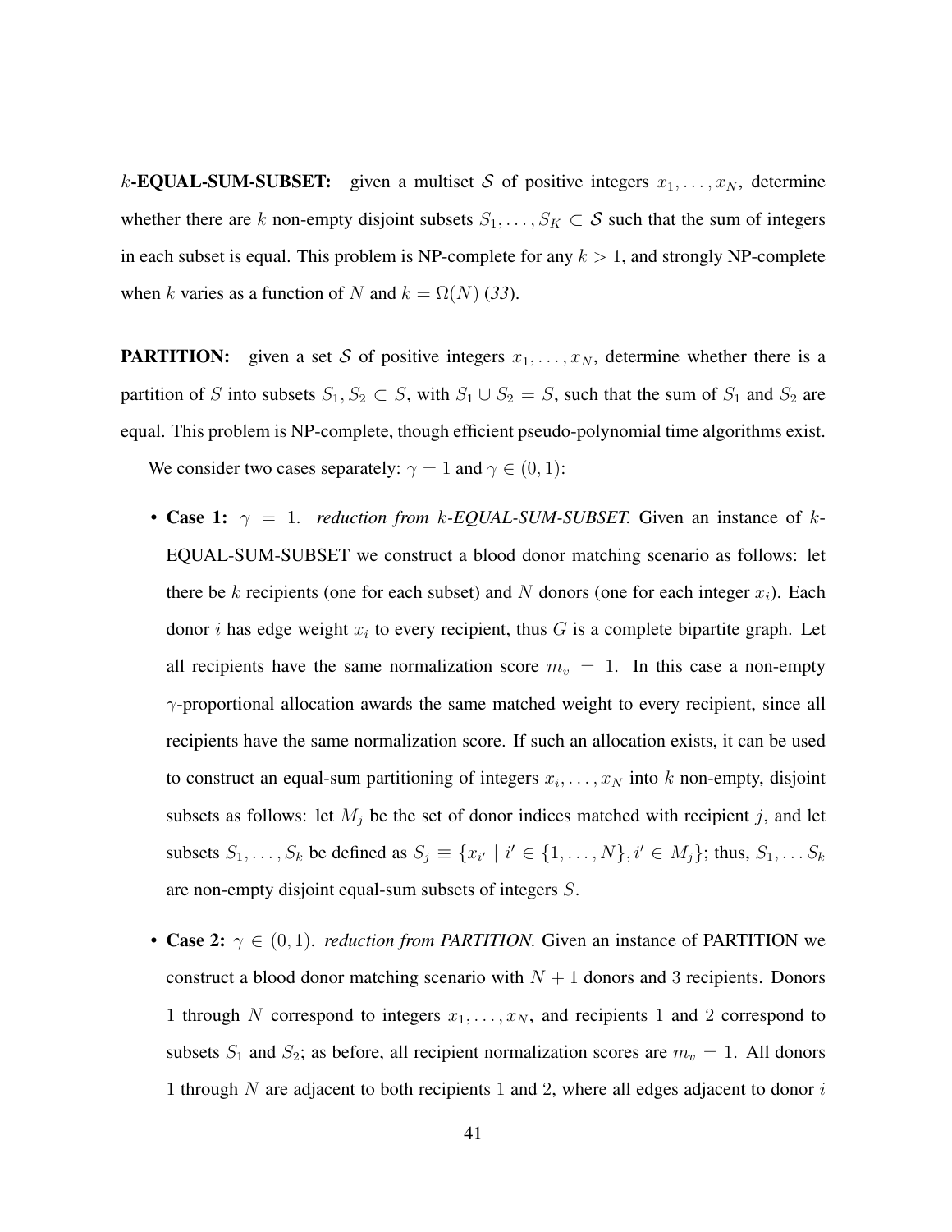**$k$-EQUAL-SUM-SUBSET:** given a multiset $\mathcal{S}$ of positive integers $x_1, \dots, x_N$, determine whether there are $k$ non-empty disjoint subsets $S_1, \dots, S_K \subset \mathcal{S}$ such that the sum of integers in each subset is equal. This problem is NP-complete for any $k > 1$, and strongly NP-complete when $k$ varies as a function of $N$ and $k = \Omega(N)$ (*33*).

**PARTITION:** given a set $\mathcal{S}$ of positive integers $x_1, \dots, x_N$, determine whether there is a partition of $S$ into subsets $S_1, S_2 \subset S$, with $S_1 \cup S_2 = S$, such that the sum of $S_1$ and $S_2$ are equal. This problem is NP-complete, though efficient pseudo-polynomial time algorithms exist.

We consider two cases separately: $\gamma = 1$ and $\gamma \in (0, 1)$:

- **Case 1:** $\gamma = 1$. *reduction from $k$-EQUAL-SUM-SUBSET.* Given an instance of $k$-EQUAL-SUM-SUBSET we construct a blood donor matching scenario as follows: let there be $k$ recipients (one for each subset) and $N$ donors (one for each integer $x_i$). Each donor $i$ has edge weight $x_i$ to every recipient, thus $G$ is a complete bipartite graph. Let all recipients have the same normalization score $m_v = 1$. In this case a non-empty $\gamma$-proportional allocation awards the same matched weight to every recipient, since all recipients have the same normalization score. If such an allocation exists, it can be used to construct an equal-sum partitioning of integers $x_i, \dots, x_N$ into $k$ non-empty, disjoint subsets as follows: let $M_j$ be the set of donor indices matched with recipient $j$, and let subsets $S_1, \dots, S_k$ be defined as $S_j \equiv \{x_{i'} \mid i' \in \{1, \dots, N\}, i' \in M_j\}$; thus, $S_1, \dots S_k$ are non-empty disjoint equal-sum subsets of integers $S$.

- **Case 2:** $\gamma \in (0, 1)$. *reduction from PARTITION.* Given an instance of PARTITION we construct a blood donor matching scenario with $N + 1$ donors and 3 recipients. Donors 1 through $N$ correspond to integers $x_1, \dots, x_N$, and recipients 1 and 2 correspond to subsets $S_1$ and $S_2$; as before, all recipient normalization scores are $m_v = 1$. All donors 1 through $N$ are adjacent to both recipients 1 and 2, where all edges adjacent to donor $i$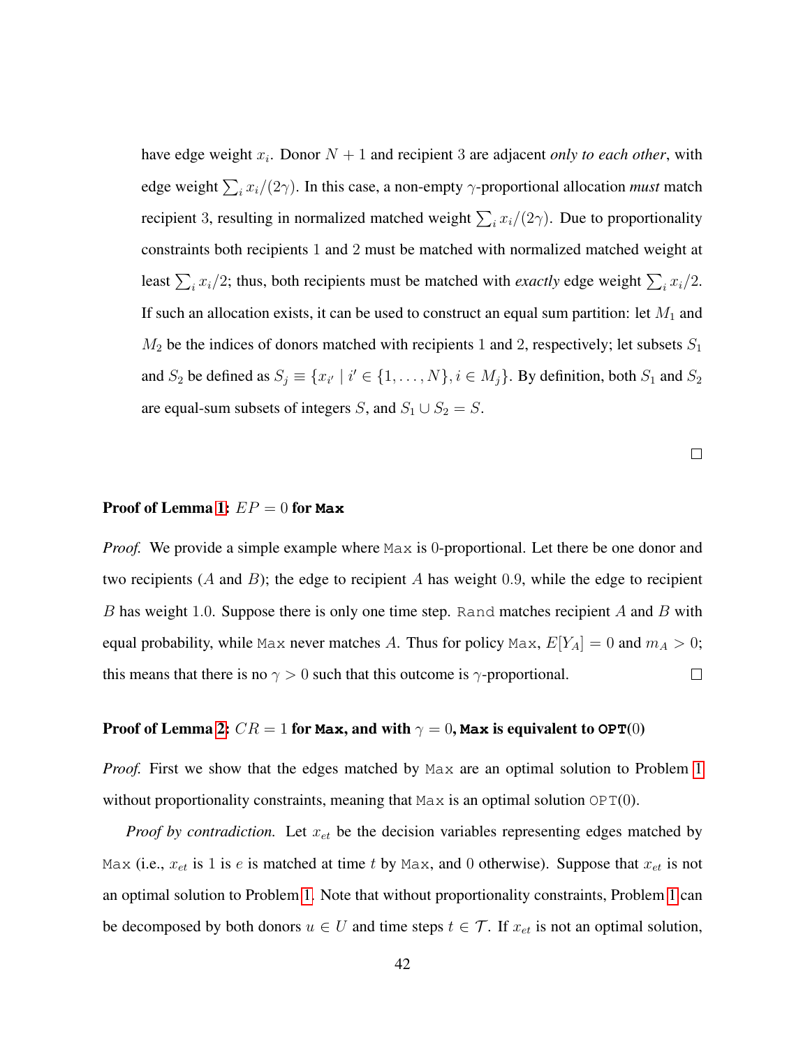have edge weight $x_i$. Donor $N+1$ and recipient 3 are adjacent *only to each other*, with edge weight $\sum_i x_i/(2\gamma)$. In this case, a non-empty $\gamma$-proportional allocation *must* match recipient 3, resulting in normalized matched weight $\sum_i x_i/(2\gamma)$. Due to proportionality constraints both recipients 1 and 2 must be matched with normalized matched weight at least $\sum_i x_i/2$; thus, both recipients must be matched with *exactly* edge weight $\sum_i x_i/2$. If such an allocation exists, it can be used to construct an equal sum partition: let $M_1$ and $M_2$ be the indices of donors matched with recipients 1 and 2, respectively; let subsets $S_1$ and $S_2$ be defined as $S_j \equiv \{x_{i'} \mid i' \in \{1, \ldots, N\}, i \in M_j\}$. By definition, both $S_1$ and $S_2$ are equal-sum subsets of integers $S$, and $S_1 \cup S_2 = S$.

□

**Proof of Lemma 1: $EP = 0$ for `Max`**

*Proof.* We provide a simple example where `Max` is 0-proportional. Let there be one donor and two recipients ($A$ and $B$); the edge to recipient $A$ has weight 0.9, while the edge to recipient $B$ has weight 1.0. Suppose there is only one time step. `Rand` matches recipient $A$ and $B$ with equal probability, while `Max` never matches $A$. Thus for policy `Max`, $E[Y_A] = 0$ and $m_A > 0$; this means that there is no $\gamma > 0$ such that this outcome is $\gamma$-proportional. □

**Proof of Lemma 2: $CR = 1$ for `Max`, and with $\gamma = 0$, `Max` is equivalent to `OPT`$(0)$**

*Proof.* First we show that the edges matched by `Max` are an optimal solution to Problem 1 without proportionality constraints, meaning that `Max` is an optimal solution `OPT`$(0)$.

*Proof by contradiction.* Let $x_{et}$ be the decision variables representing edges matched by `Max` (i.e., $x_{et}$ is 1 is $e$ is matched at time $t$ by `Max`, and 0 otherwise). Suppose that $x_{et}$ is not an optimal solution to Problem 1. Note that without proportionality constraints, Problem 1 can be decomposed by both donors $u \in U$ and time steps $t \in \mathcal{T}$. If $x_{et}$ is not an optimal solution,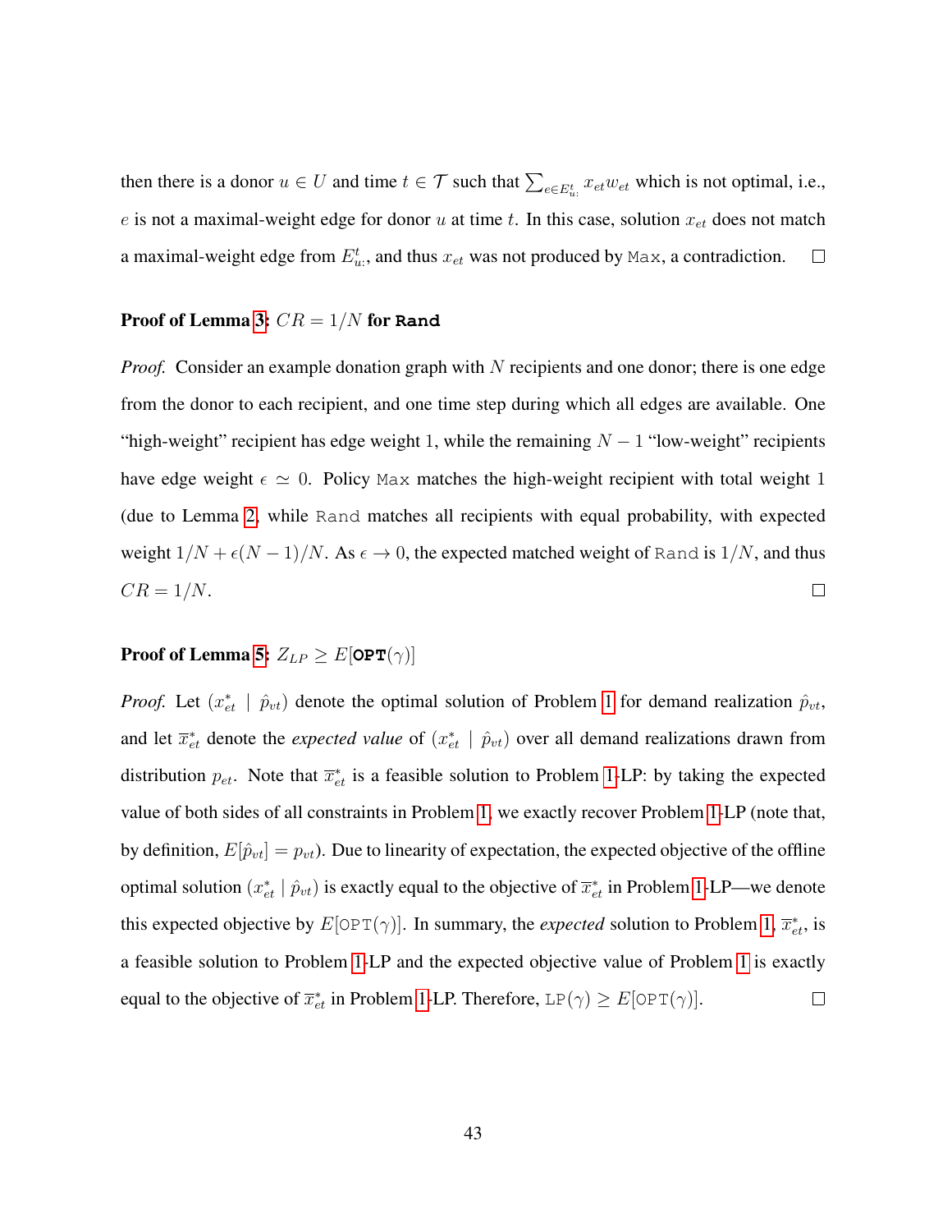then there is a donor $u \in U$ and time $t \in \mathcal{T}$ such that $\sum_{e \in E^t_{u:}} x_{et} w_{et}$ which is not optimal, i.e., $e$ is not a maximal-weight edge for donor $u$ at time $t$. In this case, solution $x_{et}$ does not match a maximal-weight edge from $E^t_{u:}$, and thus $x_{et}$ was not produced by `Max`, a contradiction. □

**Proof of Lemma 3: $CR = 1/N$ for `Rand`**

*Proof.* Consider an example donation graph with $N$ recipients and one donor; there is one edge from the donor to each recipient, and one time step during which all edges are available. One "high-weight" recipient has edge weight $1$, while the remaining $N-1$ "low-weight" recipients have edge weight $\epsilon \simeq 0$. Policy `Max` matches the high-weight recipient with total weight $1$ (due to Lemma 2, while `Rand` matches all recipients with equal probability, with expected weight $1/N + \epsilon(N-1)/N$. As $\epsilon \to 0$, the expected matched weight of `Rand` is $1/N$, and thus $CR = 1/N$. □

**Proof of Lemma 5: $Z_{LP} \geq E[\mathbf{OPT}(\gamma)]$**

*Proof.* Let $(x^*_{et} \mid \hat{p}_{vt})$ denote the optimal solution of Problem 1 for demand realization $\hat{p}_{vt}$, and let $\overline{x}^*_{et}$ denote the *expected value* of $(x^*_{et} \mid \hat{p}_{vt})$ over all demand realizations drawn from distribution $p_{et}$. Note that $\overline{x}^*_{et}$ is a feasible solution to Problem 1-LP: by taking the expected value of both sides of all constraints in Problem 1, we exactly recover Problem 1-LP (note that, by definition, $E[\hat{p}_{vt}] = p_{vt}$). Due to linearity of expectation, the expected objective of the offline optimal solution $(x^*_{et} \mid \hat{p}_{vt})$ is exactly equal to the objective of $\overline{x}^*_{et}$ in Problem 1-LP—we denote this expected objective by $E[\texttt{OPT}(\gamma)]$. In summary, the *expected* solution to Problem 1, $\overline{x}^*_{et}$, is a feasible solution to Problem 1-LP and the expected objective value of Problem 1 is exactly equal to the objective of $\overline{x}^*_{et}$ in Problem 1-LP. Therefore, $\texttt{LP}(\gamma) \geq E[\texttt{OPT}(\gamma)]$. □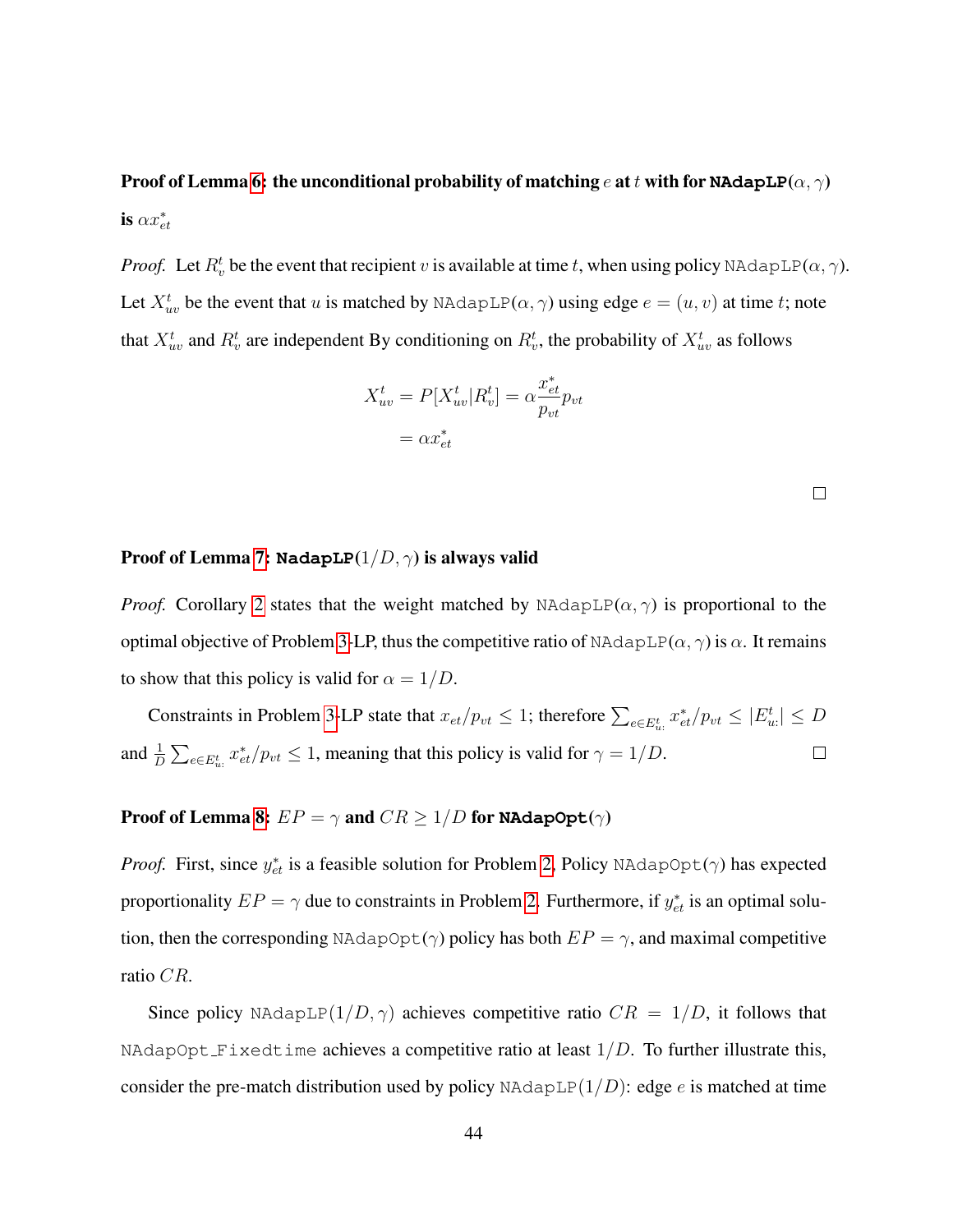**Proof of Lemma 6: the unconditional probability of matching $e$ at $t$ with for `NAdapLP`$(\alpha, \gamma)$ is $\alpha x^*_{et}$**

*Proof.* Let $R^t_v$ be the event that recipient $v$ is available at time $t$, when using policy `NAdapLP`$(\alpha, \gamma)$. Let $X^t_{uv}$ be the event that $u$ is matched by `NAdapLP`$(\alpha, \gamma)$ using edge $e = (u, v)$ at time $t$; note that $X^t_{uv}$ and $R^t_v$ are independent By conditioning on $R^t_v$, the probability of $X^t_{uv}$ as follows

$$
\begin{aligned}
X^t_{uv} &= P[X^t_{uv} | R^t_v] = \alpha \frac{x^*_{et}}{p_{vt}} p_{vt} \\
&= \alpha x^*_{et}
\end{aligned}
$$

□

**Proof of Lemma 7: `NadapLP`$(1/D, \gamma)$ is always valid**

*Proof.* Corollary 2 states that the weight matched by `NAdapLP`$(\alpha, \gamma)$ is proportional to the optimal objective of Problem 3-LP, thus the competitive ratio of `NAdapLP`$(\alpha, \gamma)$ is $\alpha$. It remains to show that this policy is valid for $\alpha = 1/D$.

Constraints in Problem 3-LP state that $x_{et}/p_{vt} \leq 1$; therefore $\sum_{e \in E^t_{u:}} x^*_{et}/p_{vt} \leq |E^t_{u:}| \leq D$ and $\frac{1}{D} \sum_{e \in E^t_{u:}} x^*_{et}/p_{vt} \leq 1$, meaning that this policy is valid for $\gamma = 1/D$. □

**Proof of Lemma 8: $EP = \gamma$ and $CR \geq 1/D$ for `NAdapOpt`$(\gamma)$**

*Proof.* First, since $y^*_{et}$ is a feasible solution for Problem 2, Policy `NAdapOpt`$(\gamma)$ has expected proportionality $EP = \gamma$ due to constraints in Problem 2. Furthermore, if $y^*_{et}$ is an optimal solution, then the corresponding `NAdapOpt`$(\gamma)$ policy has both $EP = \gamma$, and maximal competitive ratio $CR$.

Since policy `NAdapLP`$(1/D, \gamma)$ achieves competitive ratio $CR = 1/D$, it follows that `NAdapOpt_Fixedtime` achieves a competitive ratio at least $1/D$. To further illustrate this, consider the pre-match distribution used by policy `NAdapLP`$(1/D)$: edge $e$ is matched at time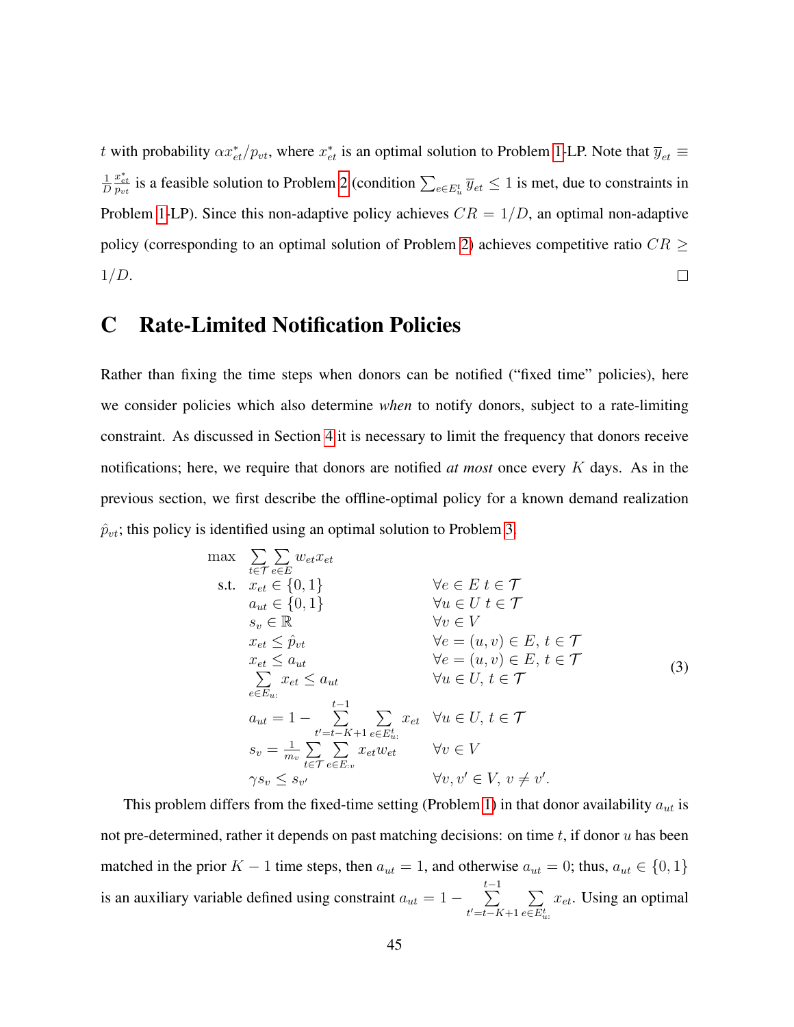$t$ with probability $\alpha x^*_{et}/p_{vt}$, where $x^*_{et}$ is an optimal solution to Problem 1-LP. Note that $\overline{y}_{et} \equiv \frac{1}{D}\frac{x^*_{et}}{p_{vt}}$ is a feasible solution to Problem 2 (condition $\sum_{e \in E^t_u} \overline{y}_{et} \leq 1$ is met, due to constraints in Problem 1-LP). Since this non-adaptive policy achieves $CR = 1/D$, an optimal non-adaptive policy (corresponding to an optimal solution of Problem 2) achieves competitive ratio $CR \geq 1/D$. □

# C Rate-Limited Notification Policies

Rather than fixing the time steps when donors can be notified ("fixed time" policies), here we consider policies which also determine *when* to notify donors, subject to a rate-limiting constraint. As discussed in Section 4 it is necessary to limit the frequency that donors receive notifications; here, we require that donors are notified *at most* once every $K$ days. As in the previous section, we first describe the offline-optimal policy for a known demand realization $\hat{p}_{vt}$; this policy is identified using an optimal solution to Problem 3.

$$
\begin{aligned}
\max \quad & \sum_{t \in \mathcal{T}} \sum_{e \in E} w_{et} x_{et} & & \\
\text{s.t.} \quad & x_{et} \in \{0, 1\} & & \forall e \in E \; t \in \mathcal{T} \\
& a_{ut} \in \{0, 1\} & & \forall u \in U \; t \in \mathcal{T} \\
& s_v \in \mathbb{R} & & \forall v \in V \\
& x_{et} \leq \hat{p}_{vt} & & \forall e = (u, v) \in E, \; t \in \mathcal{T} \\
& x_{et} \leq a_{ut} & & \forall e = (u, v) \in E, \; t \in \mathcal{T} \\
& \sum_{e \in E_{u:}} x_{et} \leq a_{ut} & & \forall u \in U, \; t \in \mathcal{T} \\
& a_{ut} = 1 - \sum_{t'=t-K+1}^{t-1} \sum_{e \in E^t_{u:}} x_{et} & & \forall u \in U, \; t \in \mathcal{T} \\
& s_v = \frac{1}{m_v} \sum_{t \in \mathcal{T}} \sum_{e \in E_{:v}} x_{et} w_{et} & & \forall v \in V \\
& \gamma s_v \leq s_{v'} & & \forall v, v' \in V, \; v \neq v'.
\end{aligned}
\tag{3}
$$

This problem differs from the fixed-time setting (Problem 1) in that donor availability $a_{ut}$ is not pre-determined, rather it depends on past matching decisions: on time $t$, if donor $u$ has been matched in the prior $K-1$ time steps, then $a_{ut} = 1$, and otherwise $a_{ut} = 0$; thus, $a_{ut} \in \{0, 1\}$ is an auxiliary variable defined using constraint $a_{ut} = 1 - \sum_{t'=t-K+1}^{t-1} \sum_{e \in E^t_{u:}} x_{et}$. Using an optimal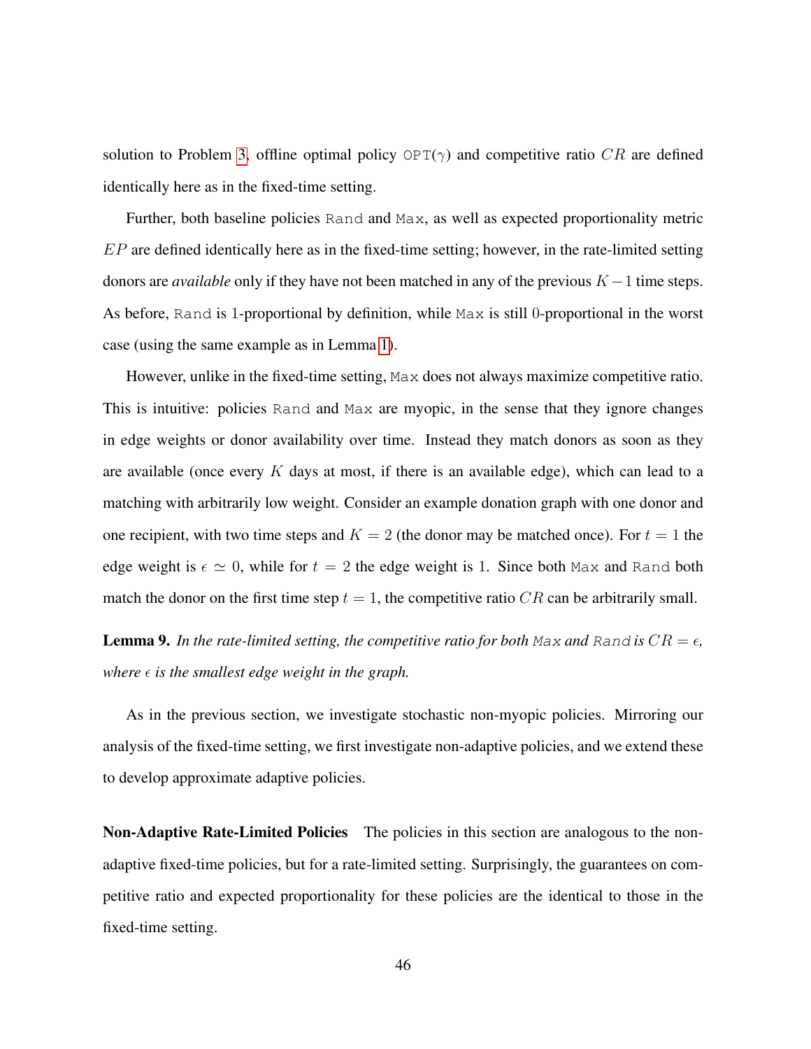solution to Problem 3, offline optimal policy OPT($\gamma$) and competitive ratio $CR$ are defined identically here as in the fixed-time setting.

Further, both baseline policies Rand and Max, as well as expected proportionality metric $EP$ are defined identically here as in the fixed-time setting; however, in the rate-limited setting donors are *available* only if they have not been matched in any of the previous $K-1$ time steps. As before, Rand is 1-proportional by definition, while Max is still 0-proportional in the worst case (using the same example as in Lemma 1).

However, unlike in the fixed-time setting, Max does not always maximize competitive ratio. This is intuitive: policies Rand and Max are myopic, in the sense that they ignore changes in edge weights or donor availability over time. Instead they match donors as soon as they are available (once every $K$ days at most, if there is an available edge), which can lead to a matching with arbitrarily low weight. Consider an example donation graph with one donor and one recipient, with two time steps and $K = 2$ (the donor may be matched once). For $t = 1$ the edge weight is $\epsilon \simeq 0$, while for $t = 2$ the edge weight is 1. Since both Max and Rand both match the donor on the first time step $t = 1$, the competitive ratio $CR$ can be arbitrarily small.

**Lemma 9.** *In the rate-limited setting, the competitive ratio for both* Max *and* Rand *is $CR = \epsilon$, where $\epsilon$ is the smallest edge weight in the graph.*

As in the previous section, we investigate stochastic non-myopic policies. Mirroring our analysis of the fixed-time setting, we first investigate non-adaptive policies, and we extend these to develop approximate adaptive policies.

**Non-Adaptive Rate-Limited Policies** The policies in this section are analogous to the non-adaptive fixed-time policies, but for a rate-limited setting. Surprisingly, the guarantees on competitive ratio and expected proportionality for these policies are the identical to those in the fixed-time setting.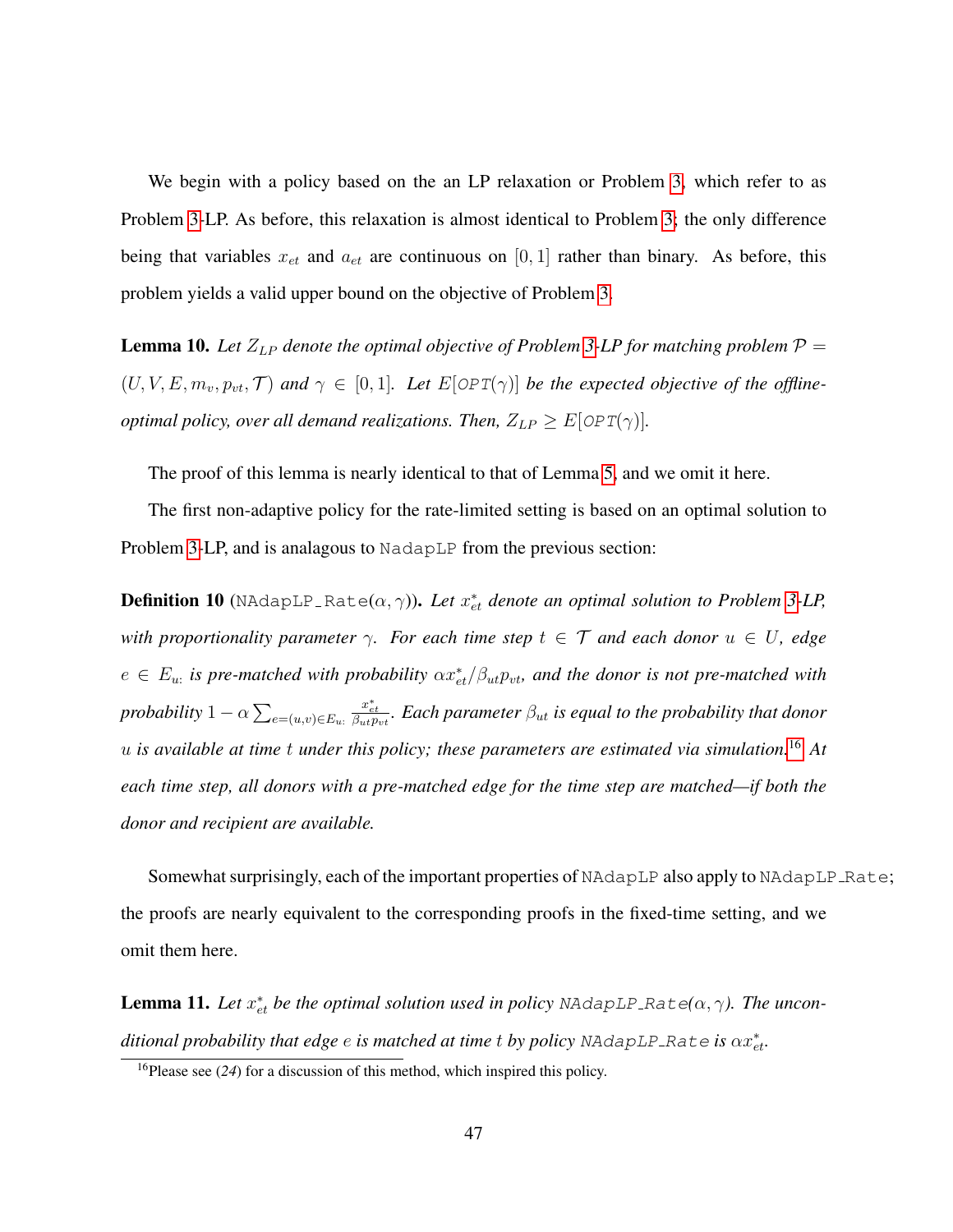We begin with a policy based on the an LP relaxation or Problem 3, which refer to as Problem 3-LP. As before, this relaxation is almost identical to Problem 3; the only difference being that variables $x_{et}$ and $a_{et}$ are continuous on $[0, 1]$ rather than binary. As before, this problem yields a valid upper bound on the objective of Problem 3.

**Lemma 10.** *Let $Z_{LP}$ denote the optimal objective of Problem 3-LP for matching problem $\mathcal{P} = (U, V, E, m_v, p_{vt}, \mathcal{T})$ and $\gamma \in [0, 1]$. Let $E[\texttt{OPT}(\gamma)]$ be the expected objective of the offline-optimal policy, over all demand realizations. Then, $Z_{LP} \geq E[\texttt{OPT}(\gamma)]$.*

The proof of this lemma is nearly identical to that of Lemma 5, and we omit it here.

The first non-adaptive policy for the rate-limited setting is based on an optimal solution to Problem 3-LP, and is analagous to `NadapLP` from the previous section:

**Definition 10** (`NAdapLP_Rate`$(\alpha, \gamma)$)**.** *Let $x^*_{et}$ denote an optimal solution to Problem 3-LP, with proportionality parameter $\gamma$. For each time step $t \in \mathcal{T}$ and each donor $u \in U$, edge $e \in E_{u:}$ is pre-matched with probability $\alpha x^*_{et}/\beta_{ut}p_{vt}$, and the donor is not pre-matched with probability $1 - \alpha \sum_{e=(u,v)\in E_{u:}} \frac{x^*_{et}}{\beta_{ut}p_{vt}}$. Each parameter $\beta_{ut}$ is equal to the probability that donor $u$ is available at time $t$ under this policy; these parameters are estimated via simulation.*[16] *At each time step, all donors with a pre-matched edge for the time step are matched—if both the donor and recipient are available.*

Somewhat surprisingly, each of the important properties of `NAdapLP` also apply to `NAdapLP_Rate`; the proofs are nearly equivalent to the corresponding proofs in the fixed-time setting, and we omit them here.

**Lemma 11.** *Let $x^*_{et}$ be the optimal solution used in policy `NAdapLP_Rate`$(\alpha, \gamma)$. The unconditional probability that edge $e$ is matched at time $t$ by policy `NAdapLP_Rate` is $\alpha x^*_{et}$.*

[16] Please see (*24*) for a discussion of this method, which inspired this policy.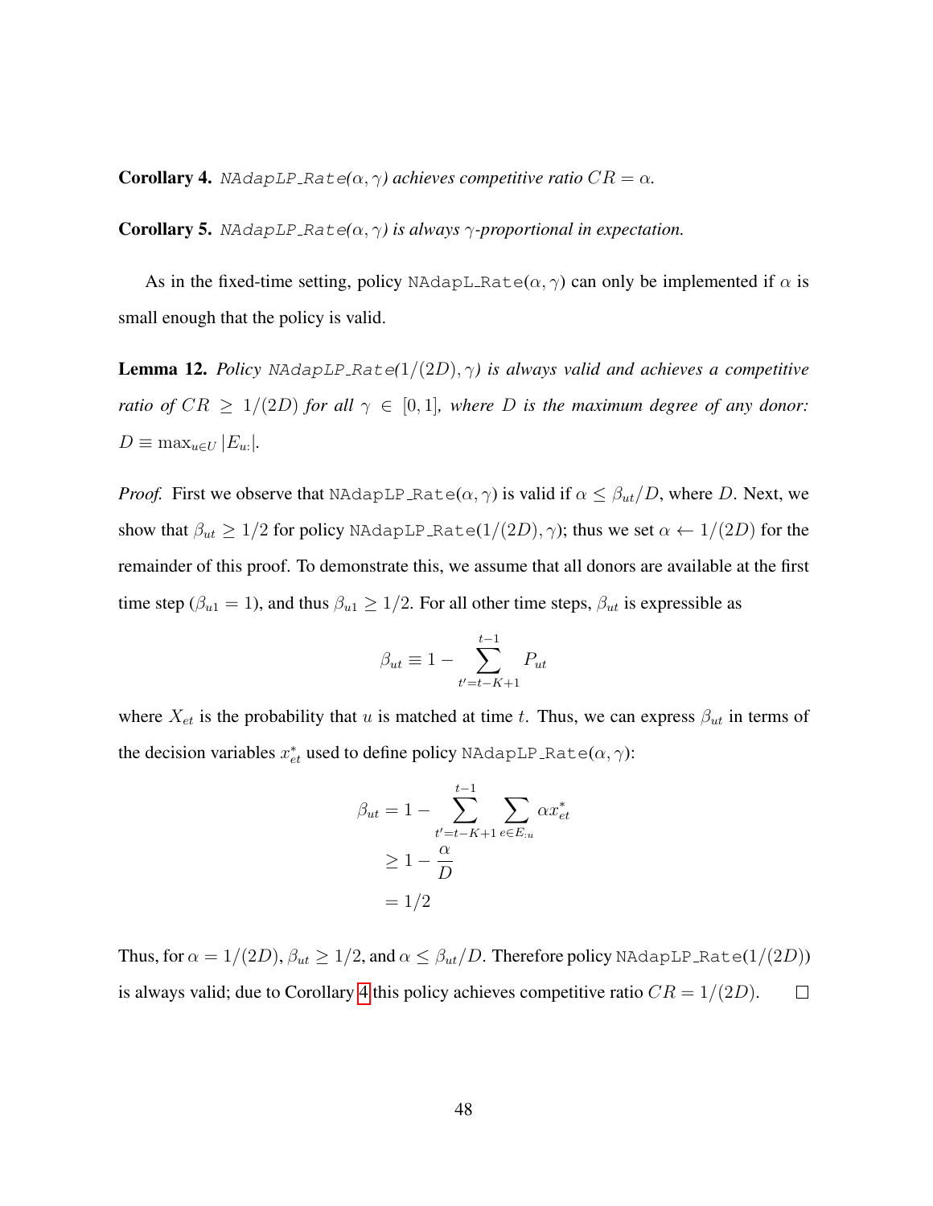**Corollary 4.** *NAdapLP_Rate($\alpha, \gamma$) achieves competitive ratio $CR = \alpha$.*

**Corollary 5.** *NAdapLP_Rate($\alpha, \gamma$) is always $\gamma$-proportional in expectation.*

As in the fixed-time setting, policy NAdapL_Rate($\alpha, \gamma$) can only be implemented if $\alpha$ is small enough that the policy is valid.

**Lemma 12.** *Policy NAdapLP_Rate($1/(2D), \gamma$) is always valid and achieves a competitive ratio of $CR \geq 1/(2D)$ for all $\gamma \in [0, 1]$, where $D$ is the maximum degree of any donor: $D \equiv \max_{u \in U} |E_{u:}|$.*

*Proof.* First we observe that NAdapLP_Rate($\alpha, \gamma$) is valid if $\alpha \leq \beta_{ut}/D$, where $D$. Next, we show that $\beta_{ut} \geq 1/2$ for policy NAdapLP_Rate($1/(2D), \gamma$); thus we set $\alpha \leftarrow 1/(2D)$ for the remainder of this proof. To demonstrate this, we assume that all donors are available at the first time step ($\beta_{u1} = 1$), and thus $\beta_{u1} \geq 1/2$. For all other time steps, $\beta_{ut}$ is expressible as

$$\beta_{ut} \equiv 1 - \sum_{t'=t-K+1}^{t-1} P_{ut}$$

where $X_{et}$ is the probability that $u$ is matched at time $t$. Thus, we can express $\beta_{ut}$ in terms of the decision variables $x^*_{et}$ used to define policy NAdapLP_Rate($\alpha, \gamma$):

$$\begin{aligned}
\beta_{ut} &= 1 - \sum_{t'=t-K+1}^{t-1} \sum_{e \in E_{:u}} \alpha x^*_{et} \\
&\geq 1 - \frac{\alpha}{D} \\
&= 1/2
\end{aligned}$$

Thus, for $\alpha = 1/(2D)$, $\beta_{ut} \geq 1/2$, and $\alpha \leq \beta_{ut}/D$. Therefore policy NAdapLP_Rate($1/(2D)$)) is always valid; due to Corollary 4 this policy achieves competitive ratio $CR = 1/(2D)$. ☐